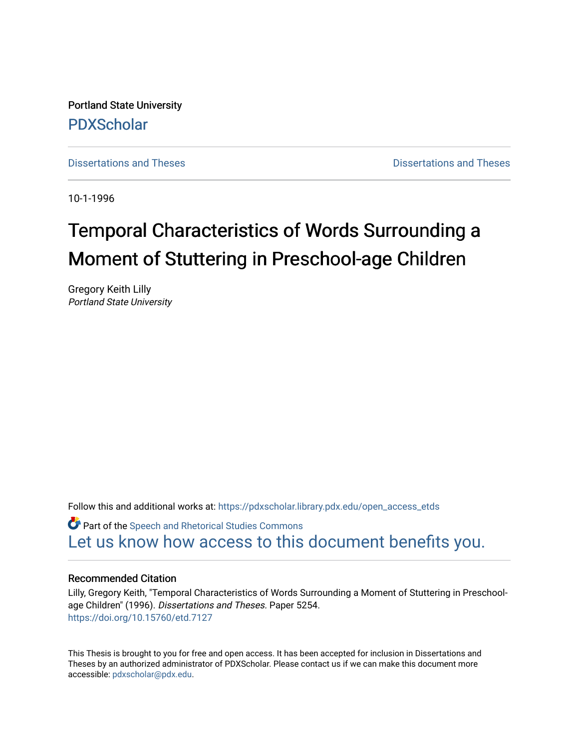Portland State University

PDXScholar

Dissertations and Theses

Dissertations and Theses

10-1-1996

# Temporal Characteristics of Words Surrounding a Moment of Stuttering in Preschool-age Children

Gregory Keith Lilly
*Portland State University*

Follow this and additional works at: https://pdxscholar.library.pdx.edu/open_access_etds

Part of the Speech and Rhetorical Studies Commons

Let us know how access to this document benefits you.

## Recommended Citation

Lilly, Gregory Keith, "Temporal Characteristics of Words Surrounding a Moment of Stuttering in Preschool-age Children" (1996). *Dissertations and Theses.* Paper 5254.
https://doi.org/10.15760/etd.7127

This Thesis is brought to you for free and open access. It has been accepted for inclusion in Dissertations and Theses by an authorized administrator of PDXScholar. Please contact us if we can make this document more accessible: pdxscholar@pdx.edu.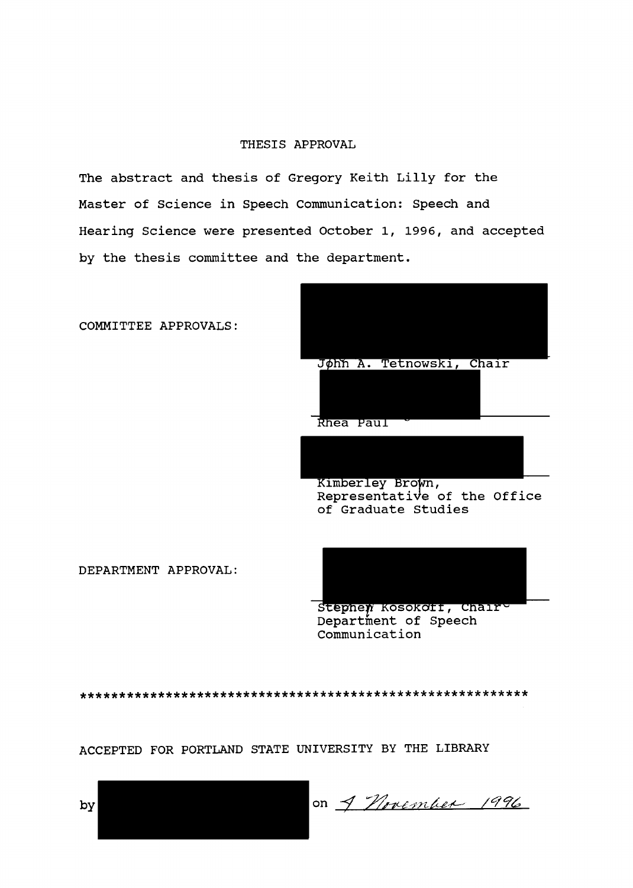THESIS APPROVAL

The abstract and thesis of Gregory Keith Lilly for the Master of Science in Speech Communication: Speech and Hearing Science were presented October 1, 1996, and accepted by the thesis committee and the department.

COMMITTEE APPROVALS:

John A. Tetnowski, Chair

Rhea Paul

Kimberley Brown,
Representative of the Office of Graduate Studies

DEPARTMENT APPROVAL:

Stephen Kosokoff, Chair
Department of Speech Communication

************************************************************

ACCEPTED FOR PORTLAND STATE UNIVERSITY BY THE LIBRARY

by on 4 November 1996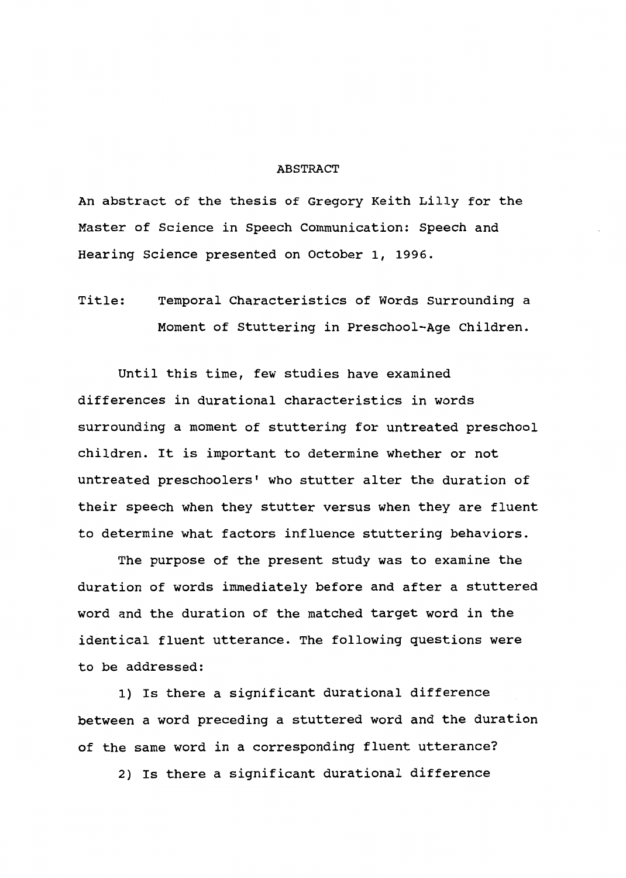# ABSTRACT

An abstract of the thesis of Gregory Keith Lilly for the Master of Science in Speech Communication: Speech and Hearing Science presented on October 1, 1996.

Title: Temporal Characteristics of Words Surrounding a Moment of Stuttering in Preschool-Age Children.

Until this time, few studies have examined differences in durational characteristics in words surrounding a moment of stuttering for untreated preschool children. It is important to determine whether or not untreated preschoolers' who stutter alter the duration of their speech when they stutter versus when they are fluent to determine what factors influence stuttering behaviors.

The purpose of the present study was to examine the duration of words immediately before and after a stuttered word and the duration of the matched target word in the identical fluent utterance. The following questions were to be addressed:

1) Is there a significant durational difference between a word preceding a stuttered word and the duration of the same word in a corresponding fluent utterance?

2) Is there a significant durational difference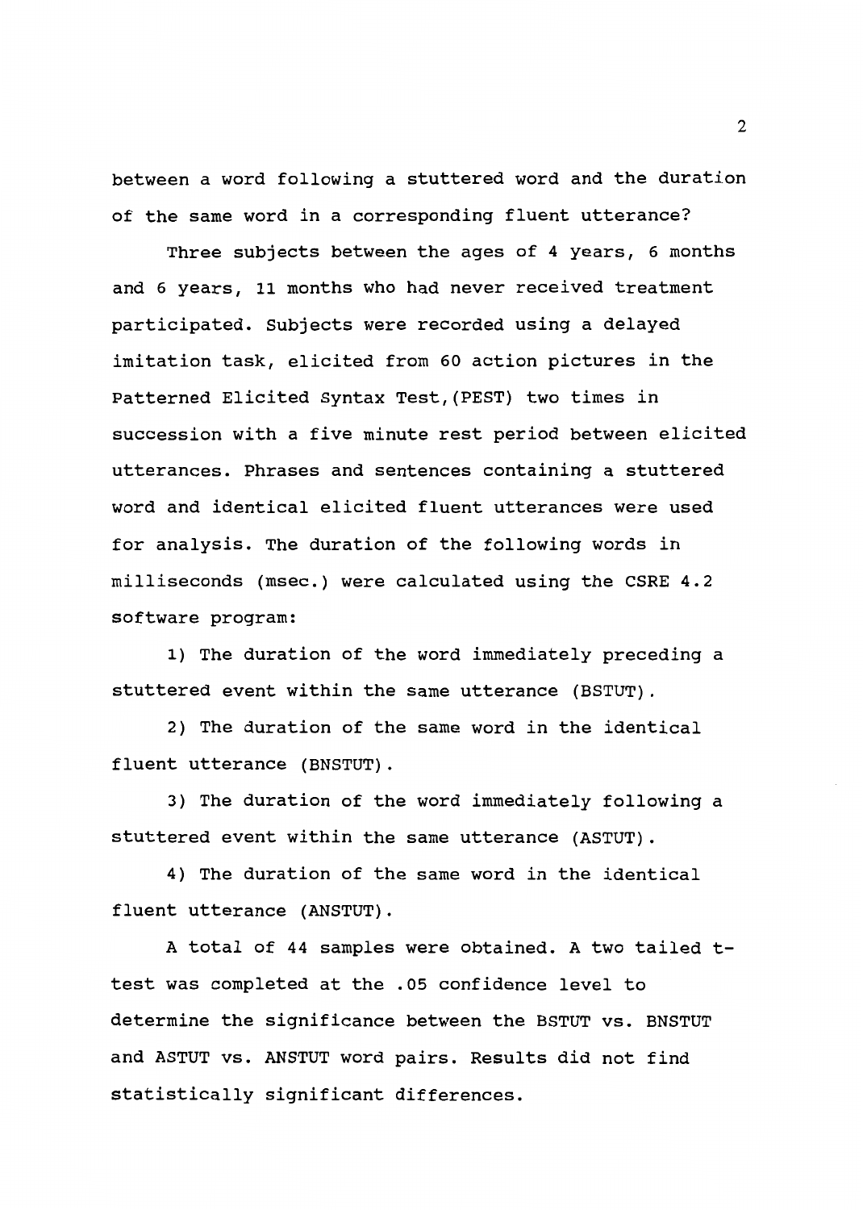between a word following a stuttered word and the duration of the same word in a corresponding fluent utterance?

Three subjects between the ages of 4 years, 6 months and 6 years, 11 months who had never received treatment participated. Subjects were recorded using a delayed imitation task, elicited from 60 action pictures in the Patterned Elicited Syntax Test,(PEST) two times in succession with a five minute rest period between elicited utterances. Phrases and sentences containing a stuttered word and identical elicited fluent utterances were used for analysis. The duration of the following words in milliseconds (msec.) were calculated using the CSRE 4.2 software program:

1) The duration of the word immediately preceding a stuttered event within the same utterance (BSTUT).

2) The duration of the same word in the identical fluent utterance (BNSTUT).

3) The duration of the word immediately following a stuttered event within the same utterance (ASTUT).

4) The duration of the same word in the identical fluent utterance (ANSTUT).

A total of 44 samples were obtained. A two tailed t-test was completed at the .05 confidence level to determine the significance between the BSTUT vs. BNSTUT and ASTUT vs. ANSTUT word pairs. Results did not find statistically significant differences.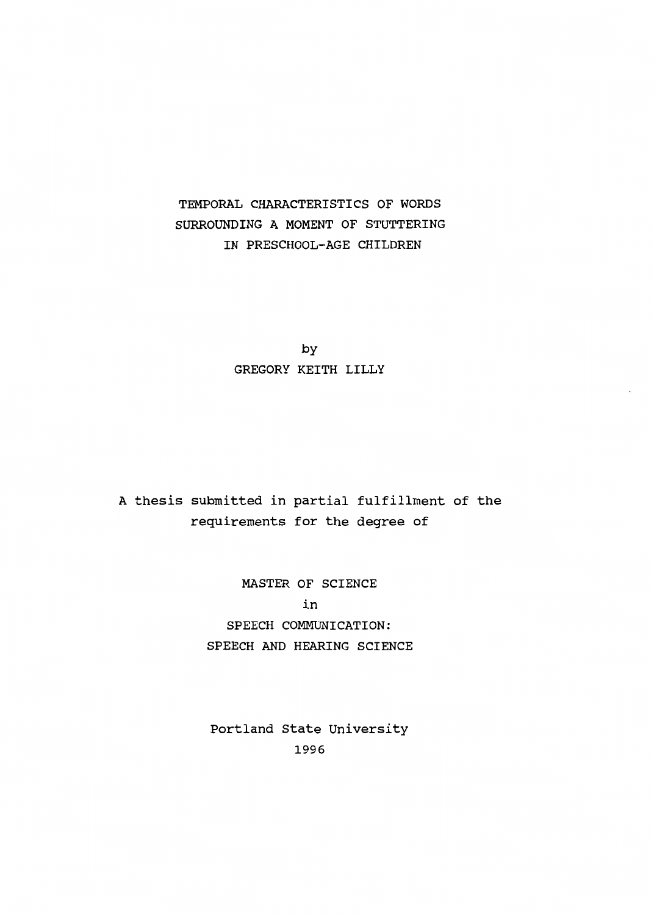# TEMPORAL CHARACTERISTICS OF WORDS SURROUNDING A MOMENT OF STUTTERING IN PRESCHOOL-AGE CHILDREN

by

GREGORY KEITH LILLY

A thesis submitted in partial fulfillment of the requirements for the degree of

MASTER OF SCIENCE

in

SPEECH COMMUNICATION:

SPEECH AND HEARING SCIENCE

Portland State University

1996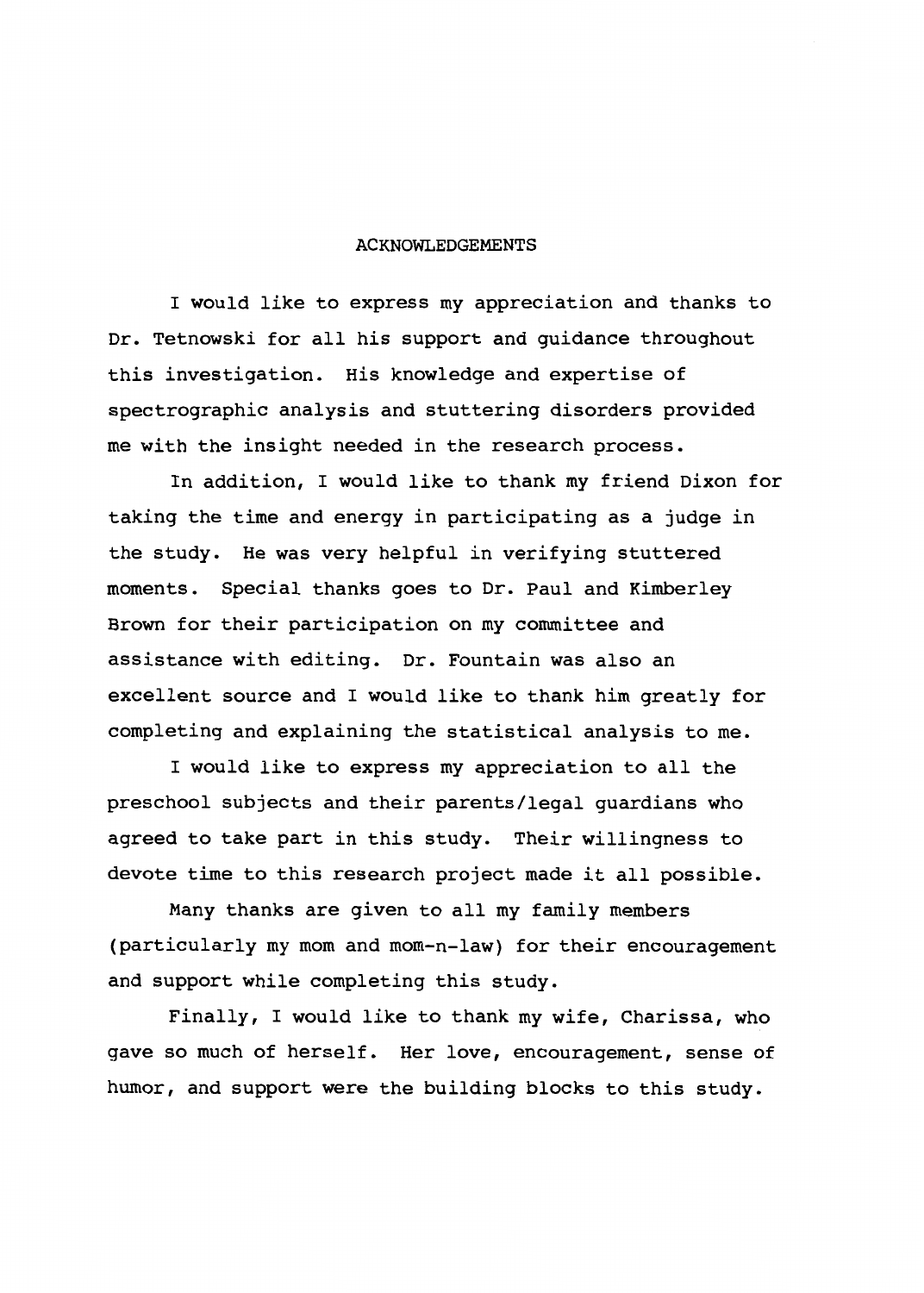# ACKNOWLEDGEMENTS

I would like to express my appreciation and thanks to Dr. Tetnowski for all his support and guidance throughout this investigation. His knowledge and expertise of spectrographic analysis and stuttering disorders provided me with the insight needed in the research process.

In addition, I would like to thank my friend Dixon for taking the time and energy in participating as a judge in the study. He was very helpful in verifying stuttered moments. Special thanks goes to Dr. Paul and Kimberley Brown for their participation on my committee and assistance with editing. Dr. Fountain was also an excellent source and I would like to thank him greatly for completing and explaining the statistical analysis to me.

I would like to express my appreciation to all the preschool subjects and their parents/legal guardians who agreed to take part in this study. Their willingness to devote time to this research project made it all possible.

Many thanks are given to all my family members (particularly my mom and mom-n-law) for their encouragement and support while completing this study.

Finally, I would like to thank my wife, Charissa, who gave so much of herself. Her love, encouragement, sense of humor, and support were the building blocks to this study.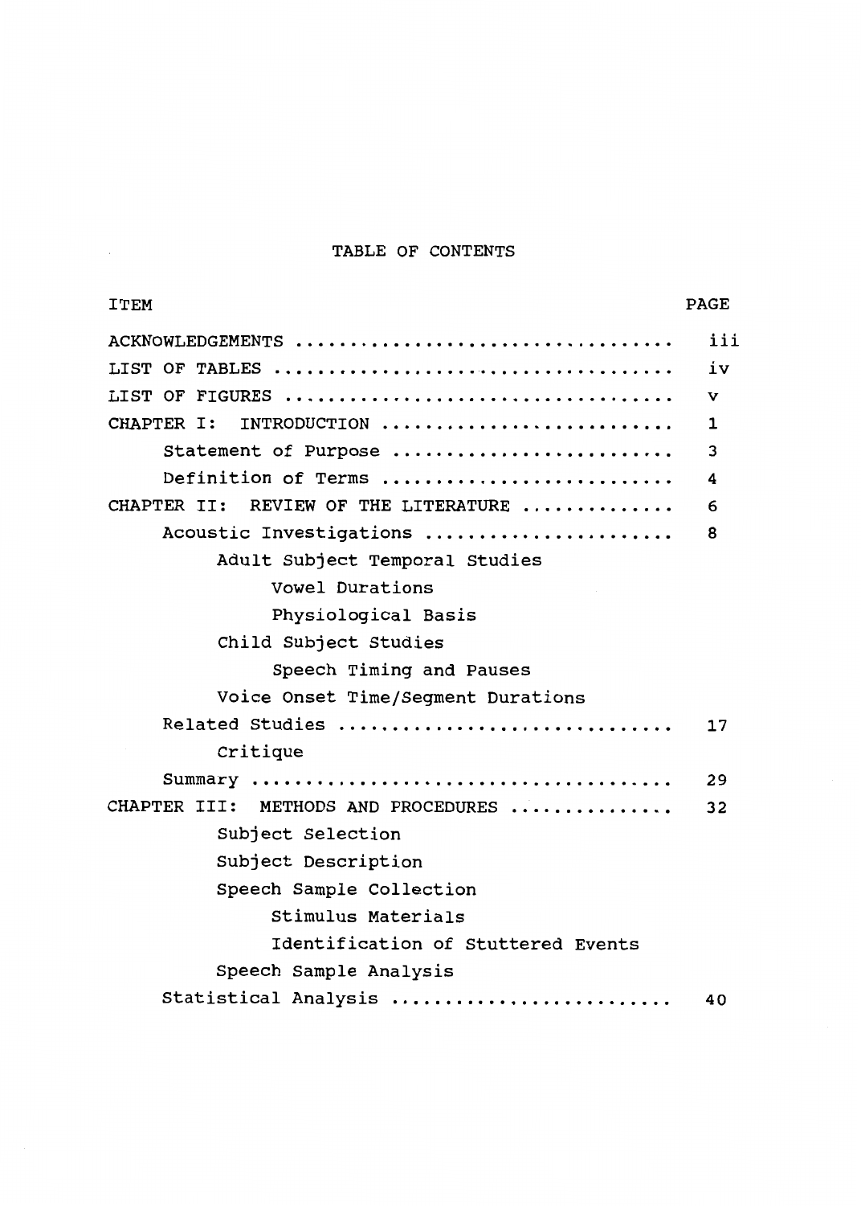# TABLE OF CONTENTS

| ITEM | PAGE |
|---|---|
| ACKNOWLEDGEMENTS | iii |
| LIST OF TABLES | iv |
| LIST OF FIGURES | v |
| CHAPTER I: INTRODUCTION | 1 |
| Statement of Purpose | 3 |
| Definition of Terms | 4 |
| CHAPTER II: REVIEW OF THE LITERATURE | 6 |
| Acoustic Investigations | 8 |
| Adult Subject Temporal Studies | |
| Vowel Durations | |
| Physiological Basis | |
| Child Subject Studies | |
| Speech Timing and Pauses | |
| Voice Onset Time/Segment Durations | |
| Related Studies | 17 |
| Critique | |
| Summary | 29 |
| CHAPTER III: METHODS AND PROCEDURES | 32 |
| Subject Selection | |
| Subject Description | |
| Speech Sample Collection | |
| Stimulus Materials | |
| Identification of Stuttered Events | |
| Speech Sample Analysis | |
| Statistical Analysis | 40 |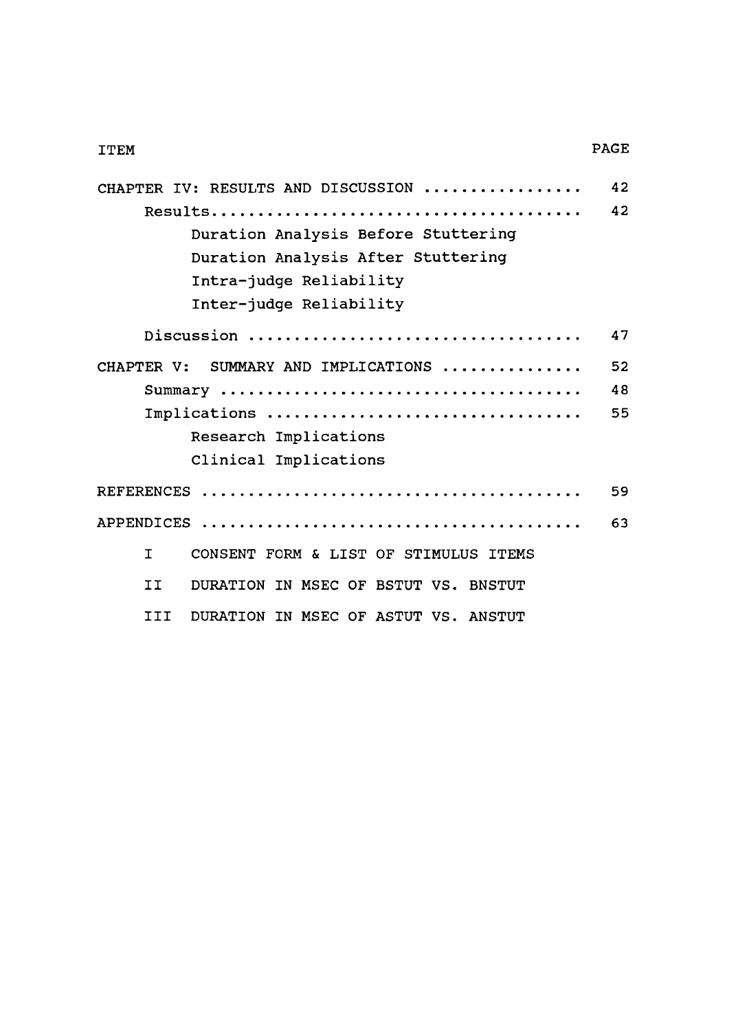| ITEM | PAGE |
| --- | --- |
| CHAPTER IV: RESULTS AND DISCUSSION ................. | 42 |
| Results........................................ | 42 |
| Duration Analysis Before Stuttering | |
| Duration Analysis After Stuttering | |
| Intra-judge Reliability | |
| Inter-judge Reliability | |
| Discussion ..................................... | 47 |
| CHAPTER V: SUMMARY AND IMPLICATIONS ............... | 52 |
| Summary ........................................ | 48 |
| Implications ................................... | 55 |
| Research Implications | |
| Clinical Implications | |
| REFERENCES ......................................... | 59 |
| APPENDICES ......................................... | 63 |
| I CONSENT FORM & LIST OF STIMULUS ITEMS | |
| II DURATION IN MSEC OF BSTUT VS. BNSTUT | |
| III DURATION IN MSEC OF ASTUT VS. ANSTUT | |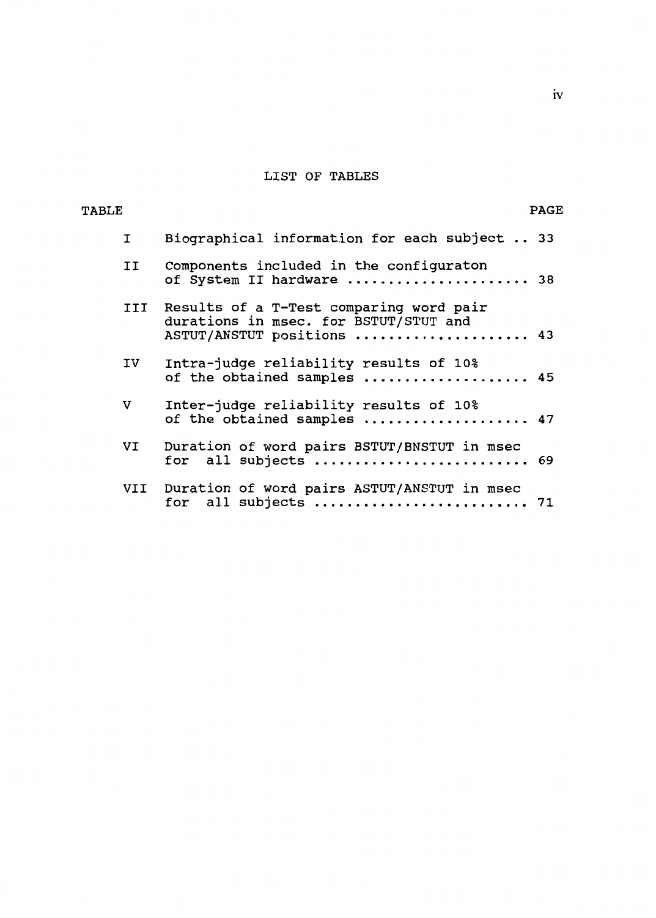# LIST OF TABLES

| TABLE | | PAGE |
|---|---|---|
| I | Biographical information for each subject | 33 |
| II | Components included in the configuraton of System II hardware | 38 |
| III | Results of a T-Test comparing word pair durations in msec. for BSTUT/STUT and ASTUT/ANSTUT positions | 43 |
| IV | Intra-judge reliability results of 10% of the obtained samples | 45 |
| V | Inter-judge reliability results of 10% of the obtained samples | 47 |
| VI | Duration of word pairs BSTUT/BNSTUT in msec for all subjects | 69 |
| VII | Duration of word pairs ASTUT/ANSTUT in msec for all subjects | 71 |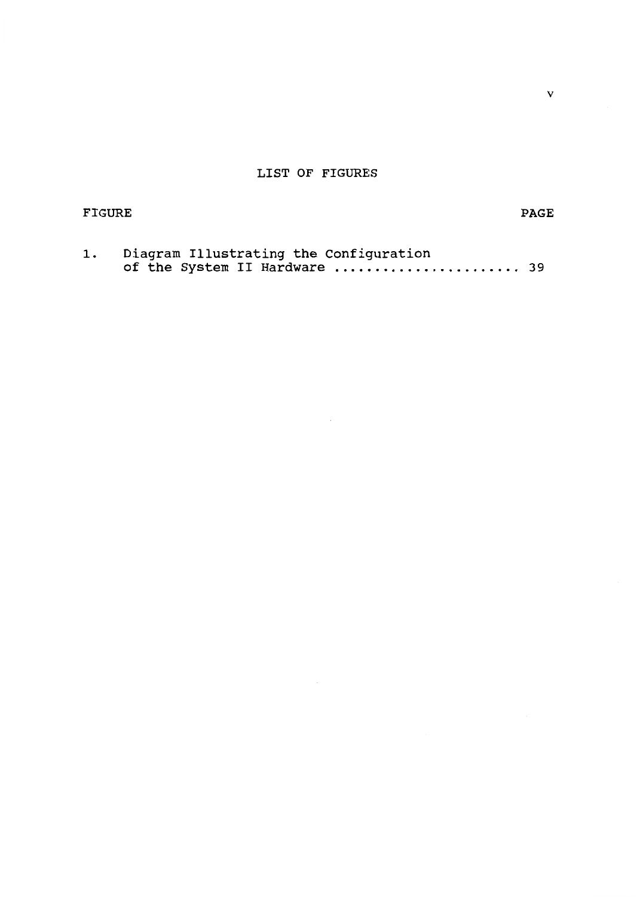# LIST OF FIGURES

| FIGURE | | PAGE |
|---|---|---|
| 1. | Diagram Illustrating the Configuration of the System II Hardware ...................... | 39 |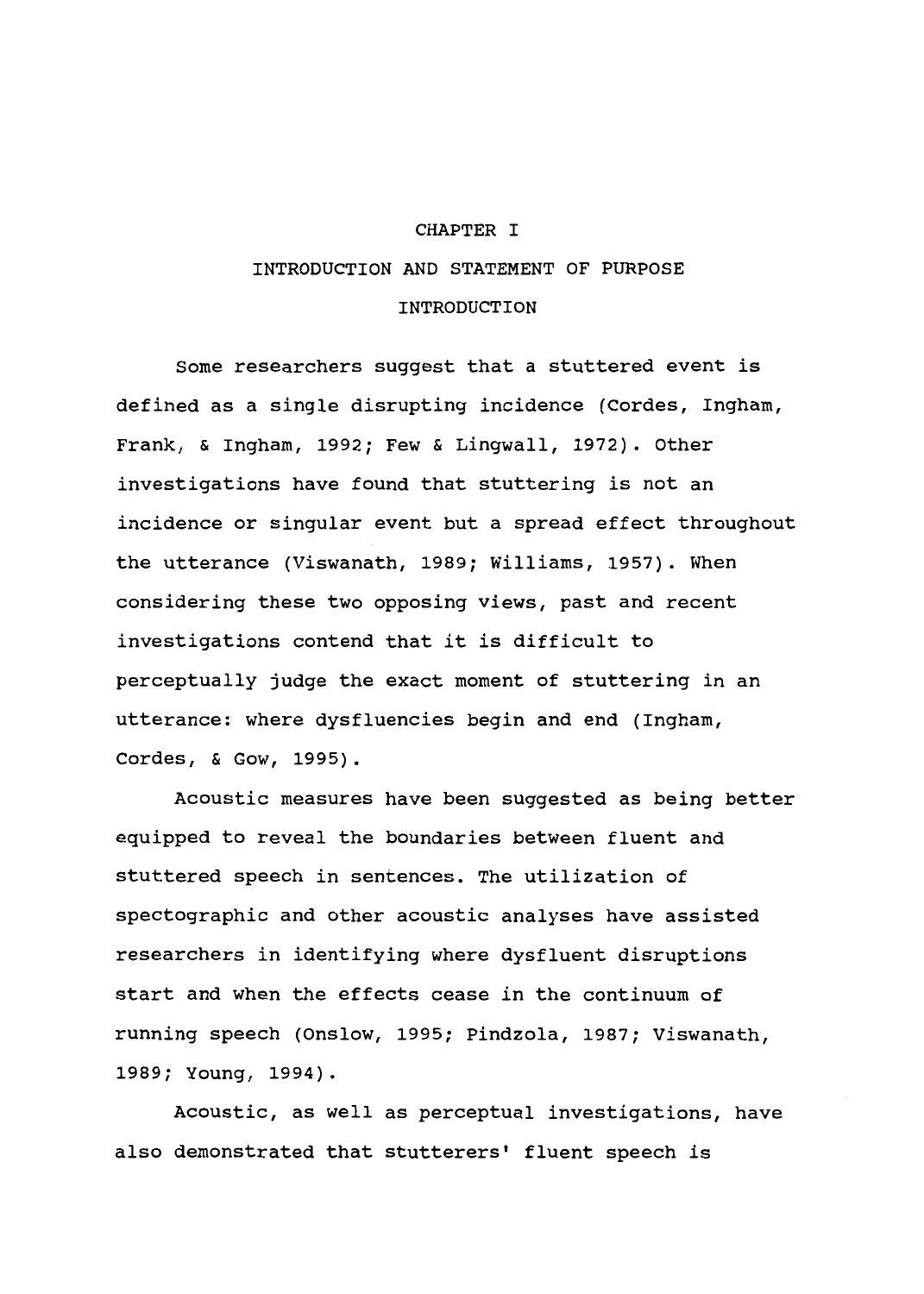# CHAPTER I

# INTRODUCTION AND STATEMENT OF PURPOSE

## INTRODUCTION

Some researchers suggest that a stuttered event is defined as a single disrupting incidence (Cordes, Ingham, Frank, & Ingham, 1992; Few & Lingwall, 1972). Other investigations have found that stuttering is not an incidence or singular event but a spread effect throughout the utterance (Viswanath, 1989; Williams, 1957). When considering these two opposing views, past and recent investigations contend that it is difficult to perceptually judge the exact moment of stuttering in an utterance: where dysfluencies begin and end (Ingham, Cordes, & Gow, 1995).

Acoustic measures have been suggested as being better equipped to reveal the boundaries between fluent and stuttered speech in sentences. The utilization of spectographic and other acoustic analyses have assisted researchers in identifying where dysfluent disruptions start and when the effects cease in the continuum of running speech (Onslow, 1995; Pindzola, 1987; Viswanath, 1989; Young, 1994).

Acoustic, as well as perceptual investigations, have also demonstrated that stutterers' fluent speech is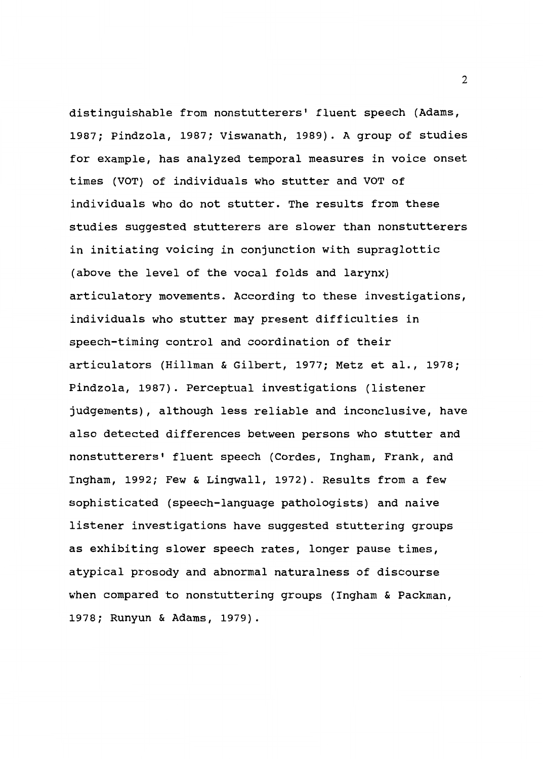distinguishable from nonstutterers' fluent speech (Adams, 1987; Pindzola, 1987; Viswanath, 1989). A group of studies for example, has analyzed temporal measures in voice onset times (VOT) of individuals who stutter and VOT of individuals who do not stutter. The results from these studies suggested stutterers are slower than nonstutterers in initiating voicing in conjunction with supraglottic (above the level of the vocal folds and larynx) articulatory movements. According to these investigations, individuals who stutter may present difficulties in speech-timing control and coordination of their articulators (Hillman & Gilbert, 1977; Metz et al., 1978; Pindzola, 1987). Perceptual investigations (listener judgements), although less reliable and inconclusive, have also detected differences between persons who stutter and nonstutterers' fluent speech (Cordes, Ingham, Frank, and Ingham, 1992; Few & Lingwall, 1972). Results from a few sophisticated (speech-language pathologists) and naive listener investigations have suggested stuttering groups as exhibiting slower speech rates, longer pause times, atypical prosody and abnormal naturalness of discourse when compared to nonstuttering groups (Ingham & Packman, 1978; Runyun & Adams, 1979).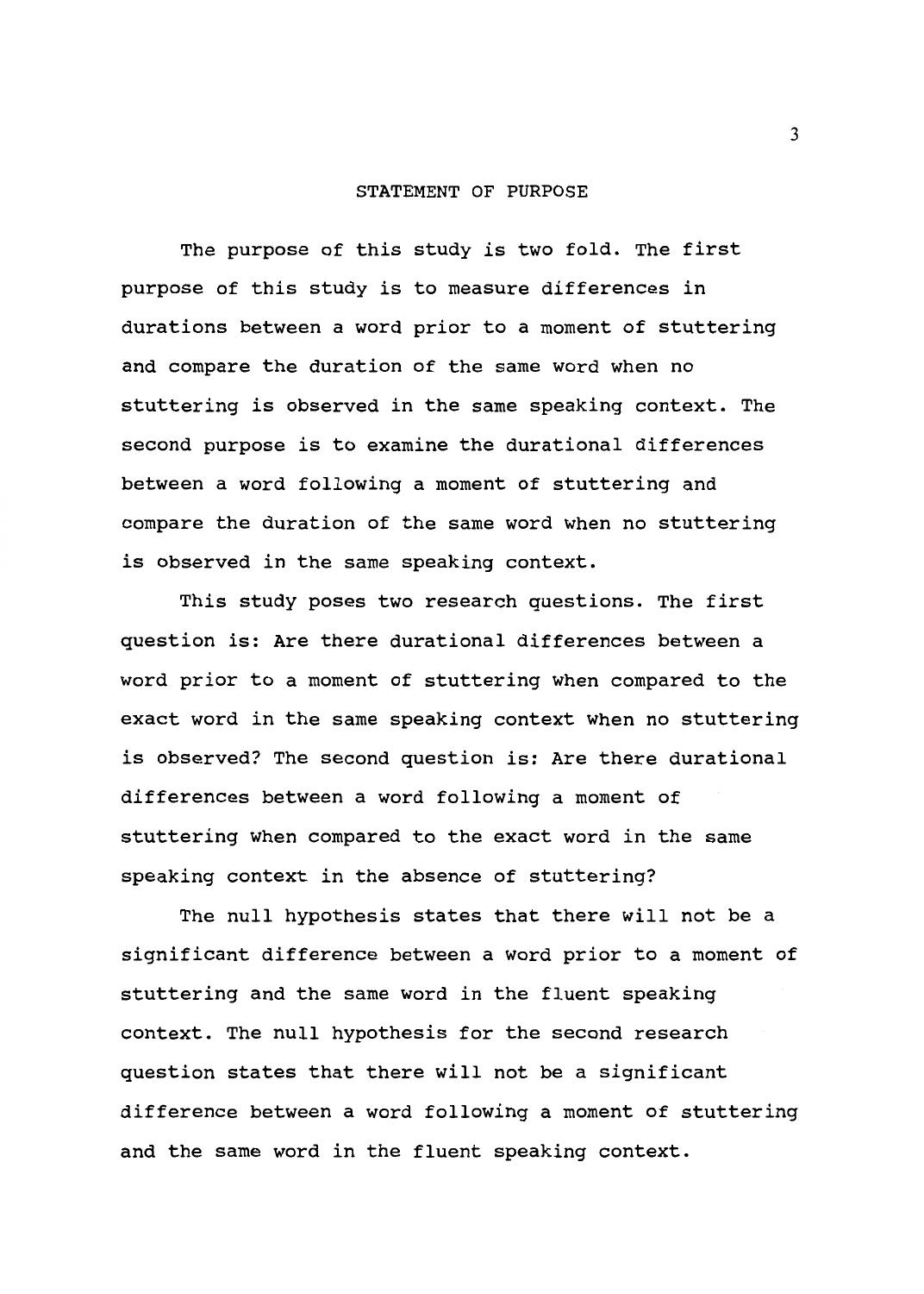# STATEMENT OF PURPOSE

The purpose of this study is two fold. The first purpose of this study is to measure differences in durations between a word prior to a moment of stuttering and compare the duration of the same word when no stuttering is observed in the same speaking context. The second purpose is to examine the durational differences between a word following a moment of stuttering and compare the duration of the same word when no stuttering is observed in the same speaking context.

This study poses two research questions. The first question is: Are there durational differences between a word prior to a moment of stuttering when compared to the exact word in the same speaking context when no stuttering is observed? The second question is: Are there durational differences between a word following a moment of stuttering when compared to the exact word in the same speaking context in the absence of stuttering?

The null hypothesis states that there will not be a significant difference between a word prior to a moment of stuttering and the same word in the fluent speaking context. The null hypothesis for the second research question states that there will not be a significant difference between a word following a moment of stuttering and the same word in the fluent speaking context.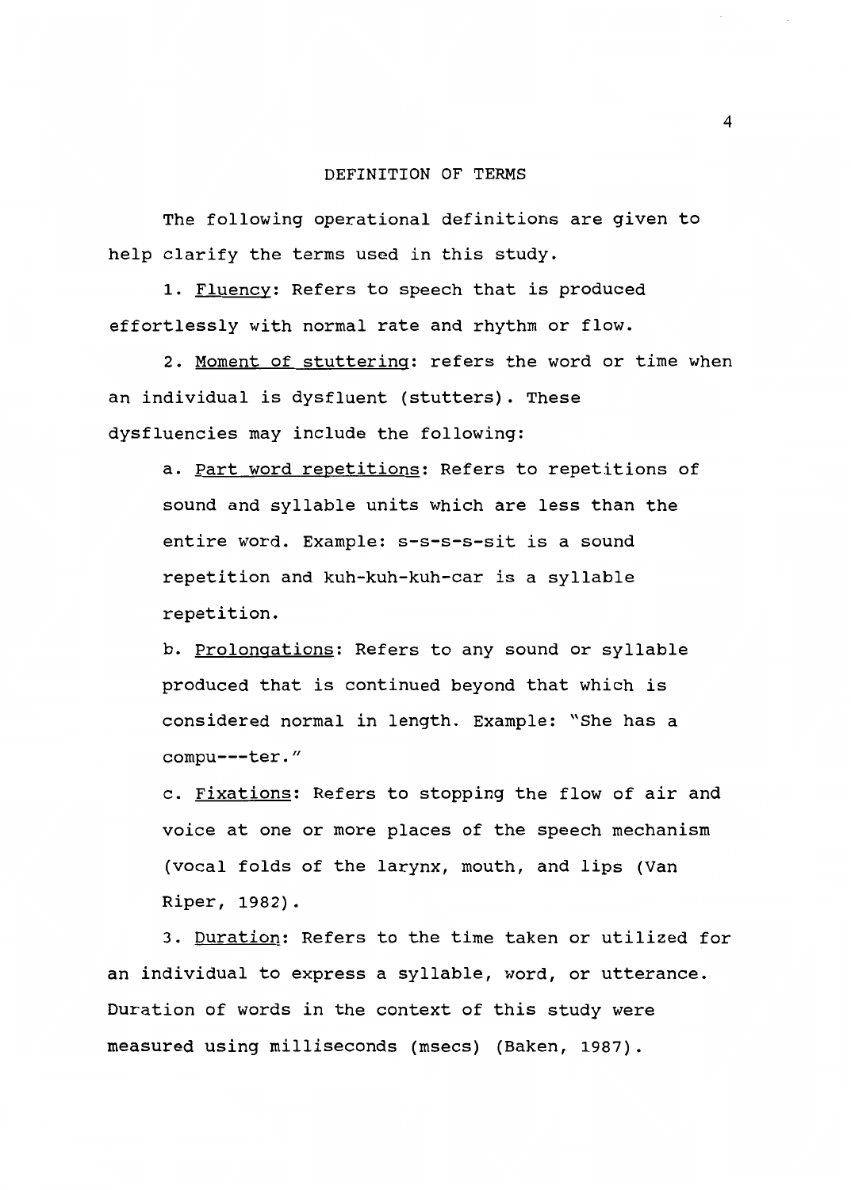## DEFINITION OF TERMS

The following operational definitions are given to help clarify the terms used in this study.

1. Fluency: Refers to speech that is produced effortlessly with normal rate and rhythm or flow.

2. Moment of stuttering: refers the word or time when an individual is dysfluent (stutters). These dysfluencies may include the following:

   a. Part word repetitions: Refers to repetitions of sound and syllable units which are less than the entire word. Example: s-s-s-s-sit is a sound repetition and kuh-kuh-kuh-car is a syllable repetition.

   b. Prolongations: Refers to any sound or syllable produced that is continued beyond that which is considered normal in length. Example: "She has a compu---ter."

   c. Fixations: Refers to stopping the flow of air and voice at one or more places of the speech mechanism (vocal folds of the larynx, mouth, and lips (Van Riper, 1982).

3. Duration: Refers to the time taken or utilized for an individual to express a syllable, word, or utterance. Duration of words in the context of this study were measured using milliseconds (msecs) (Baken, 1987).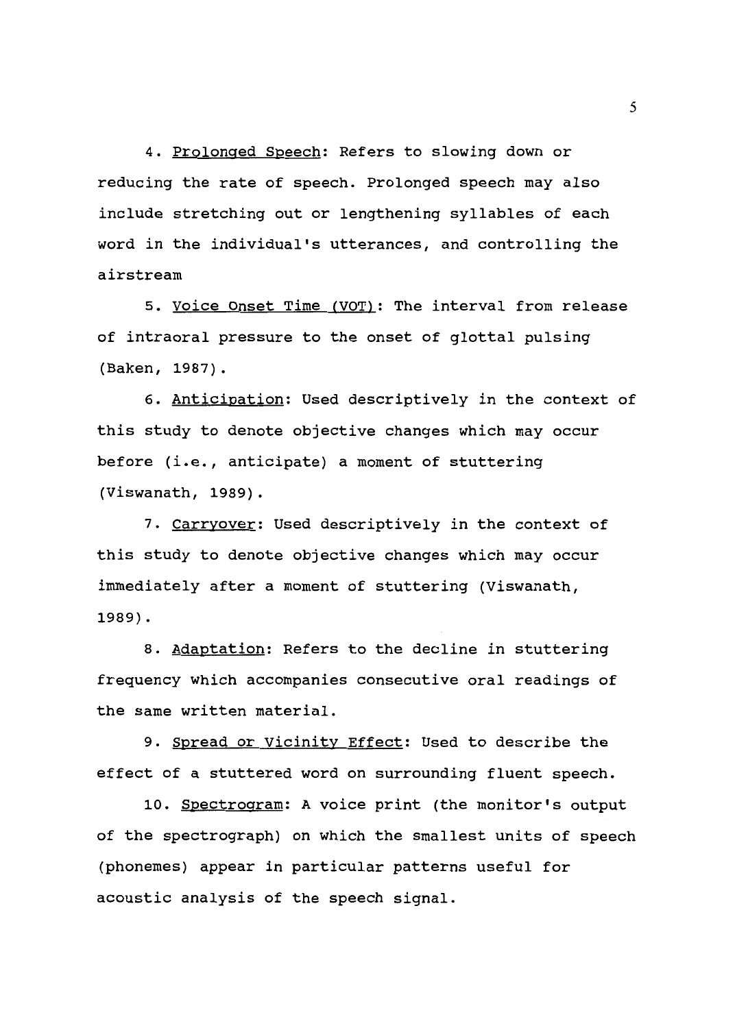4. Prolonged Speech: Refers to slowing down or reducing the rate of speech. Prolonged speech may also include stretching out or lengthening syllables of each word in the individual's utterances, and controlling the airstream

5. Voice Onset Time (VOT): The interval from release of intraoral pressure to the onset of glottal pulsing (Baken, 1987).

6. Anticipation: Used descriptively in the context of this study to denote objective changes which may occur before (i.e., anticipate) a moment of stuttering (Viswanath, 1989).

7. Carryover: Used descriptively in the context of this study to denote objective changes which may occur immediately after a moment of stuttering (Viswanath, 1989).

8. Adaptation: Refers to the decline in stuttering frequency which accompanies consecutive oral readings of the same written material.

9. Spread or Vicinity Effect: Used to describe the effect of a stuttered word on surrounding fluent speech.

10. Spectrogram: A voice print (the monitor's output of the spectrograph) on which the smallest units of speech (phonemes) appear in particular patterns useful for acoustic analysis of the speech signal.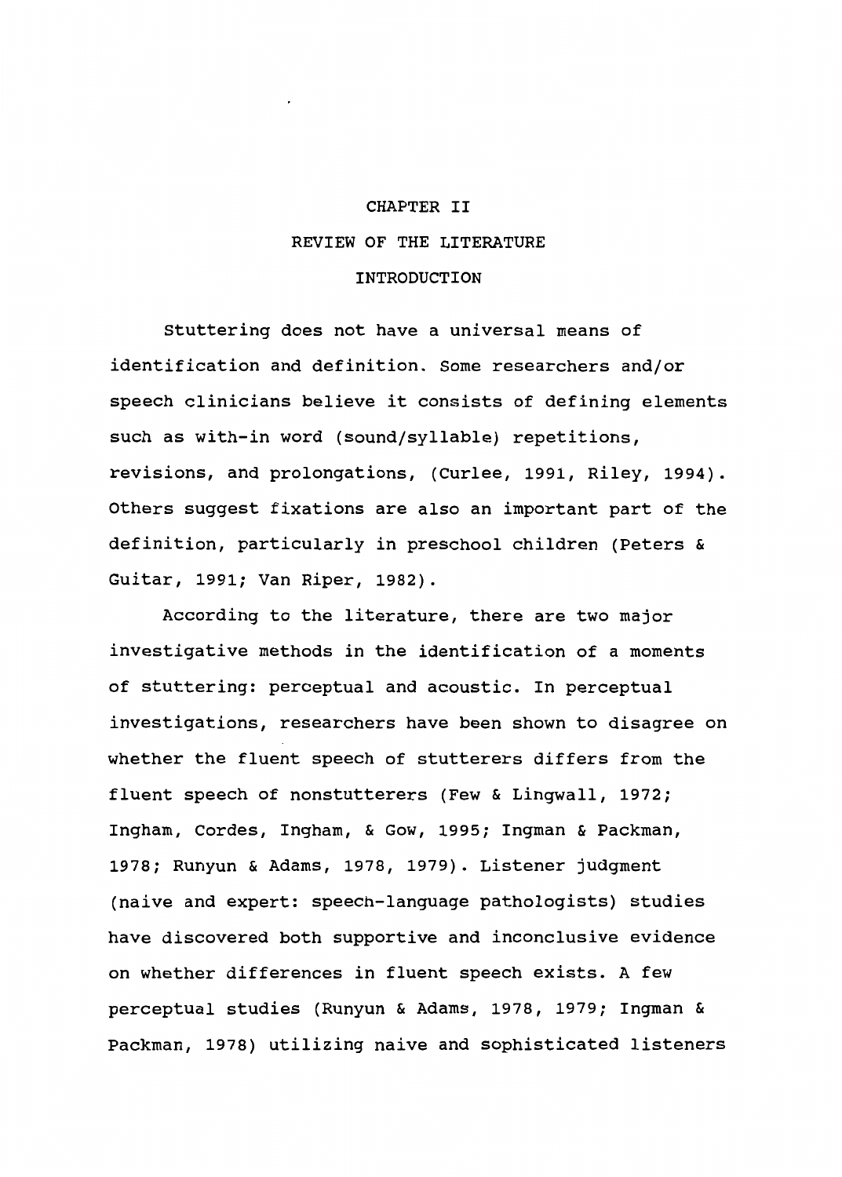# CHAPTER II

## REVIEW OF THE LITERATURE

### INTRODUCTION

Stuttering does not have a universal means of identification and definition. Some researchers and/or speech clinicians believe it consists of defining elements such as with-in word (sound/syllable) repetitions, revisions, and prolongations, (Curlee, 1991, Riley, 1994). Others suggest fixations are also an important part of the definition, particularly in preschool children (Peters & Guitar, 1991; Van Riper, 1982).

According to the literature, there are two major investigative methods in the identification of a moments of stuttering: perceptual and acoustic. In perceptual investigations, researchers have been shown to disagree on whether the fluent speech of stutterers differs from the fluent speech of nonstutterers (Few & Lingwall, 1972; Ingham, Cordes, Ingham, & Gow, 1995; Ingman & Packman, 1978; Runyun & Adams, 1978, 1979). Listener judgment (naive and expert: speech-language pathologists) studies have discovered both supportive and inconclusive evidence on whether differences in fluent speech exists. A few perceptual studies (Runyun & Adams, 1978, 1979; Ingman & Packman, 1978) utilizing naive and sophisticated listeners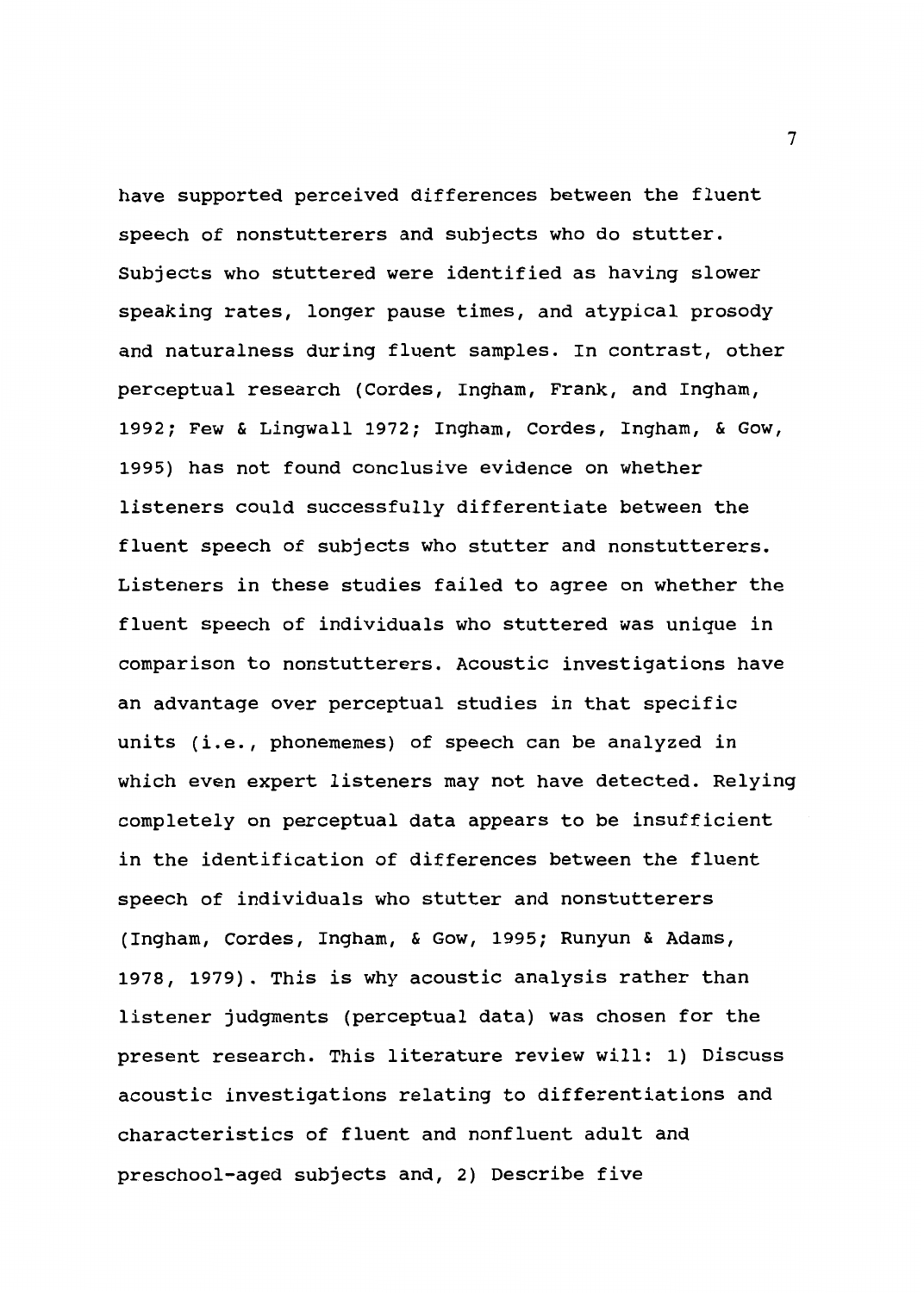have supported perceived differences between the fluent speech of nonstutterers and subjects who do stutter. Subjects who stuttered were identified as having slower speaking rates, longer pause times, and atypical prosody and naturalness during fluent samples. In contrast, other perceptual research (Cordes, Ingham, Frank, and Ingham, 1992; Few & Lingwall 1972; Ingham, Cordes, Ingham, & Gow, 1995) has not found conclusive evidence on whether listeners could successfully differentiate between the fluent speech of subjects who stutter and nonstutterers. Listeners in these studies failed to agree on whether the fluent speech of individuals who stuttered was unique in comparison to nonstutterers. Acoustic investigations have an advantage over perceptual studies in that specific units (i.e., phonememes) of speech can be analyzed in which even expert listeners may not have detected. Relying completely on perceptual data appears to be insufficient in the identification of differences between the fluent speech of individuals who stutter and nonstutterers (Ingham, Cordes, Ingham, & Gow, 1995; Runyun & Adams, 1978, 1979). This is why acoustic analysis rather than listener judgments (perceptual data) was chosen for the present research. This literature review will: 1) Discuss acoustic investigations relating to differentiations and characteristics of fluent and nonfluent adult and preschool-aged subjects and, 2) Describe five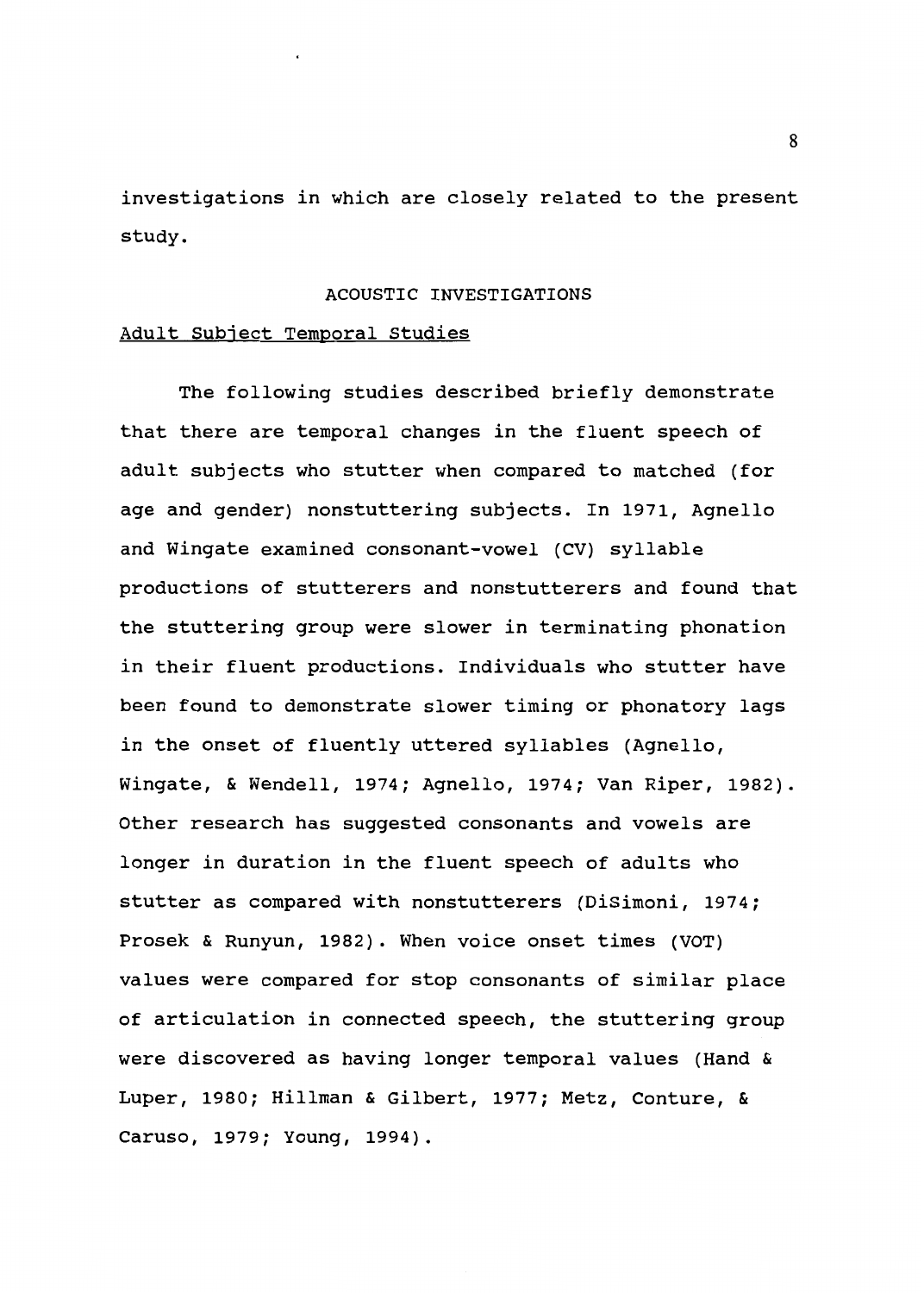investigations in which are closely related to the present study.

## ACOUSTIC INVESTIGATIONS

### Adult Subject Temporal Studies

The following studies described briefly demonstrate that there are temporal changes in the fluent speech of adult subjects who stutter when compared to matched (for age and gender) nonstuttering subjects. In 1971, Agnello and Wingate examined consonant-vowel (CV) syllable productions of stutterers and nonstutterers and found that the stuttering group were slower in terminating phonation in their fluent productions. Individuals who stutter have been found to demonstrate slower timing or phonatory lags in the onset of fluently uttered syllables (Agnello, Wingate, & Wendell, 1974; Agnello, 1974; Van Riper, 1982). Other research has suggested consonants and vowels are longer in duration in the fluent speech of adults who stutter as compared with nonstutterers (DiSimoni, 1974; Prosek & Runyun, 1982). When voice onset times (VOT) values were compared for stop consonants of similar place of articulation in connected speech, the stuttering group were discovered as having longer temporal values (Hand & Luper, 1980; Hillman & Gilbert, 1977; Metz, Conture, & Caruso, 1979; Young, 1994).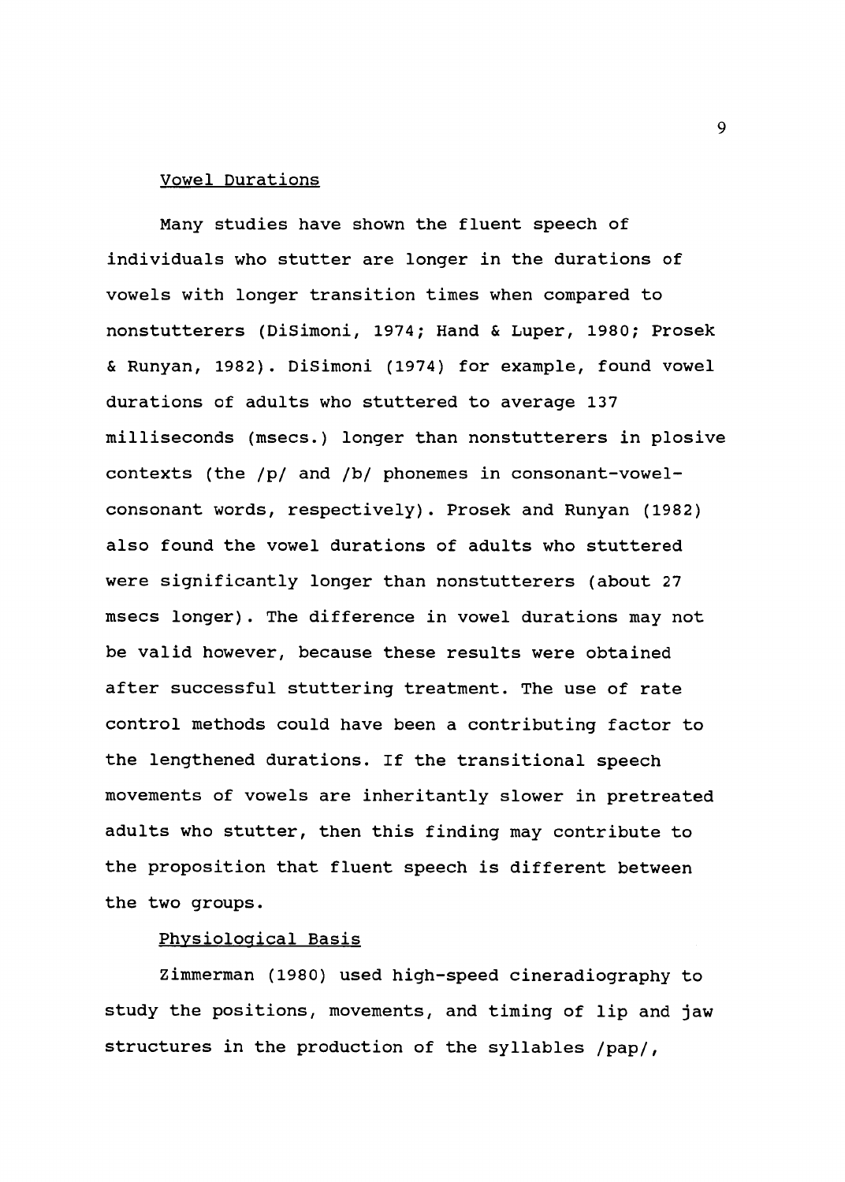### Vowel Durations

Many studies have shown the fluent speech of individuals who stutter are longer in the durations of vowels with longer transition times when compared to nonstutterers (DiSimoni, 1974; Hand & Luper, 1980; Prosek & Runyan, 1982). DiSimoni (1974) for example, found vowel durations of adults who stuttered to average 137 milliseconds (msecs.) longer than nonstutterers in plosive contexts (the /p/ and /b/ phonemes in consonant-vowel-consonant words, respectively). Prosek and Runyan (1982) also found the vowel durations of adults who stuttered were significantly longer than nonstutterers (about 27 msecs longer). The difference in vowel durations may not be valid however, because these results were obtained after successful stuttering treatment. The use of rate control methods could have been a contributing factor to the lengthened durations. If the transitional speech movements of vowels are inheritantly slower in pretreated adults who stutter, then this finding may contribute to the proposition that fluent speech is different between the two groups.

### Physiological Basis

Zimmerman (1980) used high-speed cineradiography to study the positions, movements, and timing of lip and jaw structures in the production of the syllables /pap/,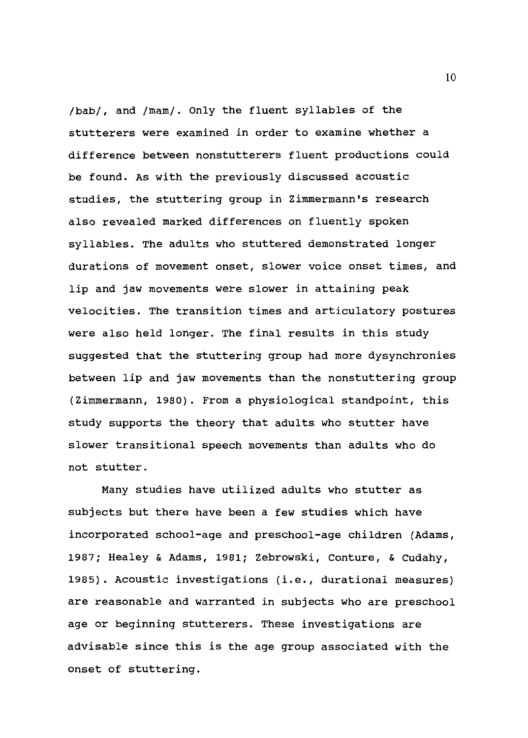/bab/, and /mam/. Only the fluent syllables of the stutterers were examined in order to examine whether a difference between nonstutterers fluent productions could be found. As with the previously discussed acoustic studies, the stuttering group in Zimmermann's research also revealed marked differences on fluently spoken syllables. The adults who stuttered demonstrated longer durations of movement onset, slower voice onset times, and lip and jaw movements were slower in attaining peak velocities. The transition times and articulatory postures were also held longer. The final results in this study suggested that the stuttering group had more dysynchronies between lip and jaw movements than the nonstuttering group (Zimmermann, 1980). From a physiological standpoint, this study supports the theory that adults who stutter have slower transitional speech movements than adults who do not stutter.

Many studies have utilized adults who stutter as subjects but there have been a few studies which have incorporated school-age and preschool-age children (Adams, 1987; Healey & Adams, 1981; Zebrowski, Conture, & Cudahy, 1985). Acoustic investigations (i.e., durational measures) are reasonable and warranted in subjects who are preschool age or beginning stutterers. These investigations are advisable since this is the age group associated with the onset of stuttering.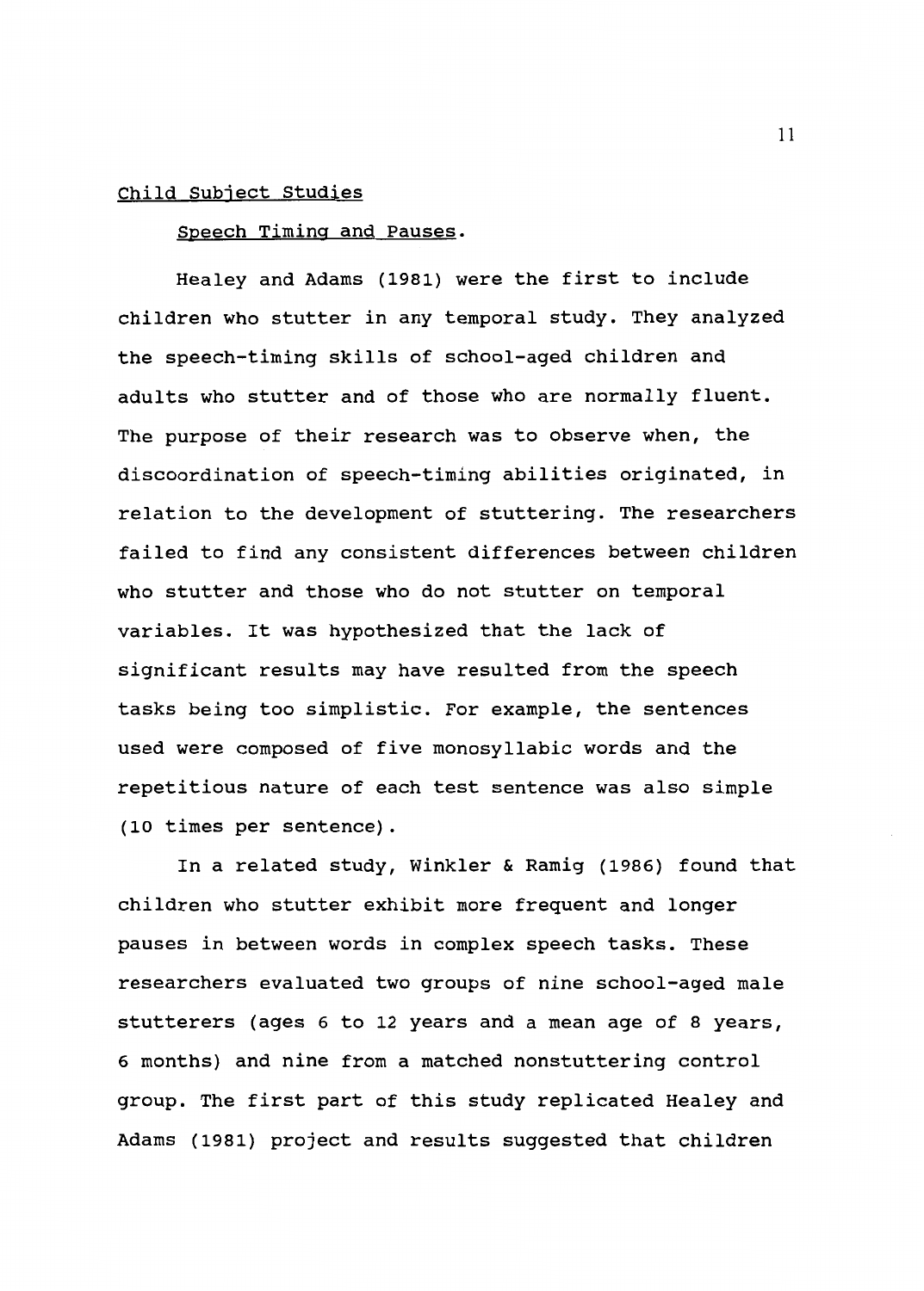## Child Subject Studies

### Speech Timing and Pauses.

Healey and Adams (1981) were the first to include children who stutter in any temporal study. They analyzed the speech-timing skills of school-aged children and adults who stutter and of those who are normally fluent. The purpose of their research was to observe when, the discoordination of speech-timing abilities originated, in relation to the development of stuttering. The researchers failed to find any consistent differences between children who stutter and those who do not stutter on temporal variables. It was hypothesized that the lack of significant results may have resulted from the speech tasks being too simplistic. For example, the sentences used were composed of five monosyllabic words and the repetitious nature of each test sentence was also simple (10 times per sentence).

In a related study, Winkler & Ramig (1986) found that children who stutter exhibit more frequent and longer pauses in between words in complex speech tasks. These researchers evaluated two groups of nine school-aged male stutterers (ages 6 to 12 years and a mean age of 8 years, 6 months) and nine from a matched nonstuttering control group. The first part of this study replicated Healey and Adams (1981) project and results suggested that children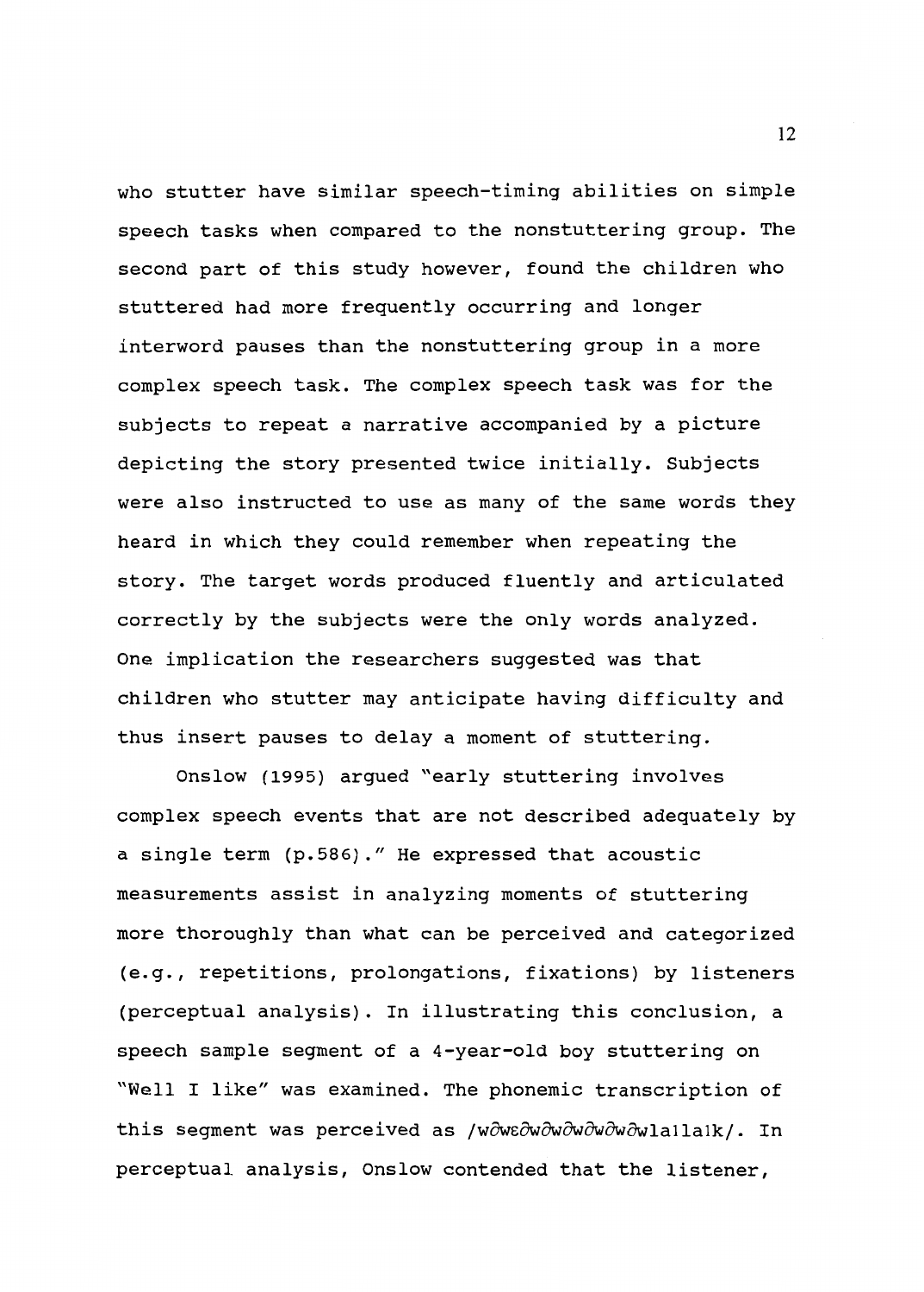who stutter have similar speech-timing abilities on simple speech tasks when compared to the nonstuttering group. The second part of this study however, found the children who stuttered had more frequently occurring and longer interword pauses than the nonstuttering group in a more complex speech task. The complex speech task was for the subjects to repeat a narrative accompanied by a picture depicting the story presented twice initially. Subjects were also instructed to use as many of the same words they heard in which they could remember when repeating the story. The target words produced fluently and articulated correctly by the subjects were the only words analyzed. One implication the researchers suggested was that children who stutter may anticipate having difficulty and thus insert pauses to delay a moment of stuttering.

Onslow (1995) argued "early stuttering involves complex speech events that are not described adequately by a single term (p.586)." He expressed that acoustic measurements assist in analyzing moments of stuttering more thoroughly than what can be perceived and categorized (e.g., repetitions, prolongations, fixations) by listeners (perceptual analysis). In illustrating this conclusion, a speech sample segment of a 4-year-old boy stuttering on "Well I like" was examined. The phonemic transcription of this segment was perceived as /wəwɛəwəwəwəwəwəwlaɪlaɪk/. In perceptual analysis, Onslow contended that the listener,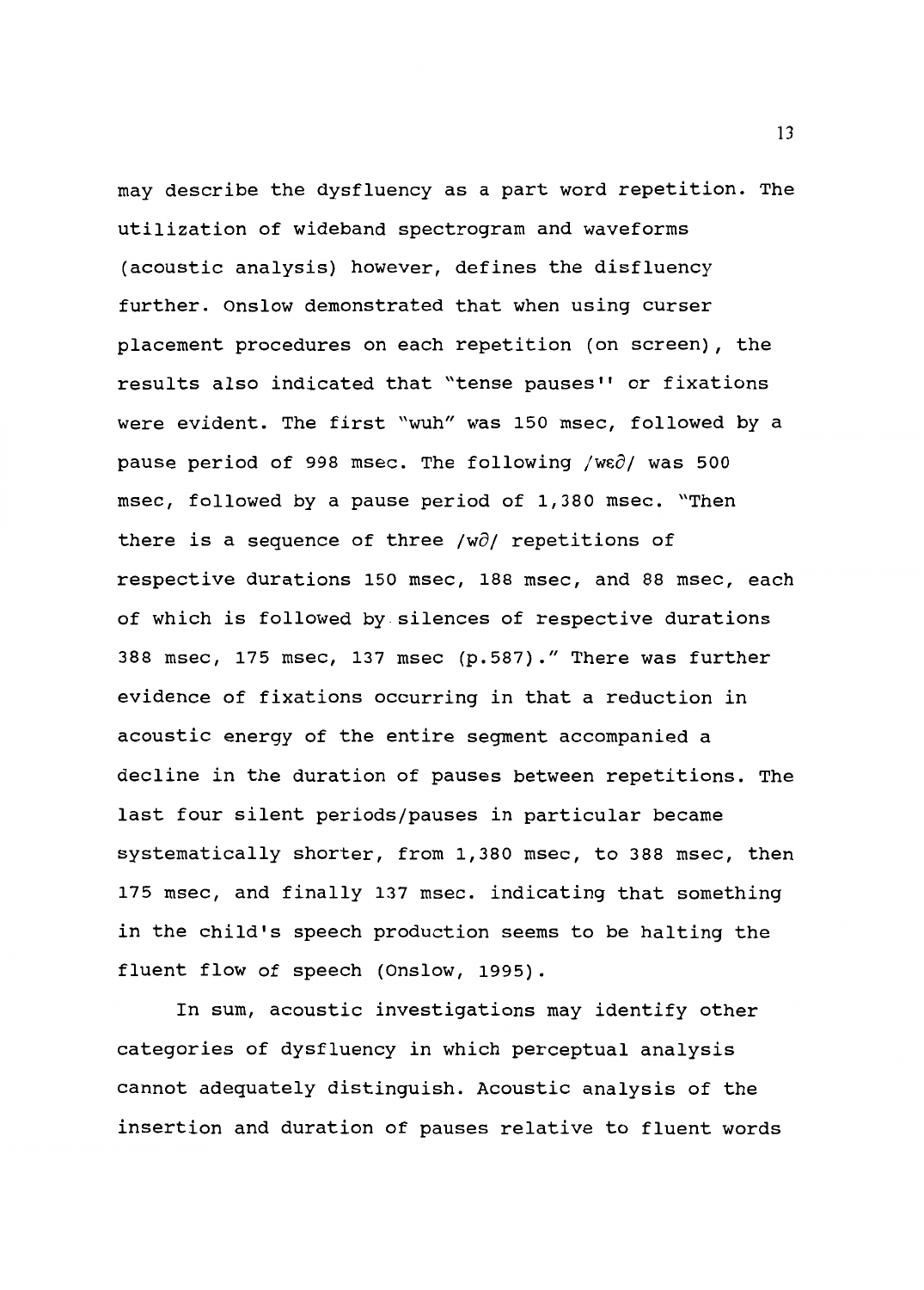may describe the dysfluency as a part word repetition. The utilization of wideband spectrogram and waveforms (acoustic analysis) however, defines the disfluency further. Onslow demonstrated that when using curser placement procedures on each repetition (on screen), the results also indicated that "tense pauses'' or fixations were evident. The first "wuh" was 150 msec, followed by a pause period of 998 msec. The following /wɛ∂/ was 500 msec, followed by a pause period of 1,380 msec. "Then there is a sequence of three /w∂/ repetitions of respective durations 150 msec, 188 msec, and 88 msec, each of which is followed by silences of respective durations 388 msec, 175 msec, 137 msec (p.587)." There was further evidence of fixations occurring in that a reduction in acoustic energy of the entire segment accompanied a decline in the duration of pauses between repetitions. The last four silent periods/pauses in particular became systematically shorter, from 1,380 msec, to 388 msec, then 175 msec, and finally 137 msec. indicating that something in the child's speech production seems to be halting the fluent flow of speech (Onslow, 1995).

In sum, acoustic investigations may identify other categories of dysfluency in which perceptual analysis cannot adequately distinguish. Acoustic analysis of the insertion and duration of pauses relative to fluent words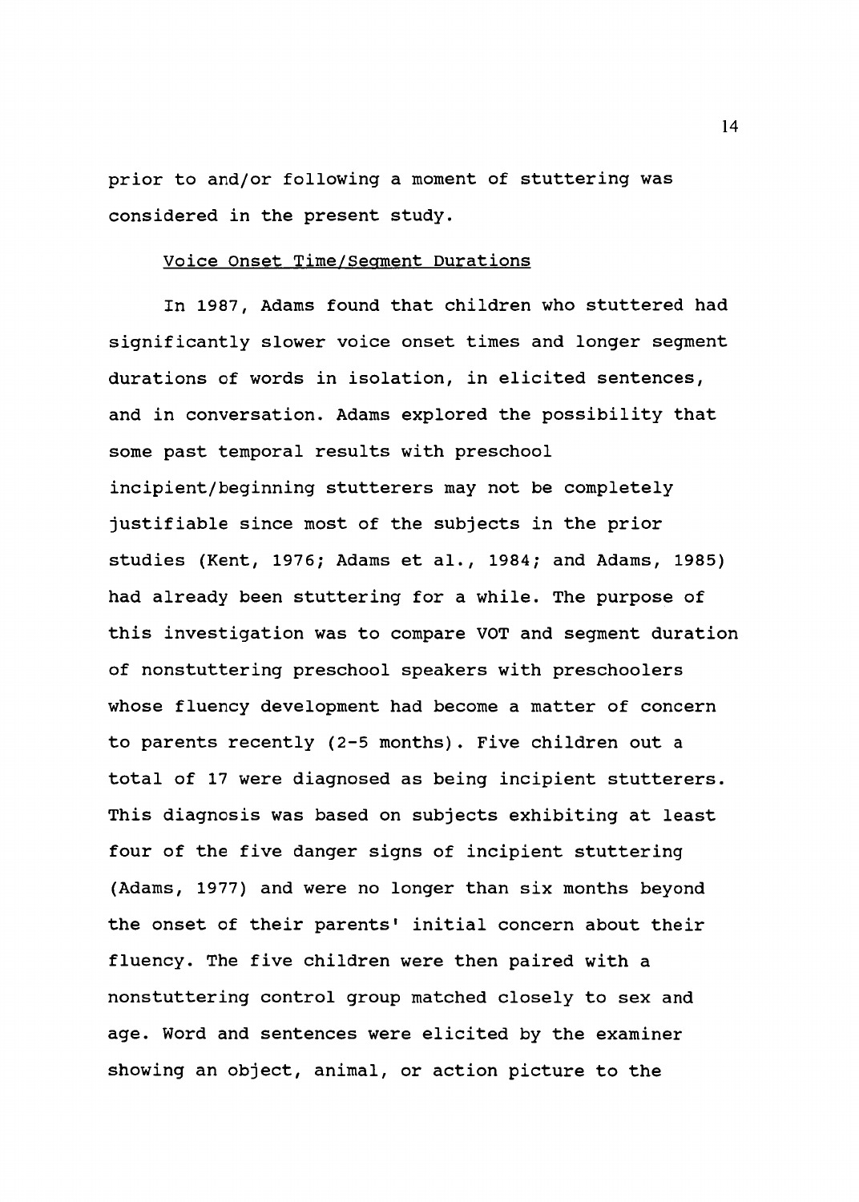prior to and/or following a moment of stuttering was considered in the present study.

### Voice Onset Time/Segment Durations

In 1987, Adams found that children who stuttered had significantly slower voice onset times and longer segment durations of words in isolation, in elicited sentences, and in conversation. Adams explored the possibility that some past temporal results with preschool incipient/beginning stutterers may not be completely justifiable since most of the subjects in the prior studies (Kent, 1976; Adams et al., 1984; and Adams, 1985) had already been stuttering for a while. The purpose of this investigation was to compare VOT and segment duration of nonstuttering preschool speakers with preschoolers whose fluency development had become a matter of concern to parents recently (2-5 months). Five children out a total of 17 were diagnosed as being incipient stutterers. This diagnosis was based on subjects exhibiting at least four of the five danger signs of incipient stuttering (Adams, 1977) and were no longer than six months beyond the onset of their parents' initial concern about their fluency. The five children were then paired with a nonstuttering control group matched closely to sex and age. Word and sentences were elicited by the examiner showing an object, animal, or action picture to the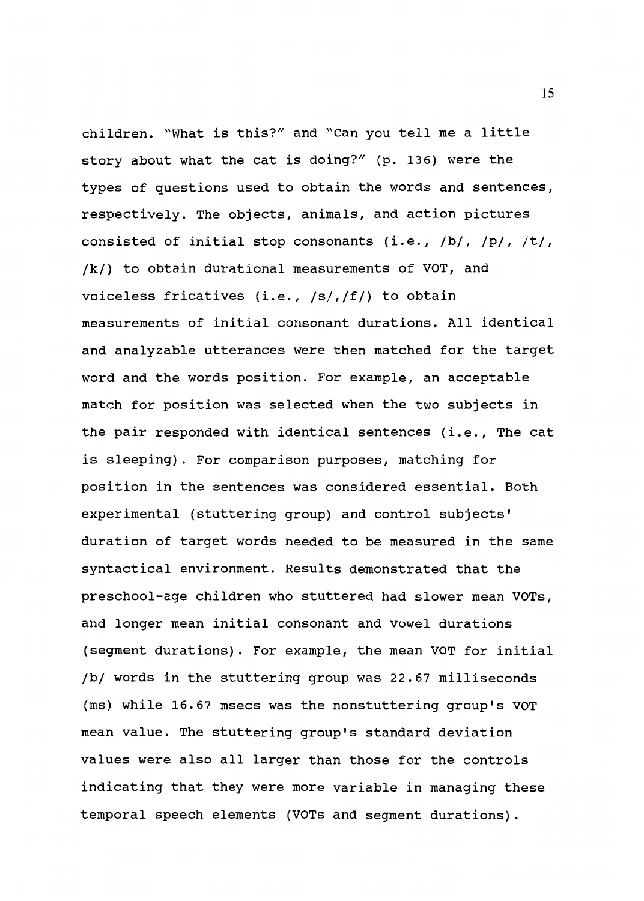children. "What is this?" and "Can you tell me a little story about what the cat is doing?" (p. 136) were the types of questions used to obtain the words and sentences, respectively. The objects, animals, and action pictures consisted of initial stop consonants (i.e., /b/, /p/, /t/, /k/) to obtain durational measurements of VOT, and voiceless fricatives (i.e., /s/,/f/) to obtain measurements of initial consonant durations. All identical and analyzable utterances were then matched for the target word and the words position. For example, an acceptable match for position was selected when the two subjects in the pair responded with identical sentences (i.e., The cat is sleeping). For comparison purposes, matching for position in the sentences was considered essential. Both experimental (stuttering group) and control subjects' duration of target words needed to be measured in the same syntactical environment. Results demonstrated that the preschool-age children who stuttered had slower mean VOTs, and longer mean initial consonant and vowel durations (segment durations). For example, the mean VOT for initial /b/ words in the stuttering group was 22.67 milliseconds (ms) while 16.67 msecs was the nonstuttering group's VOT mean value. The stuttering group's standard deviation values were also all larger than those for the controls indicating that they were more variable in managing these temporal speech elements (VOTs and segment durations).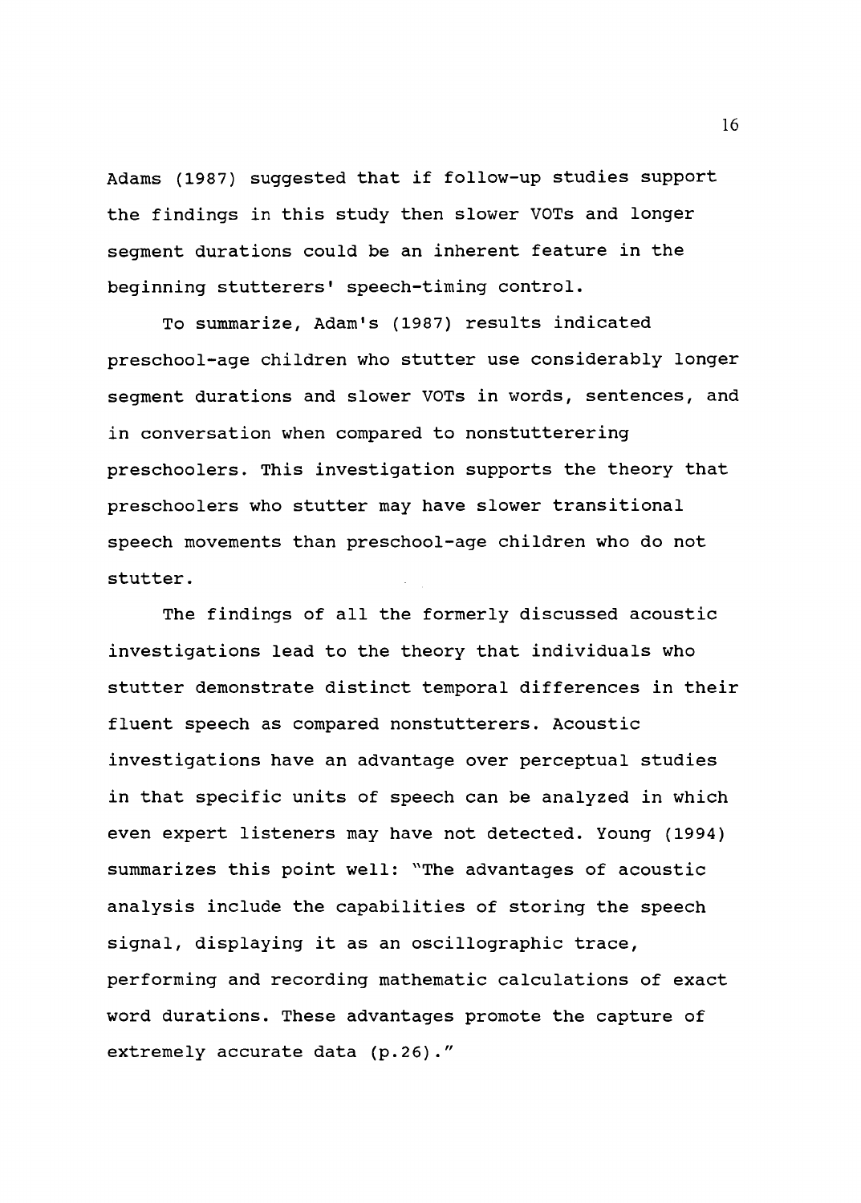Adams (1987) suggested that if follow-up studies support the findings in this study then slower VOTs and longer segment durations could be an inherent feature in the beginning stutterers' speech-timing control.

To summarize, Adam's (1987) results indicated preschool-age children who stutter use considerably longer segment durations and slower VOTs in words, sentences, and in conversation when compared to nonstutterering preschoolers. This investigation supports the theory that preschoolers who stutter may have slower transitional speech movements than preschool-age children who do not stutter.

The findings of all the formerly discussed acoustic investigations lead to the theory that individuals who stutter demonstrate distinct temporal differences in their fluent speech as compared nonstutterers. Acoustic investigations have an advantage over perceptual studies in that specific units of speech can be analyzed in which even expert listeners may have not detected. Young (1994) summarizes this point well: "The advantages of acoustic analysis include the capabilities of storing the speech signal, displaying it as an oscillographic trace, performing and recording mathematic calculations of exact word durations. These advantages promote the capture of extremely accurate data (p.26)."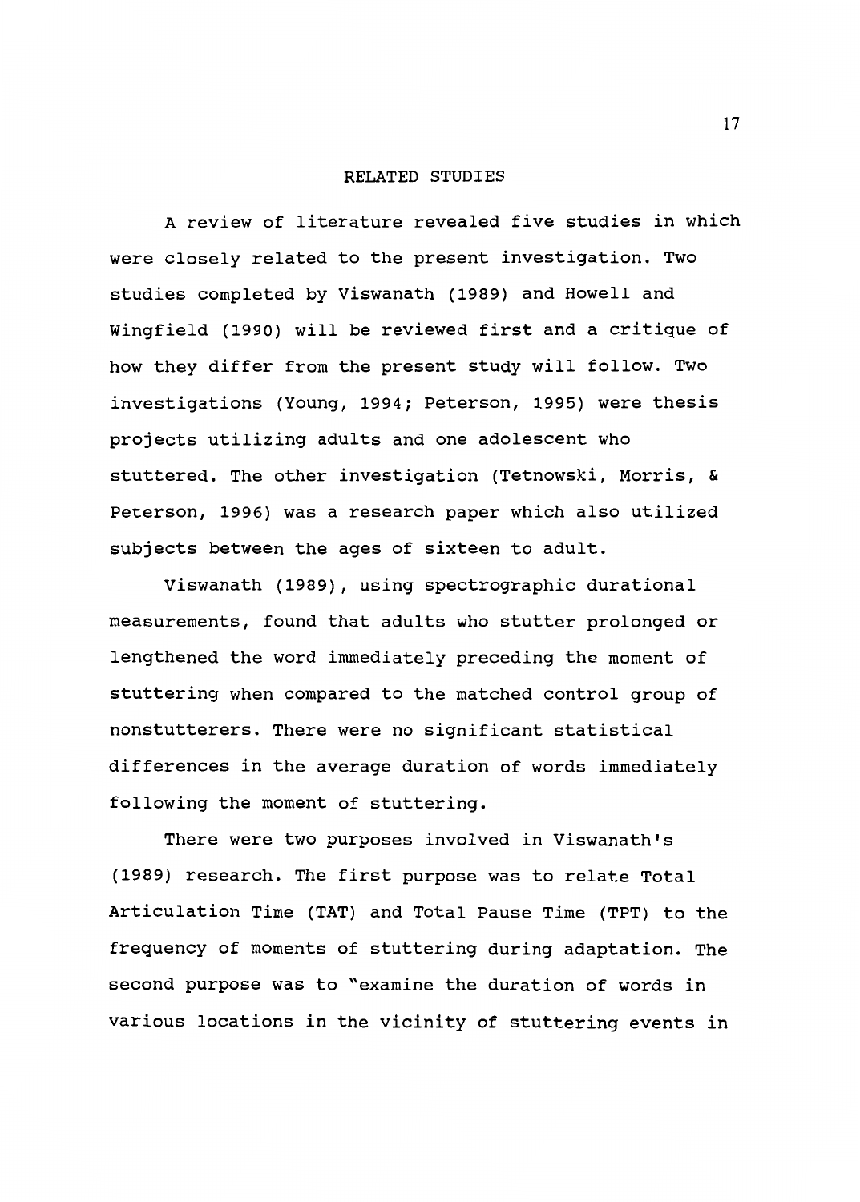## RELATED STUDIES

A review of literature revealed five studies in which were closely related to the present investigation. Two studies completed by Viswanath (1989) and Howell and Wingfield (1990) will be reviewed first and a critique of how they differ from the present study will follow. Two investigations (Young, 1994; Peterson, 1995) were thesis projects utilizing adults and one adolescent who stuttered. The other investigation (Tetnowski, Morris, & Peterson, 1996) was a research paper which also utilized subjects between the ages of sixteen to adult.

Viswanath (1989), using spectrographic durational measurements, found that adults who stutter prolonged or lengthened the word immediately preceding the moment of stuttering when compared to the matched control group of nonstutterers. There were no significant statistical differences in the average duration of words immediately following the moment of stuttering.

There were two purposes involved in Viswanath's (1989) research. The first purpose was to relate Total Articulation Time (TAT) and Total Pause Time (TPT) to the frequency of moments of stuttering during adaptation. The second purpose was to "examine the duration of words in various locations in the vicinity of stuttering events in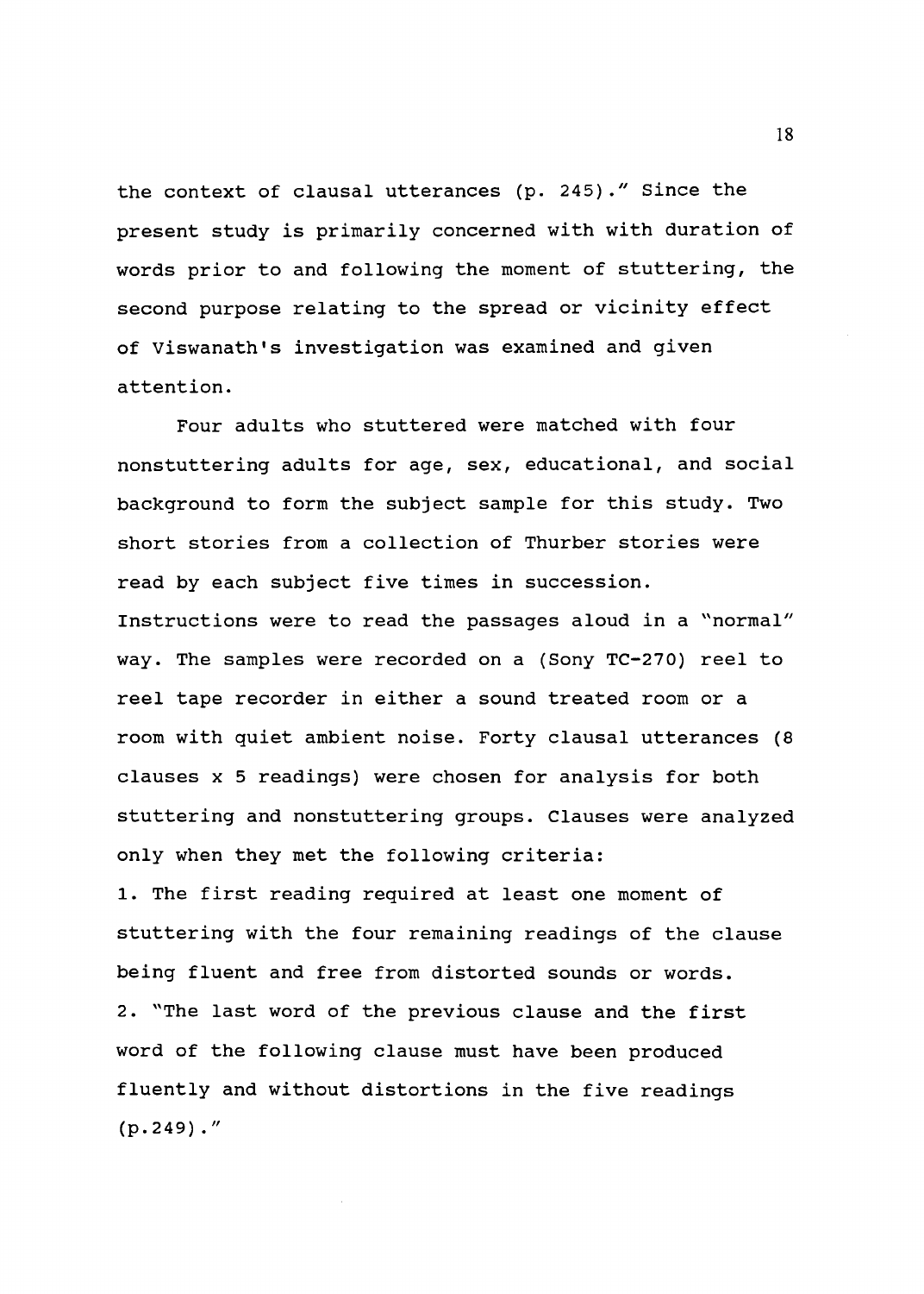the context of clausal utterances (p. 245)." Since the present study is primarily concerned with with duration of words prior to and following the moment of stuttering, the second purpose relating to the spread or vicinity effect of Viswanath's investigation was examined and given attention.

Four adults who stuttered were matched with four nonstuttering adults for age, sex, educational, and social background to form the subject sample for this study. Two short stories from a collection of Thurber stories were read by each subject five times in succession. Instructions were to read the passages aloud in a "normal" way. The samples were recorded on a (Sony TC-270) reel to reel tape recorder in either a sound treated room or a room with quiet ambient noise. Forty clausal utterances (8 clauses x 5 readings) were chosen for analysis for both stuttering and nonstuttering groups. Clauses were analyzed only when they met the following criteria:

1. The first reading required at least one moment of stuttering with the four remaining readings of the clause being fluent and free from distorted sounds or words.
2. "The last word of the previous clause and the first word of the following clause must have been produced fluently and without distortions in the five readings (p.249)."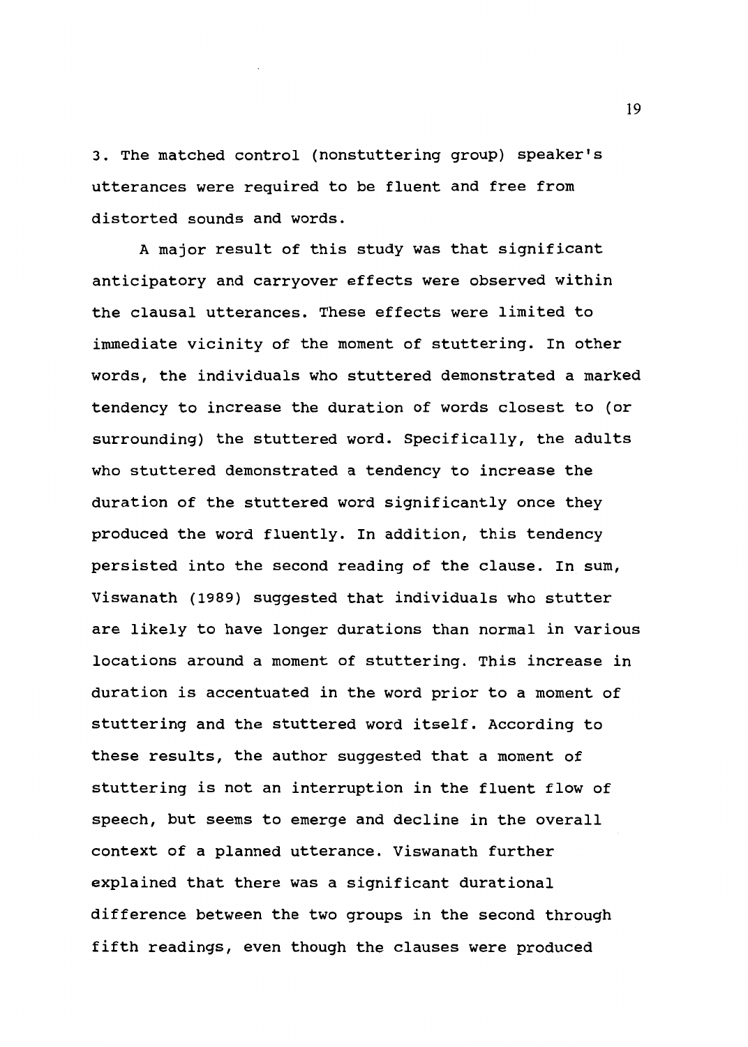3. The matched control (nonstuttering group) speaker's utterances were required to be fluent and free from distorted sounds and words.

A major result of this study was that significant anticipatory and carryover effects were observed within the clausal utterances. These effects were limited to immediate vicinity of the moment of stuttering. In other words, the individuals who stuttered demonstrated a marked tendency to increase the duration of words closest to (or surrounding) the stuttered word. Specifically, the adults who stuttered demonstrated a tendency to increase the duration of the stuttered word significantly once they produced the word fluently. In addition, this tendency persisted into the second reading of the clause. In sum, Viswanath (1989) suggested that individuals who stutter are likely to have longer durations than normal in various locations around a moment of stuttering. This increase in duration is accentuated in the word prior to a moment of stuttering and the stuttered word itself. According to these results, the author suggested that a moment of stuttering is not an interruption in the fluent flow of speech, but seems to emerge and decline in the overall context of a planned utterance. Viswanath further explained that there was a significant durational difference between the two groups in the second through fifth readings, even though the clauses were produced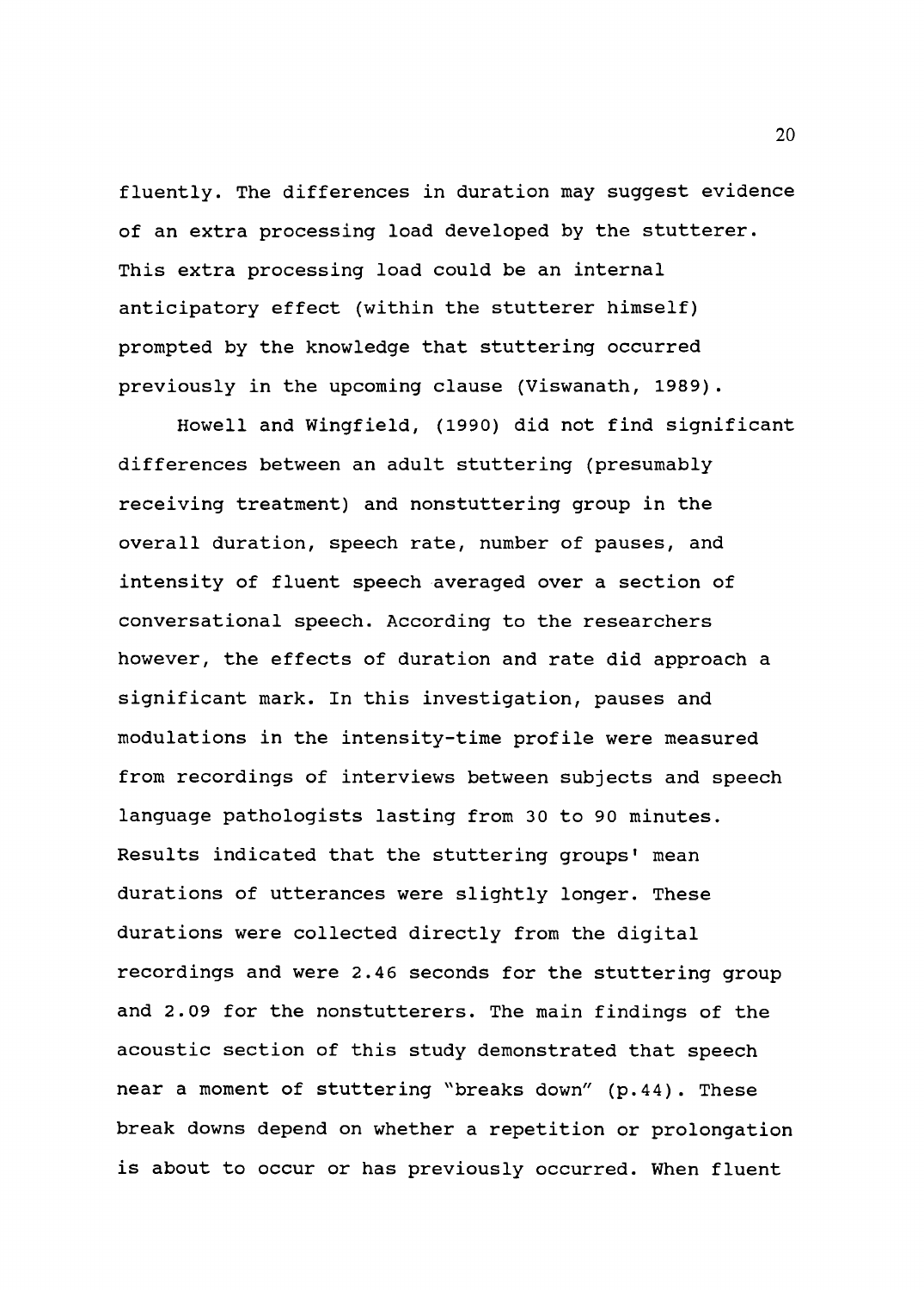fluently. The differences in duration may suggest evidence of an extra processing load developed by the stutterer. This extra processing load could be an internal anticipatory effect (within the stutterer himself) prompted by the knowledge that stuttering occurred previously in the upcoming clause (Viswanath, 1989).

Howell and Wingfield, (1990) did not find significant differences between an adult stuttering (presumably receiving treatment) and nonstuttering group in the overall duration, speech rate, number of pauses, and intensity of fluent speech averaged over a section of conversational speech. According to the researchers however, the effects of duration and rate did approach a significant mark. In this investigation, pauses and modulations in the intensity-time profile were measured from recordings of interviews between subjects and speech language pathologists lasting from 30 to 90 minutes. Results indicated that the stuttering groups' mean durations of utterances were slightly longer. These durations were collected directly from the digital recordings and were 2.46 seconds for the stuttering group and 2.09 for the nonstutterers. The main findings of the acoustic section of this study demonstrated that speech near a moment of stuttering "breaks down" (p.44). These break downs depend on whether a repetition or prolongation is about to occur or has previously occurred. When fluent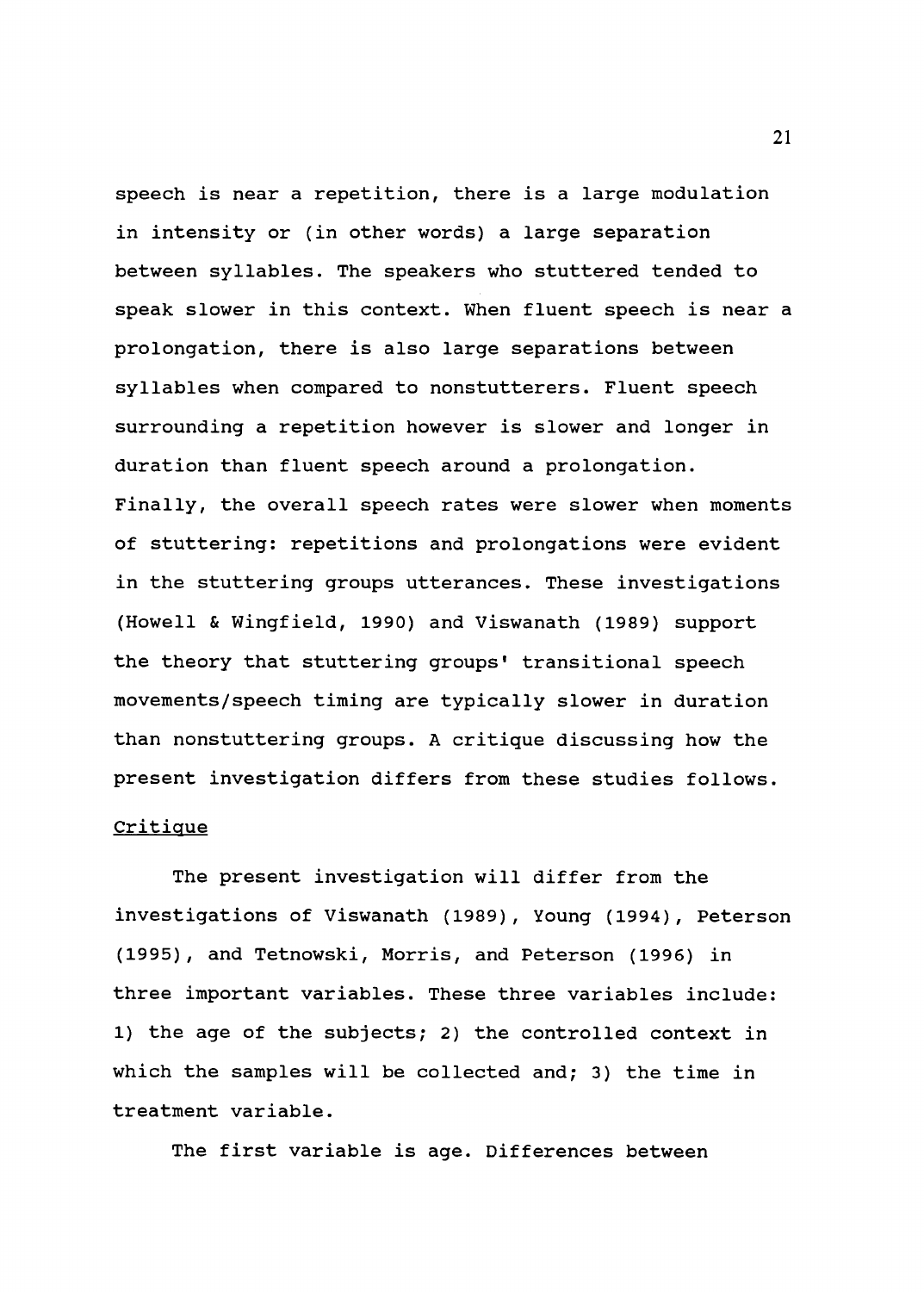speech is near a repetition, there is a large modulation in intensity or (in other words) a large separation between syllables. The speakers who stuttered tended to speak slower in this context. When fluent speech is near a prolongation, there is also large separations between syllables when compared to nonstutterers. Fluent speech surrounding a repetition however is slower and longer in duration than fluent speech around a prolongation. Finally, the overall speech rates were slower when moments of stuttering: repetitions and prolongations were evident in the stuttering groups utterances. These investigations (Howell & Wingfield, 1990) and Viswanath (1989) support the theory that stuttering groups' transitional speech movements/speech timing are typically slower in duration than nonstuttering groups. A critique discussing how the present investigation differs from these studies follows.

### Critique

The present investigation will differ from the investigations of Viswanath (1989), Young (1994), Peterson (1995), and Tetnowski, Morris, and Peterson (1996) in three important variables. These three variables include: 1) the age of the subjects; 2) the controlled context in which the samples will be collected and; 3) the time in treatment variable.

The first variable is age. Differences between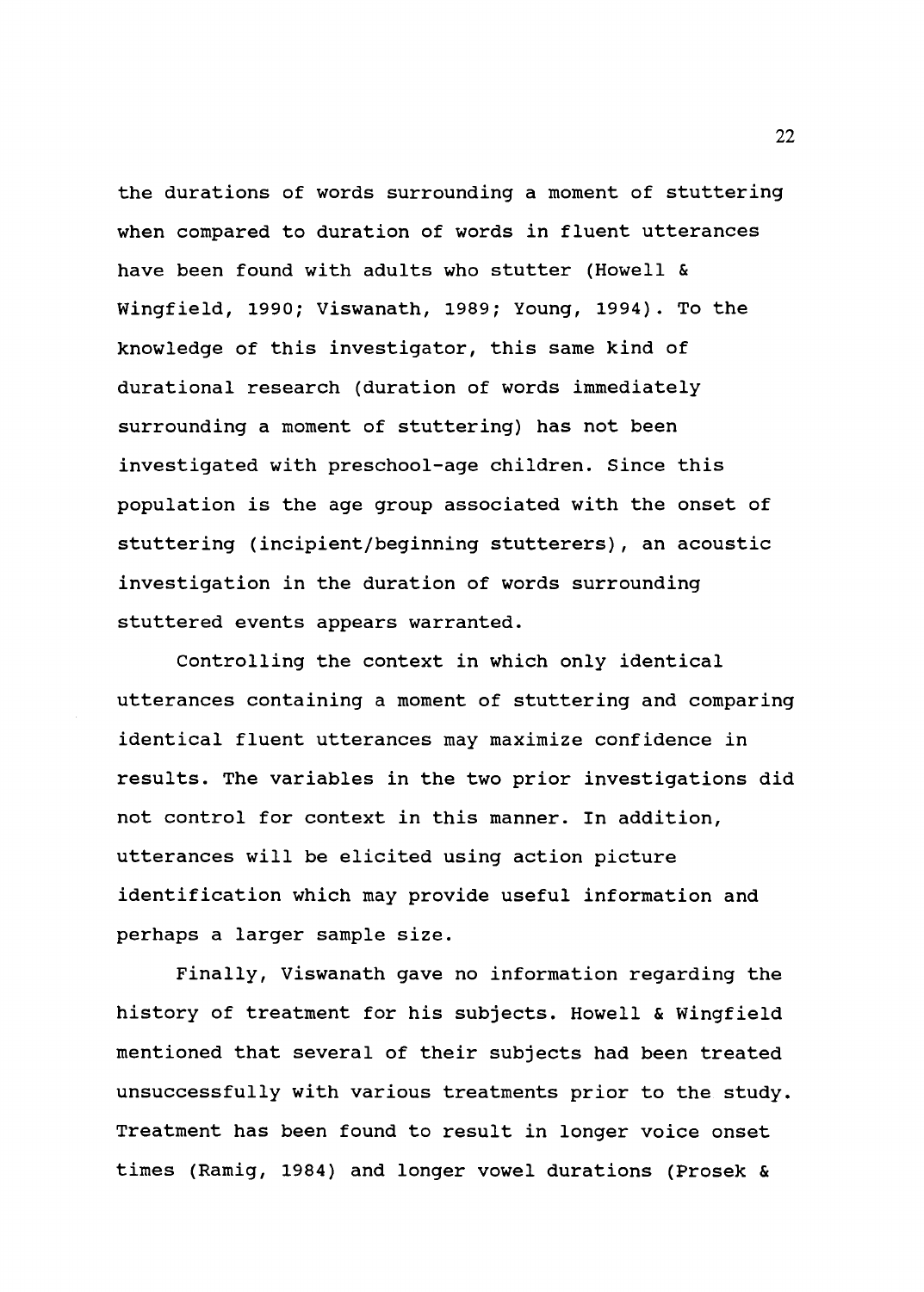the durations of words surrounding a moment of stuttering when compared to duration of words in fluent utterances have been found with adults who stutter (Howell & Wingfield, 1990; Viswanath, 1989; Young, 1994). To the knowledge of this investigator, this same kind of durational research (duration of words immediately surrounding a moment of stuttering) has not been investigated with preschool-age children. Since this population is the age group associated with the onset of stuttering (incipient/beginning stutterers), an acoustic investigation in the duration of words surrounding stuttered events appears warranted.

Controlling the context in which only identical utterances containing a moment of stuttering and comparing identical fluent utterances may maximize confidence in results. The variables in the two prior investigations did not control for context in this manner. In addition, utterances will be elicited using action picture identification which may provide useful information and perhaps a larger sample size.

Finally, Viswanath gave no information regarding the history of treatment for his subjects. Howell & Wingfield mentioned that several of their subjects had been treated unsuccessfully with various treatments prior to the study. Treatment has been found to result in longer voice onset times (Ramig, 1984) and longer vowel durations (Prosek &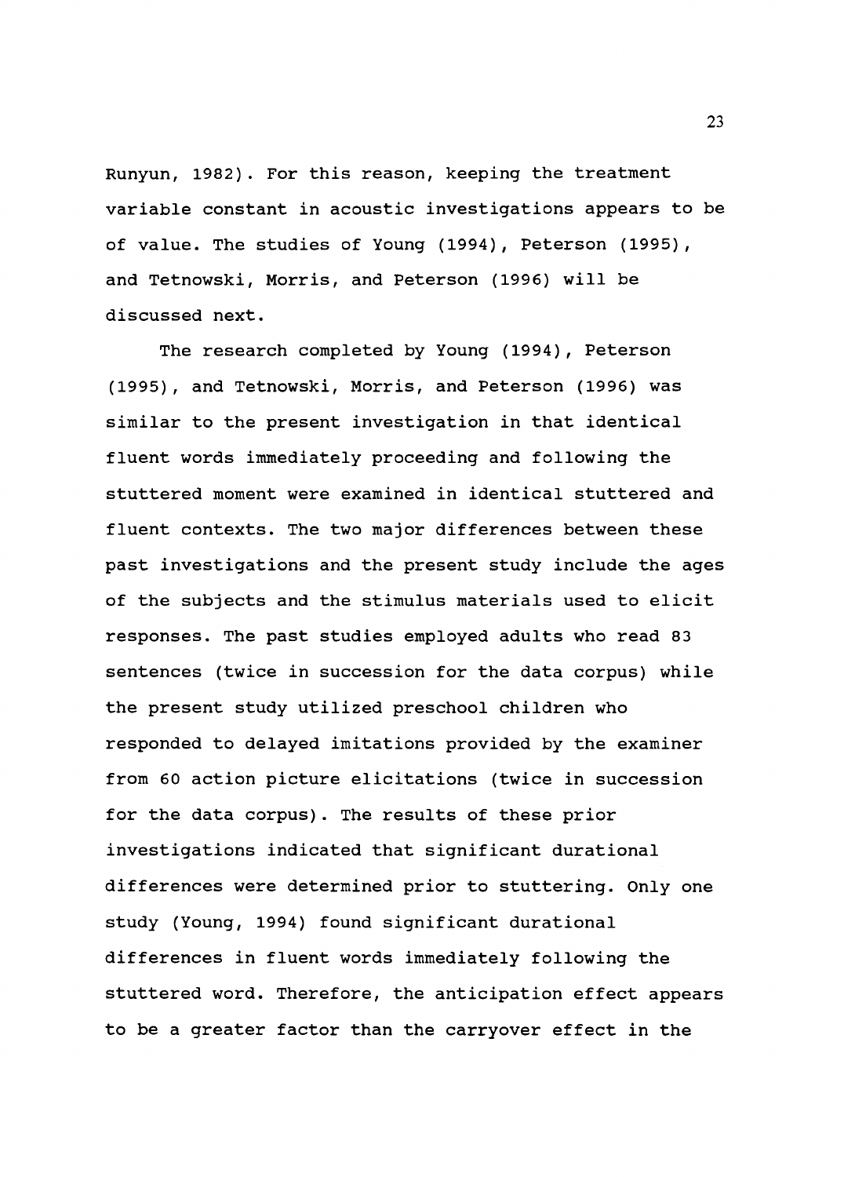Runyun, 1982). For this reason, keeping the treatment variable constant in acoustic investigations appears to be of value. The studies of Young (1994), Peterson (1995), and Tetnowski, Morris, and Peterson (1996) will be discussed next.

The research completed by Young (1994), Peterson (1995), and Tetnowski, Morris, and Peterson (1996) was similar to the present investigation in that identical fluent words immediately proceeding and following the stuttered moment were examined in identical stuttered and fluent contexts. The two major differences between these past investigations and the present study include the ages of the subjects and the stimulus materials used to elicit responses. The past studies employed adults who read 83 sentences (twice in succession for the data corpus) while the present study utilized preschool children who responded to delayed imitations provided by the examiner from 60 action picture elicitations (twice in succession for the data corpus). The results of these prior investigations indicated that significant durational differences were determined prior to stuttering. Only one study (Young, 1994) found significant durational differences in fluent words immediately following the stuttered word. Therefore, the anticipation effect appears to be a greater factor than the carryover effect in the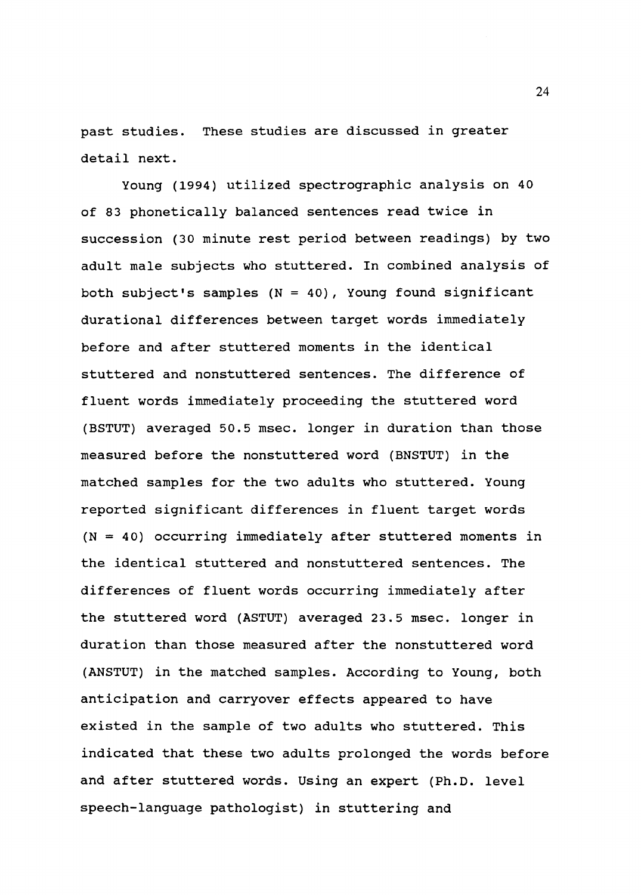past studies. These studies are discussed in greater detail next.

Young (1994) utilized spectrographic analysis on 40 of 83 phonetically balanced sentences read twice in succession (30 minute rest period between readings) by two adult male subjects who stuttered. In combined analysis of both subject's samples (N = 40), Young found significant durational differences between target words immediately before and after stuttered moments in the identical stuttered and nonstuttered sentences. The difference of fluent words immediately proceeding the stuttered word (BSTUT) averaged 50.5 msec. longer in duration than those measured before the nonstuttered word (BNSTUT) in the matched samples for the two adults who stuttered. Young reported significant differences in fluent target words (N = 40) occurring immediately after stuttered moments in the identical stuttered and nonstuttered sentences. The differences of fluent words occurring immediately after the stuttered word (ASTUT) averaged 23.5 msec. longer in duration than those measured after the nonstuttered word (ANSTUT) in the matched samples. According to Young, both anticipation and carryover effects appeared to have existed in the sample of two adults who stuttered. This indicated that these two adults prolonged the words before and after stuttered words. Using an expert (Ph.D. level speech-language pathologist) in stuttering and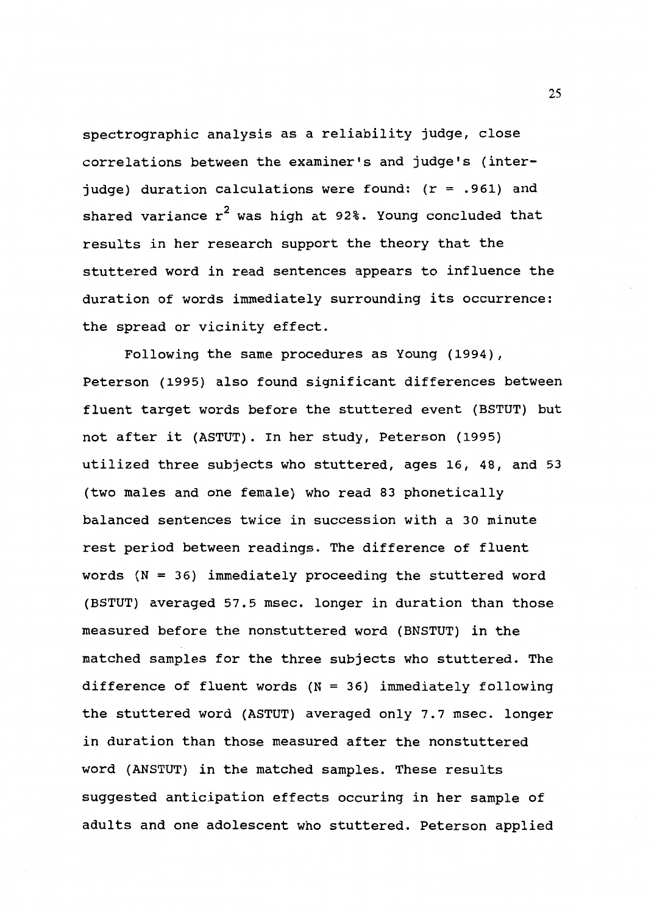spectrographic analysis as a reliability judge, close correlations between the examiner's and judge's (inter-judge) duration calculations were found: ($r = .961$) and shared variance $r^2$ was high at 92%. Young concluded that results in her research support the theory that the stuttered word in read sentences appears to influence the duration of words immediately surrounding its occurrence: the spread or vicinity effect.

Following the same procedures as Young (1994), Peterson (1995) also found significant differences between fluent target words before the stuttered event (BSTUT) but not after it (ASTUT). In her study, Peterson (1995) utilized three subjects who stuttered, ages 16, 48, and 53 (two males and one female) who read 83 phonetically balanced sentences twice in succession with a 30 minute rest period between readings. The difference of fluent words ($N = 36$) immediately proceeding the stuttered word (BSTUT) averaged 57.5 msec. longer in duration than those measured before the nonstuttered word (BNSTUT) in the matched samples for the three subjects who stuttered. The difference of fluent words ($N = 36$) immediately following the stuttered word (ASTUT) averaged only 7.7 msec. longer in duration than those measured after the nonstuttered word (ANSTUT) in the matched samples. These results suggested anticipation effects occuring in her sample of adults and one adolescent who stuttered. Peterson applied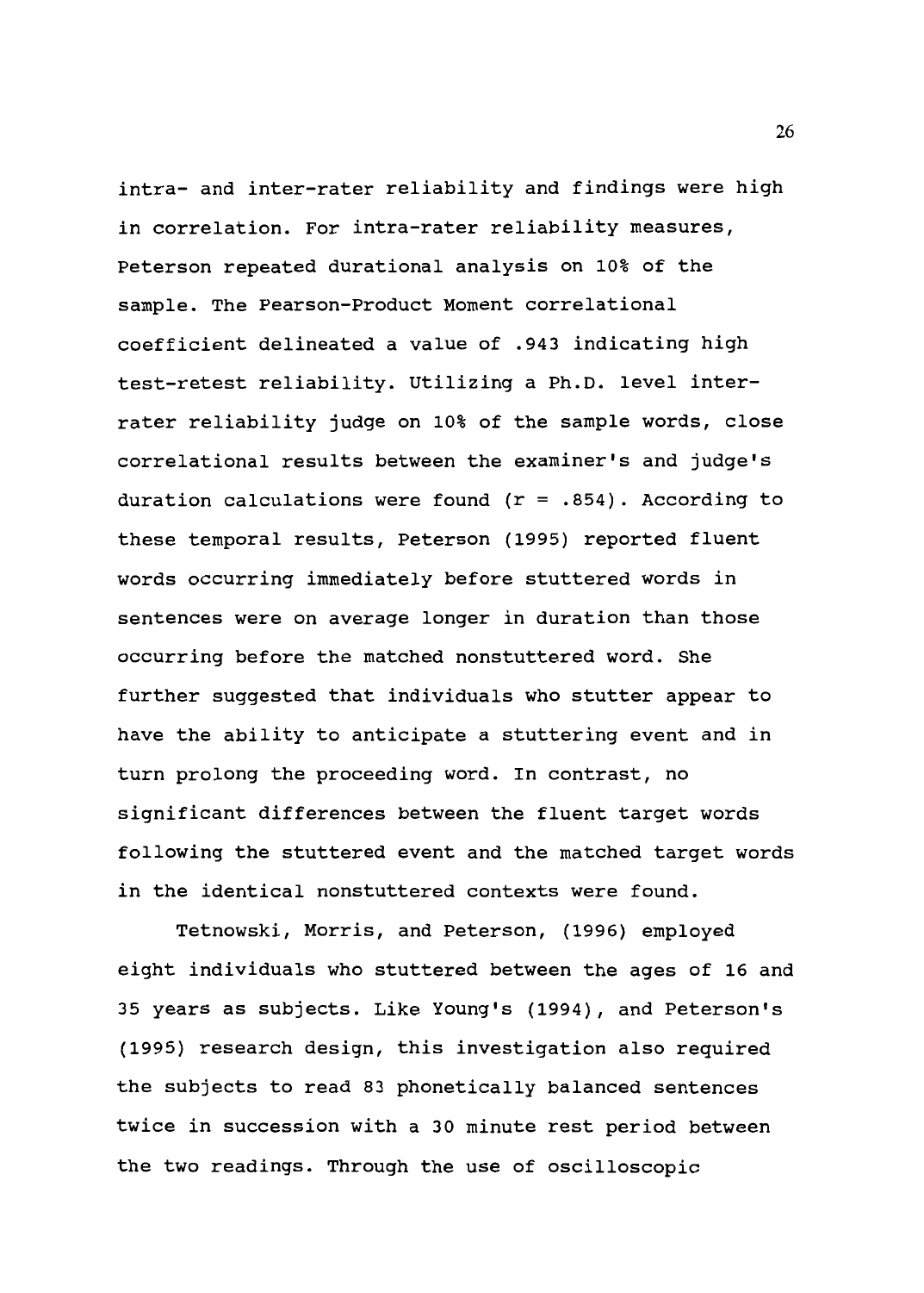intra- and inter-rater reliability and findings were high in correlation. For intra-rater reliability measures, Peterson repeated durational analysis on 10% of the sample. The Pearson-Product Moment correlational coefficient delineated a value of .943 indicating high test-retest reliability. Utilizing a Ph.D. level inter-rater reliability judge on 10% of the sample words, close correlational results between the examiner's and judge's duration calculations were found ($r = .854$). According to these temporal results, Peterson (1995) reported fluent words occurring immediately before stuttered words in sentences were on average longer in duration than those occurring before the matched nonstuttered word. She further suggested that individuals who stutter appear to have the ability to anticipate a stuttering event and in turn prolong the proceeding word. In contrast, no significant differences between the fluent target words following the stuttered event and the matched target words in the identical nonstuttered contexts were found.

Tetnowski, Morris, and Peterson, (1996) employed eight individuals who stuttered between the ages of 16 and 35 years as subjects. Like Young's (1994), and Peterson's (1995) research design, this investigation also required the subjects to read 83 phonetically balanced sentences twice in succession with a 30 minute rest period between the two readings. Through the use of oscilloscopic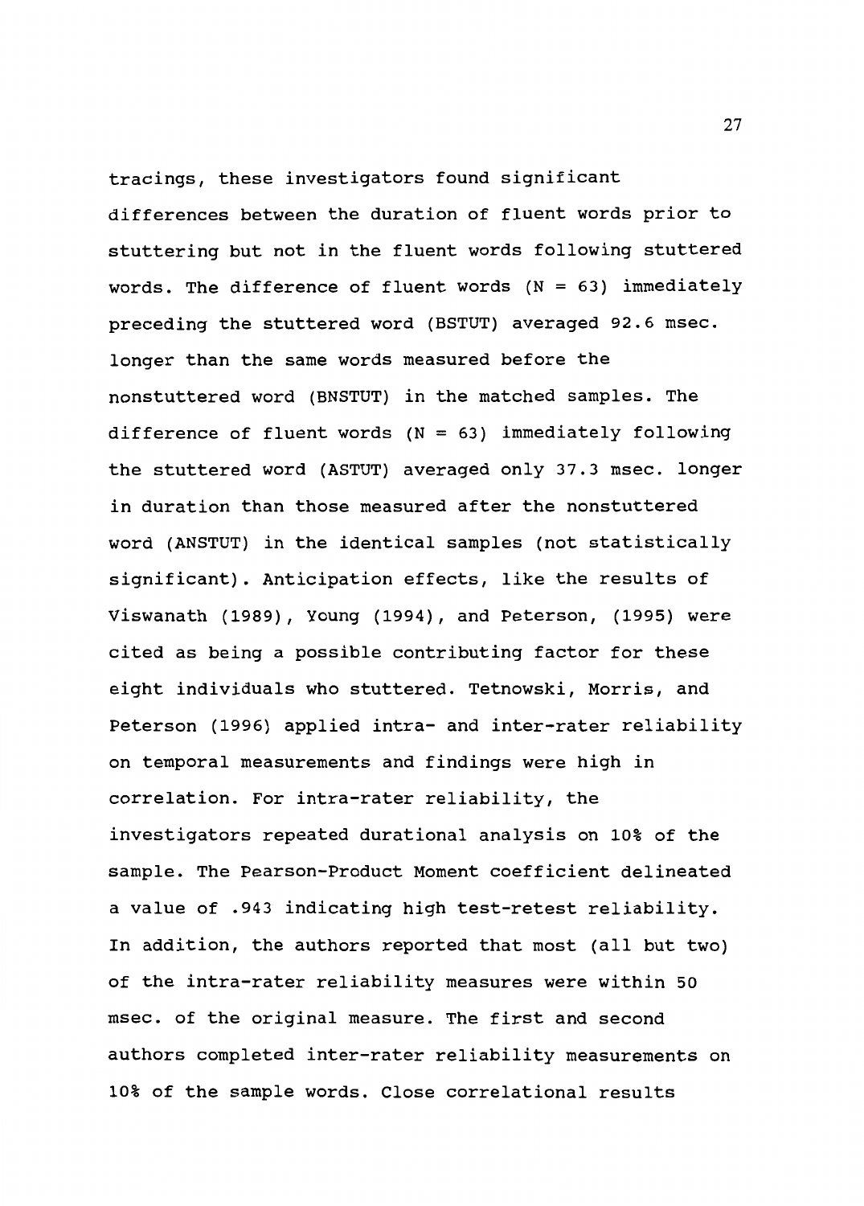tracings, these investigators found significant differences between the duration of fluent words prior to stuttering but not in the fluent words following stuttered words. The difference of fluent words ($N = 63$) immediately preceding the stuttered word (BSTUT) averaged 92.6 msec. longer than the same words measured before the nonstuttered word (BNSTUT) in the matched samples. The difference of fluent words ($N = 63$) immediately following the stuttered word (ASTUT) averaged only 37.3 msec. longer in duration than those measured after the nonstuttered word (ANSTUT) in the identical samples (not statistically significant). Anticipation effects, like the results of Viswanath (1989), Young (1994), and Peterson, (1995) were cited as being a possible contributing factor for these eight individuals who stuttered. Tetnowski, Morris, and Peterson (1996) applied intra- and inter-rater reliability on temporal measurements and findings were high in correlation. For intra-rater reliability, the investigators repeated durational analysis on 10% of the sample. The Pearson-Product Moment coefficient delineated a value of .943 indicating high test-retest reliability. In addition, the authors reported that most (all but two) of the intra-rater reliability measures were within 50 msec. of the original measure. The first and second authors completed inter-rater reliability measurements on 10% of the sample words. Close correlational results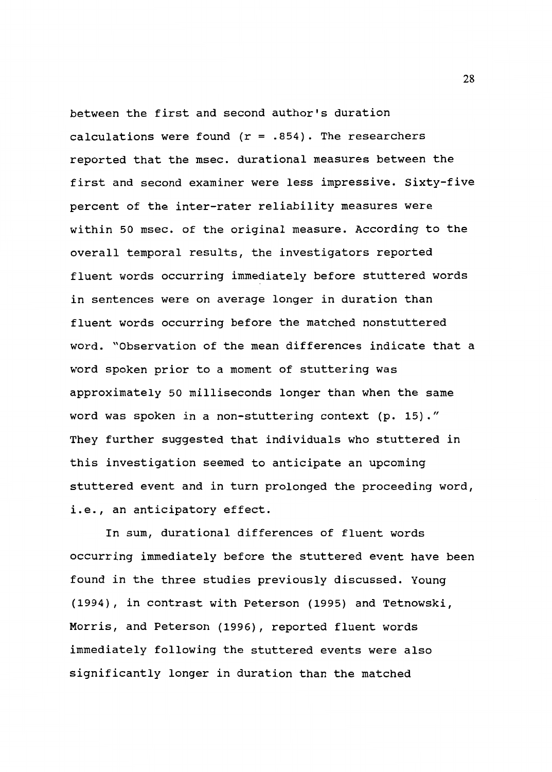between the first and second author's duration calculations were found ($r = .854$). The researchers reported that the msec. durational measures between the first and second examiner were less impressive. Sixty-five percent of the inter-rater reliability measures were within 50 msec. of the original measure. According to the overall temporal results, the investigators reported fluent words occurring immediately before stuttered words in sentences were on average longer in duration than fluent words occurring before the matched nonstuttered word. "Observation of the mean differences indicate that a word spoken prior to a moment of stuttering was approximately 50 milliseconds longer than when the same word was spoken in a non-stuttering context (p. 15)." They further suggested that individuals who stuttered in this investigation seemed to anticipate an upcoming stuttered event and in turn prolonged the proceeding word, i.e., an anticipatory effect.

In sum, durational differences of fluent words occurring immediately before the stuttered event have been found in the three studies previously discussed. Young (1994), in contrast with Peterson (1995) and Tetnowski, Morris, and Peterson (1996), reported fluent words immediately following the stuttered events were also significantly longer in duration than the matched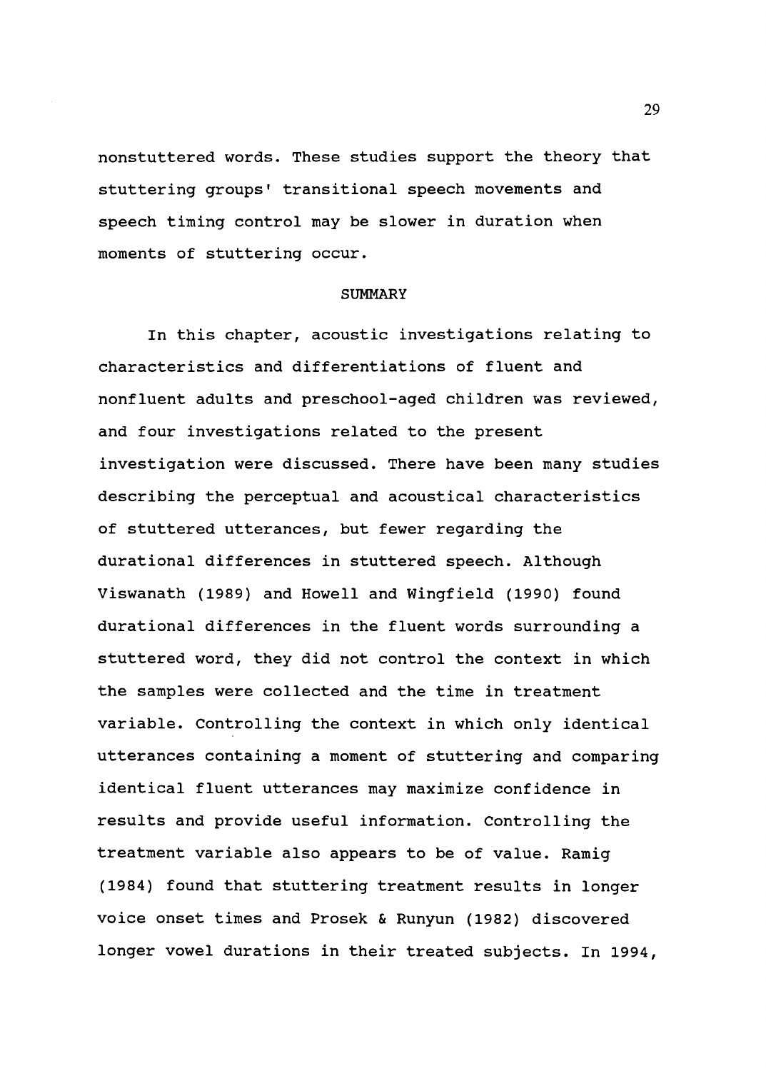nonstuttered words. These studies support the theory that stuttering groups' transitional speech movements and speech timing control may be slower in duration when moments of stuttering occur.

## SUMMARY

In this chapter, acoustic investigations relating to characteristics and differentiations of fluent and nonfluent adults and preschool-aged children was reviewed, and four investigations related to the present investigation were discussed. There have been many studies describing the perceptual and acoustical characteristics of stuttered utterances, but fewer regarding the durational differences in stuttered speech. Although Viswanath (1989) and Howell and Wingfield (1990) found durational differences in the fluent words surrounding a stuttered word, they did not control the context in which the samples were collected and the time in treatment variable. Controlling the context in which only identical utterances containing a moment of stuttering and comparing identical fluent utterances may maximize confidence in results and provide useful information. Controlling the treatment variable also appears to be of value. Ramig (1984) found that stuttering treatment results in longer voice onset times and Prosek & Runyun (1982) discovered longer vowel durations in their treated subjects. In 1994,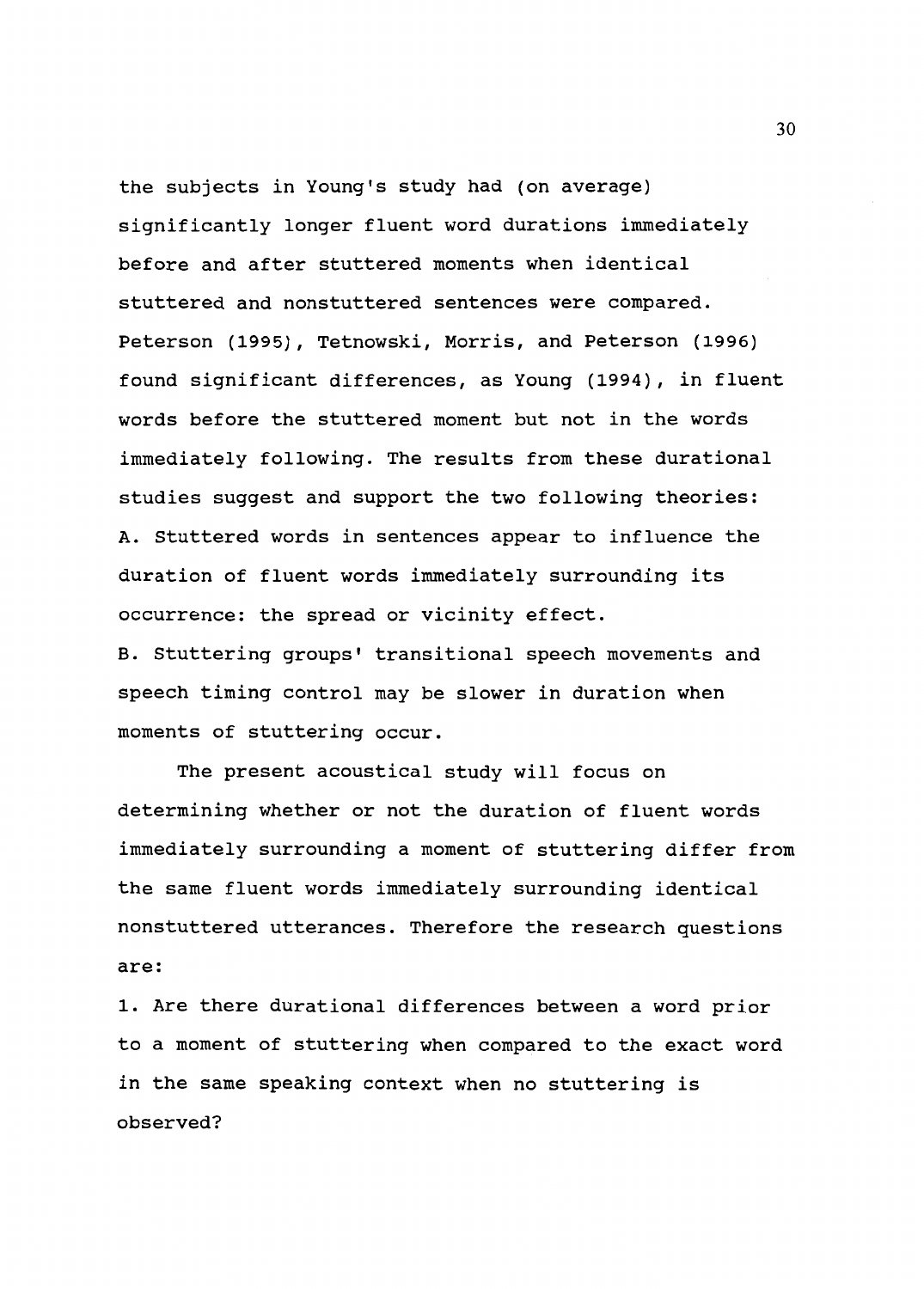the subjects in Young's study had (on average) significantly longer fluent word durations immediately before and after stuttered moments when identical stuttered and nonstuttered sentences were compared. Peterson (1995), Tetnowski, Morris, and Peterson (1996) found significant differences, as Young (1994), in fluent words before the stuttered moment but not in the words immediately following. The results from these durational studies suggest and support the two following theories:

A. Stuttered words in sentences appear to influence the duration of fluent words immediately surrounding its occurrence: the spread or vicinity effect.

B. Stuttering groups' transitional speech movements and speech timing control may be slower in duration when moments of stuttering occur.

The present acoustical study will focus on determining whether or not the duration of fluent words immediately surrounding a moment of stuttering differ from the same fluent words immediately surrounding identical nonstuttered utterances. Therefore the research questions are:

1. Are there durational differences between a word prior to a moment of stuttering when compared to the exact word in the same speaking context when no stuttering is observed?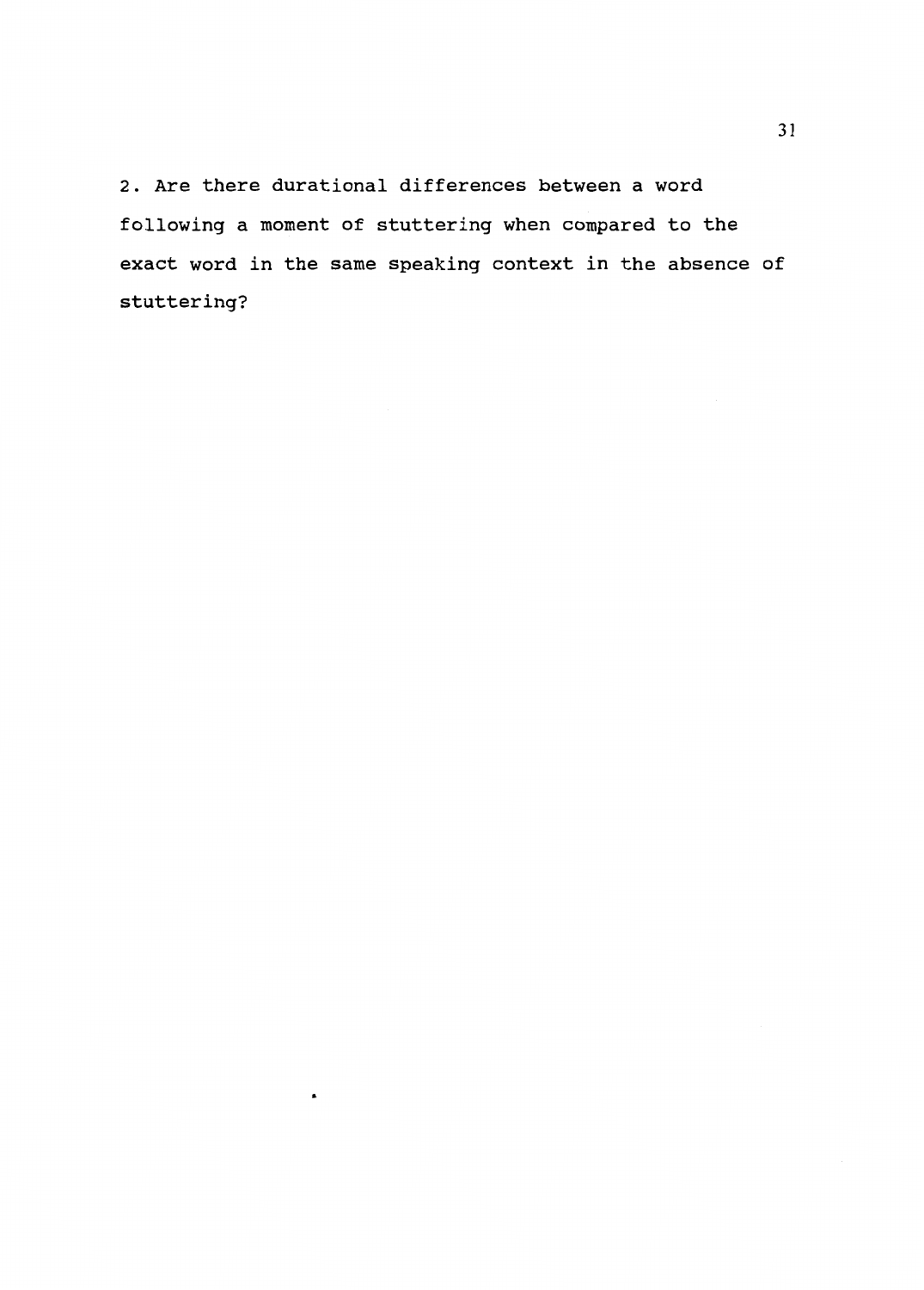2. Are there durational differences between a word following a moment of stuttering when compared to the exact word in the same speaking context in the absence of stuttering?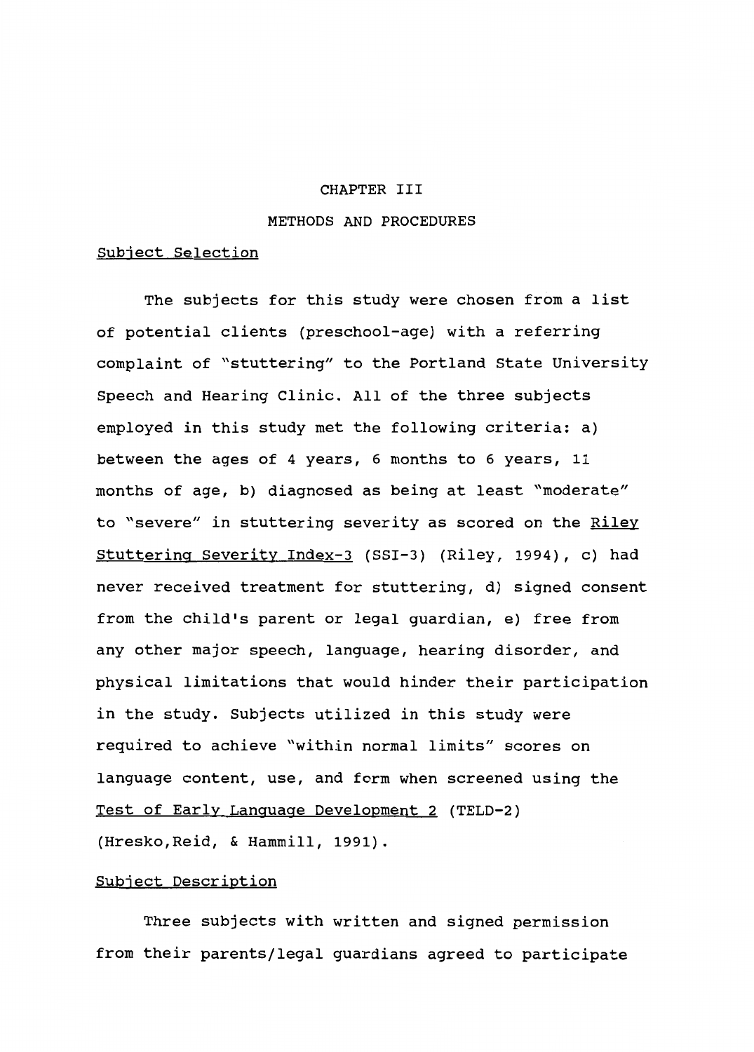# CHAPTER III

## METHODS AND PROCEDURES

### Subject Selection

The subjects for this study were chosen from a list of potential clients (preschool-age) with a referring complaint of "stuttering" to the Portland State University Speech and Hearing Clinic. All of the three subjects employed in this study met the following criteria: a) between the ages of 4 years, 6 months to 6 years, 11 months of age, b) diagnosed as being at least "moderate" to "severe" in stuttering severity as scored on the Riley Stuttering Severity Index-3 (SSI-3) (Riley, 1994), c) had never received treatment for stuttering, d) signed consent from the child's parent or legal guardian, e) free from any other major speech, language, hearing disorder, and physical limitations that would hinder their participation in the study. Subjects utilized in this study were required to achieve "within normal limits" scores on language content, use, and form when screened using the Test of Early Language Development 2 (TELD-2) (Hresko,Reid, & Hammill, 1991).

### Subject Description

Three subjects with written and signed permission from their parents/legal guardians agreed to participate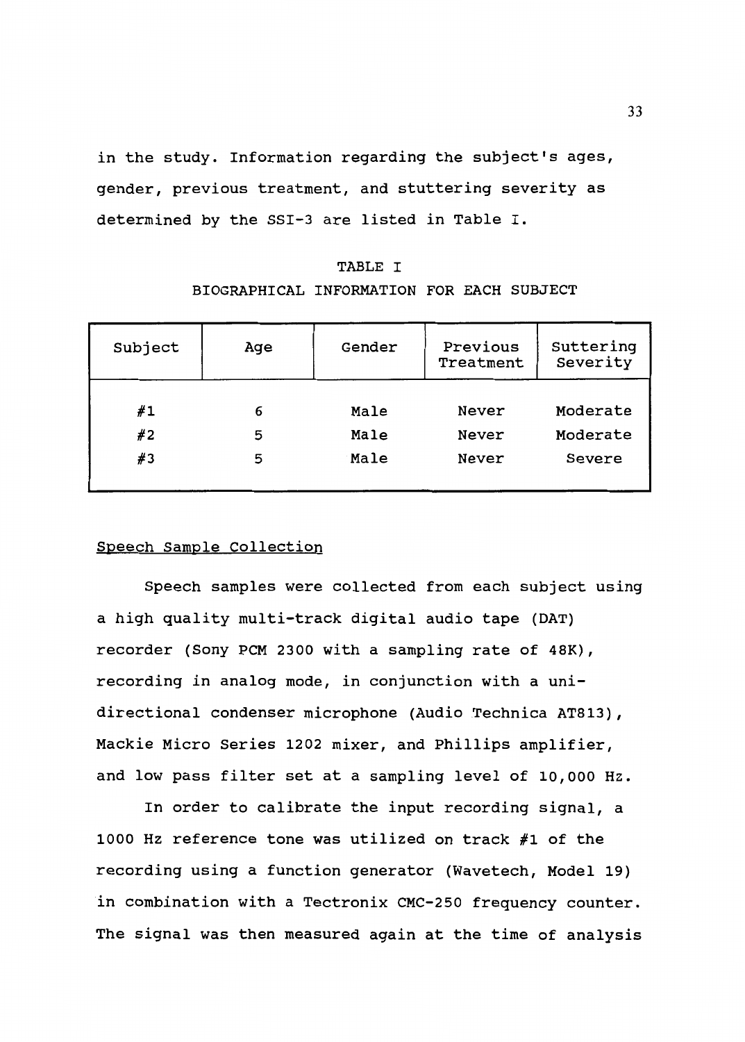in the study. Information regarding the subject's ages, gender, previous treatment, and stuttering severity as determined by the SSI-3 are listed in Table I.

TABLE I

BIOGRAPHICAL INFORMATION FOR EACH SUBJECT

| Subject | Age | Gender | Previous Treatment | Suttering Severity |
|---|---|---|---|---|
| #1 | 6 | Male | Never | Moderate |
| #2 | 5 | Male | Never | Moderate |
| #3 | 5 | Male | Never | Severe |

Speech Sample Collection

Speech samples were collected from each subject using a high quality multi-track digital audio tape (DAT) recorder (Sony PCM 2300 with a sampling rate of 48K), recording in analog mode, in conjunction with a uni-directional condenser microphone (Audio Technica AT813), Mackie Micro Series 1202 mixer, and Phillips amplifier, and low pass filter set at a sampling level of 10,000 Hz.

In order to calibrate the input recording signal, a 1000 Hz reference tone was utilized on track #1 of the recording using a function generator (Wavetech, Model 19) in combination with a Tectronix CMC-250 frequency counter. The signal was then measured again at the time of analysis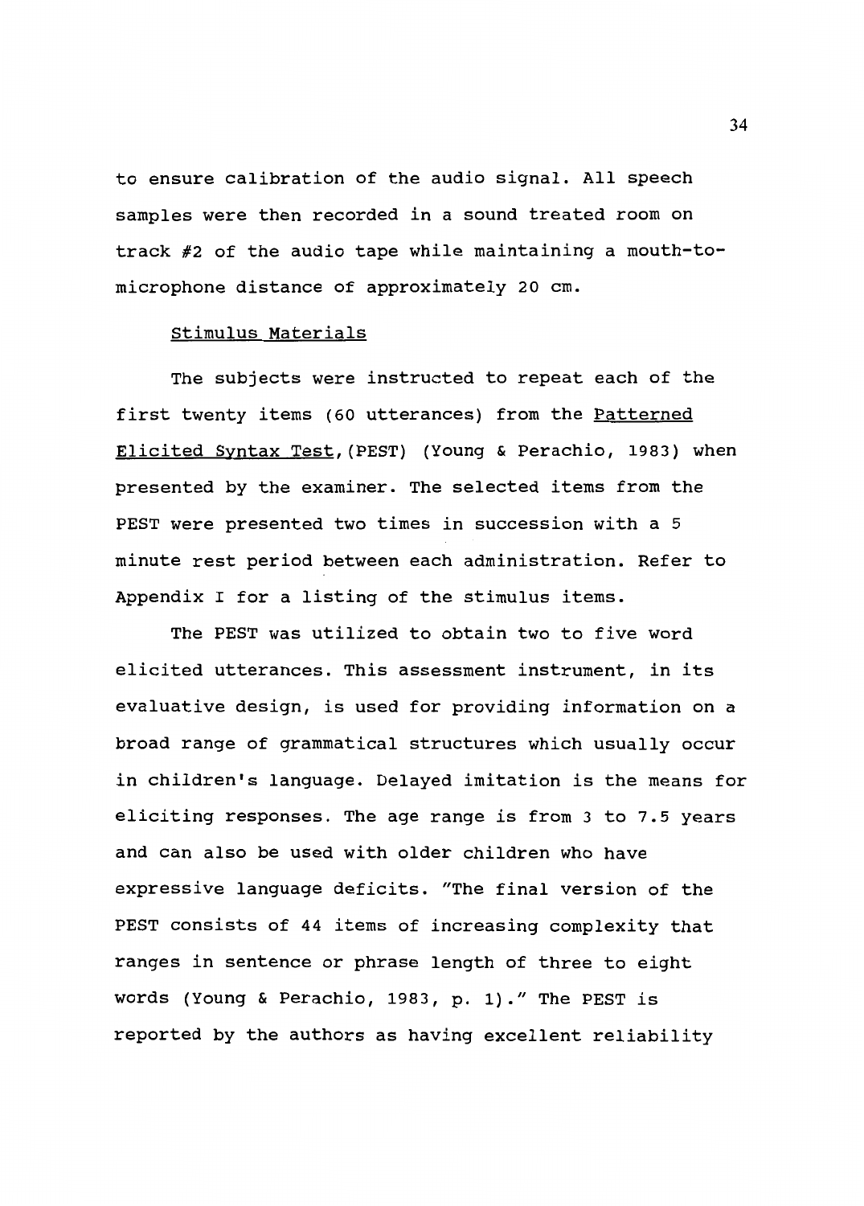to ensure calibration of the audio signal. All speech samples were then recorded in a sound treated room on track #2 of the audio tape while maintaining a mouth-to-microphone distance of approximately 20 cm.

Stimulus Materials

The subjects were instructed to repeat each of the first twenty items (60 utterances) from the Patterned Elicited Syntax Test, (PEST) (Young & Perachio, 1983) when presented by the examiner. The selected items from the PEST were presented two times in succession with a 5 minute rest period between each administration. Refer to Appendix I for a listing of the stimulus items.

The PEST was utilized to obtain two to five word elicited utterances. This assessment instrument, in its evaluative design, is used for providing information on a broad range of grammatical structures which usually occur in children's language. Delayed imitation is the means for eliciting responses. The age range is from 3 to 7.5 years and can also be used with older children who have expressive language deficits. "The final version of the PEST consists of 44 items of increasing complexity that ranges in sentence or phrase length of three to eight words (Young & Perachio, 1983, p. 1)." The PEST is reported by the authors as having excellent reliability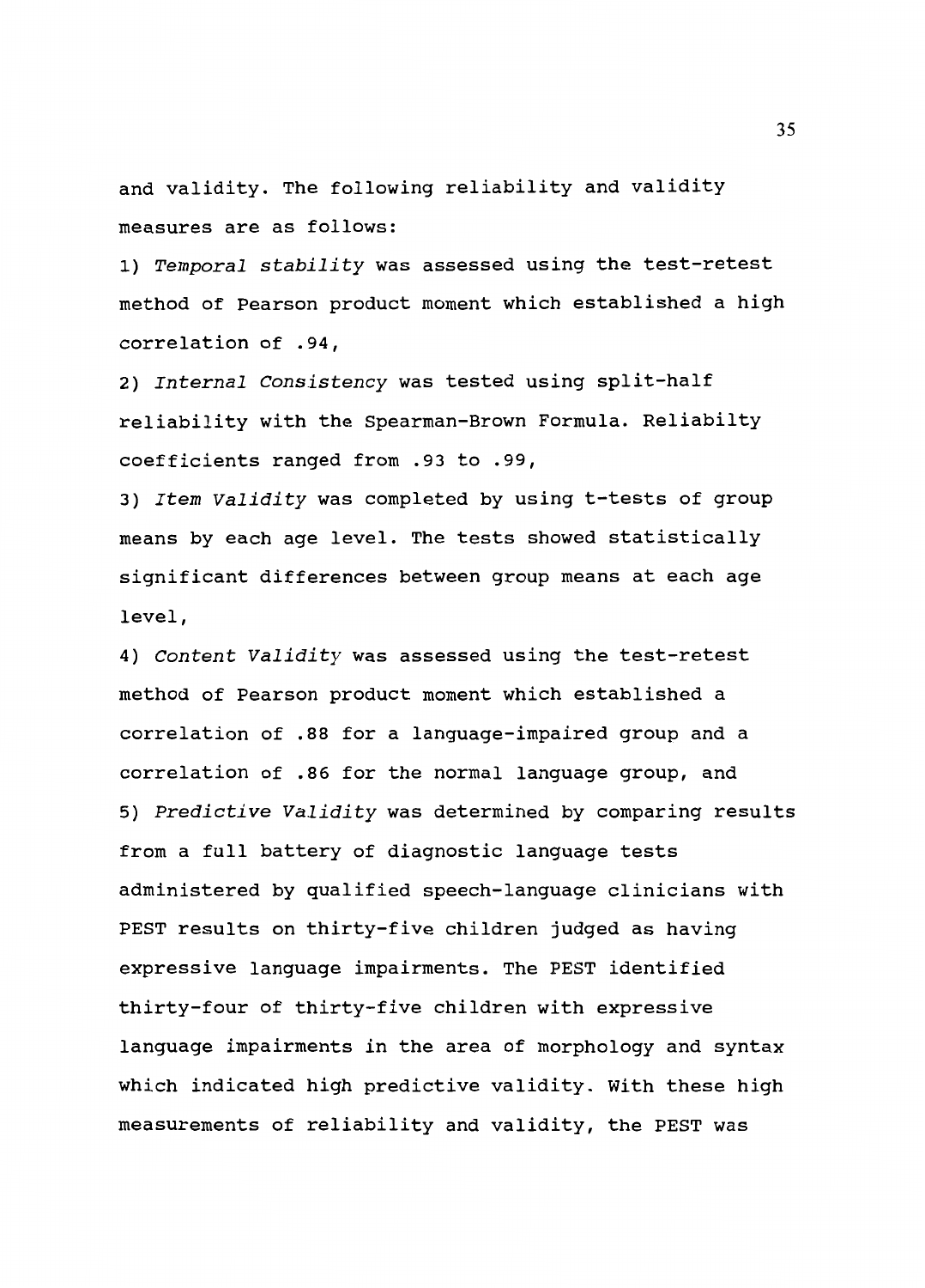and validity. The following reliability and validity measures are as follows:

1) *Temporal stability* was assessed using the test-retest method of Pearson product moment which established a high correlation of .94,

2) *Internal Consistency* was tested using split-half reliability with the Spearman-Brown Formula. Reliabilty coefficients ranged from .93 to .99,

3) *Item Validity* was completed by using t-tests of group means by each age level. The tests showed statistically significant differences between group means at each age level,

4) *Content Validity* was assessed using the test-retest method of Pearson product moment which established a correlation of .88 for a language-impaired group and a correlation of .86 for the normal language group, and

5) *Predictive Validity* was determined by comparing results from a full battery of diagnostic language tests administered by qualified speech-language clinicians with PEST results on thirty-five children judged as having expressive language impairments. The PEST identified thirty-four of thirty-five children with expressive language impairments in the area of morphology and syntax which indicated high predictive validity. With these high measurements of reliability and validity, the PEST was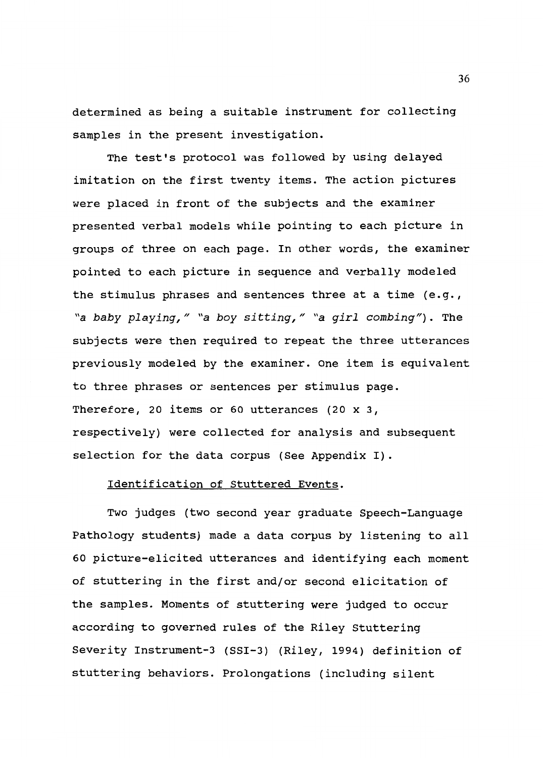determined as being a suitable instrument for collecting samples in the present investigation.

The test's protocol was followed by using delayed imitation on the first twenty items. The action pictures were placed in front of the subjects and the examiner presented verbal models while pointing to each picture in groups of three on each page. In other words, the examiner pointed to each picture in sequence and verbally modeled the stimulus phrases and sentences three at a time (e.g., *"a baby playing," "a boy sitting," "a girl combing"*). The subjects were then required to repeat the three utterances previously modeled by the examiner. One item is equivalent to three phrases or sentences per stimulus page. Therefore, 20 items or 60 utterances (20 x 3, respectively) were collected for analysis and subsequent selection for the data corpus (See Appendix I).

<u>Identification of Stuttered Events</u>.

Two judges (two second year graduate Speech-Language Pathology students) made a data corpus by listening to all 60 picture-elicited utterances and identifying each moment of stuttering in the first and/or second elicitation of the samples. Moments of stuttering were judged to occur according to governed rules of the Riley Stuttering Severity Instrument-3 (SSI-3) (Riley, 1994) definition of stuttering behaviors. Prolongations (including silent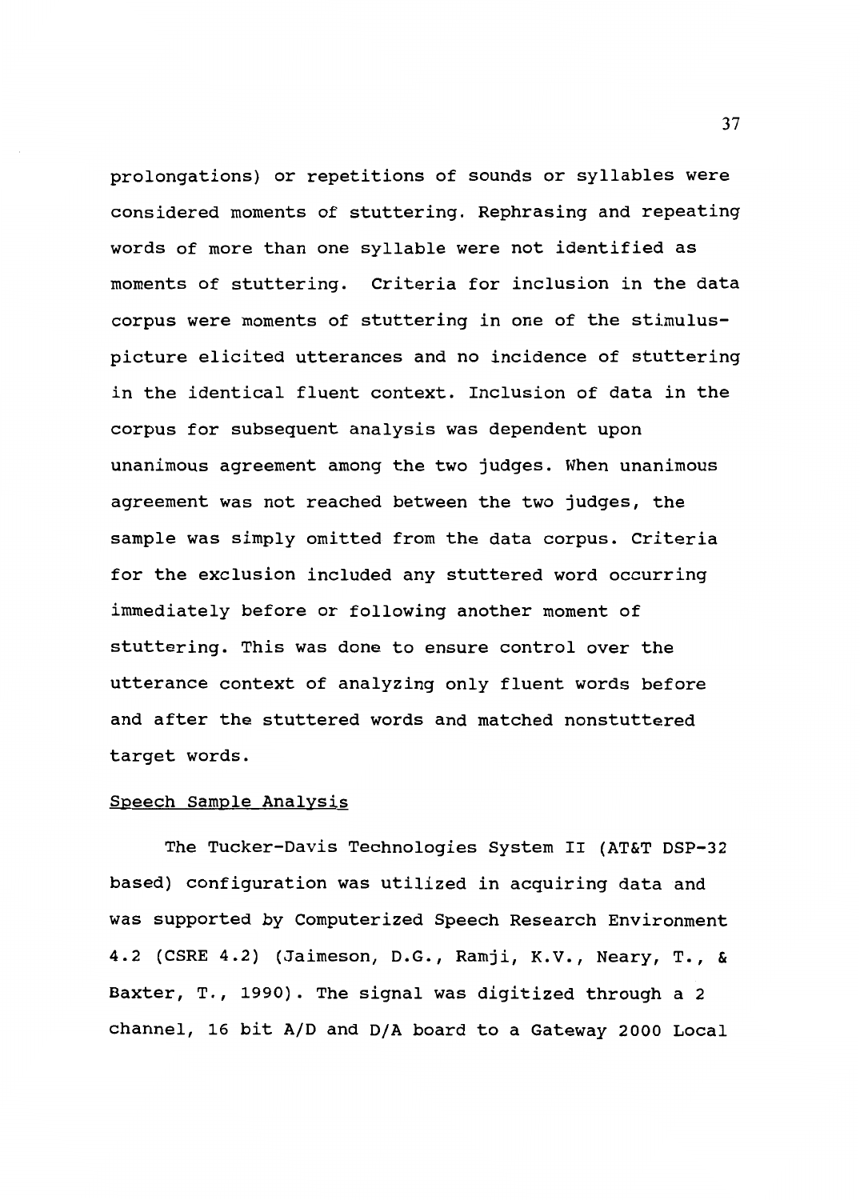prolongations) or repetitions of sounds or syllables were considered moments of stuttering. Rephrasing and repeating words of more than one syllable were not identified as moments of stuttering. Criteria for inclusion in the data corpus were moments of stuttering in one of the stimulus-picture elicited utterances and no incidence of stuttering in the identical fluent context. Inclusion of data in the corpus for subsequent analysis was dependent upon unanimous agreement among the two judges. When unanimous agreement was not reached between the two judges, the sample was simply omitted from the data corpus. Criteria for the exclusion included any stuttered word occurring immediately before or following another moment of stuttering. This was done to ensure control over the utterance context of analyzing only fluent words before and after the stuttered words and matched nonstuttered target words.

### Speech Sample Analysis

The Tucker-Davis Technologies System II (AT&T DSP-32 based) configuration was utilized in acquiring data and was supported by Computerized Speech Research Environment 4.2 (CSRE 4.2) (Jaimeson, D.G., Ramji, K.V., Neary, T., & Baxter, T., 1990). The signal was digitized through a 2 channel, 16 bit A/D and D/A board to a Gateway 2000 Local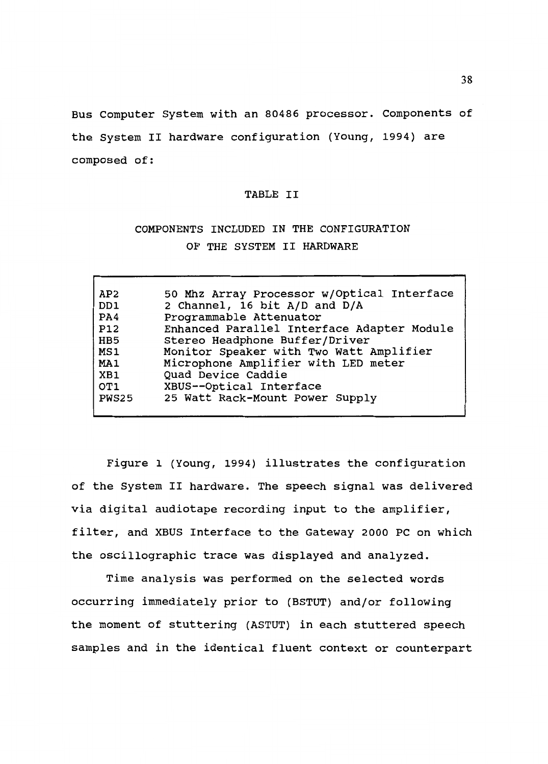Bus Computer System with an 80486 processor. Components of the System II hardware configuration (Young, 1994) are composed of:

TABLE II

COMPONENTS INCLUDED IN THE CONFIGURATION OF THE SYSTEM II HARDWARE

| | |
|---|---|
| AP2 | 50 Mhz Array Processor w/Optical Interface |
| DD1 | 2 Channel, 16 bit A/D and D/A |
| PA4 | Programmable Attenuator |
| P12 | Enhanced Parallel Interface Adapter Module |
| HB5 | Stereo Headphone Buffer/Driver |
| MS1 | Monitor Speaker with Two Watt Amplifier |
| MA1 | Microphone Amplifier with LED meter |
| XB1 | Quad Device Caddie |
| OT1 | XBUS--Optical Interface |
| PWS25 | 25 Watt Rack-Mount Power Supply |

Figure 1 (Young, 1994) illustrates the configuration of the System II hardware. The speech signal was delivered via digital audiotape recording input to the amplifier, filter, and XBUS Interface to the Gateway 2000 PC on which the oscillographic trace was displayed and analyzed.

Time analysis was performed on the selected words occurring immediately prior to (BSTUT) and/or following the moment of stuttering (ASTUT) in each stuttered speech samples and in the identical fluent context or counterpart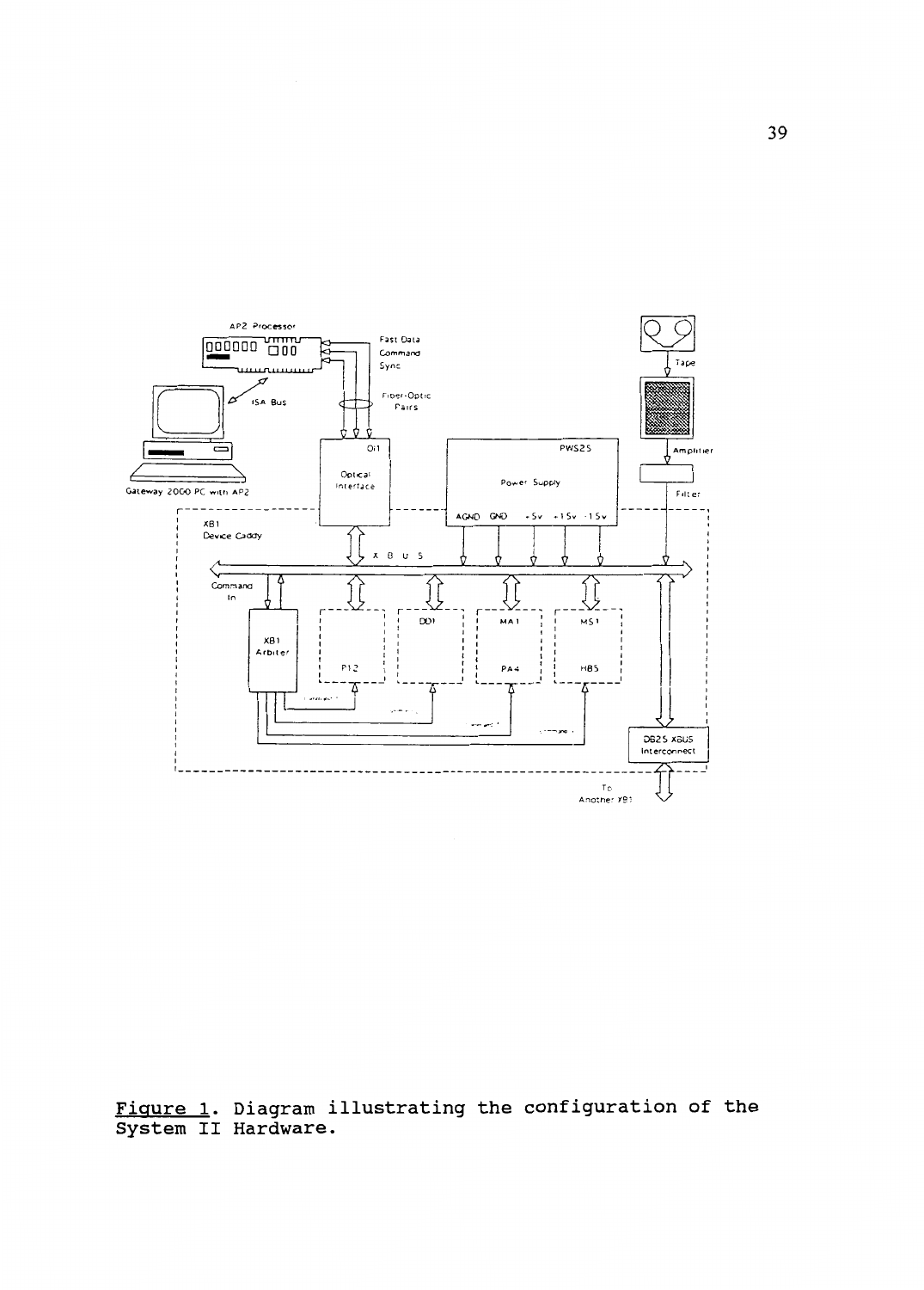AP2 Processor

Fast Data
Command
Sync

Fiber-Optic
Pairs

ISA Bus

Gateway 2000 PC with AP2

OI1
Optical
Interface

PWS25
Power Supply

AGND GND +5v +15v -15v

Tape

Amplifier

Filter

XB1
Device Caddy

X B U S

Command
In

XB1
Arbiter

PI2

DD1

MA1
PA4

MS1
HB5

DB25 XBUS
Interconnect

To
Another XB1

Figure 1. Diagram illustrating the configuration of the System II Hardware.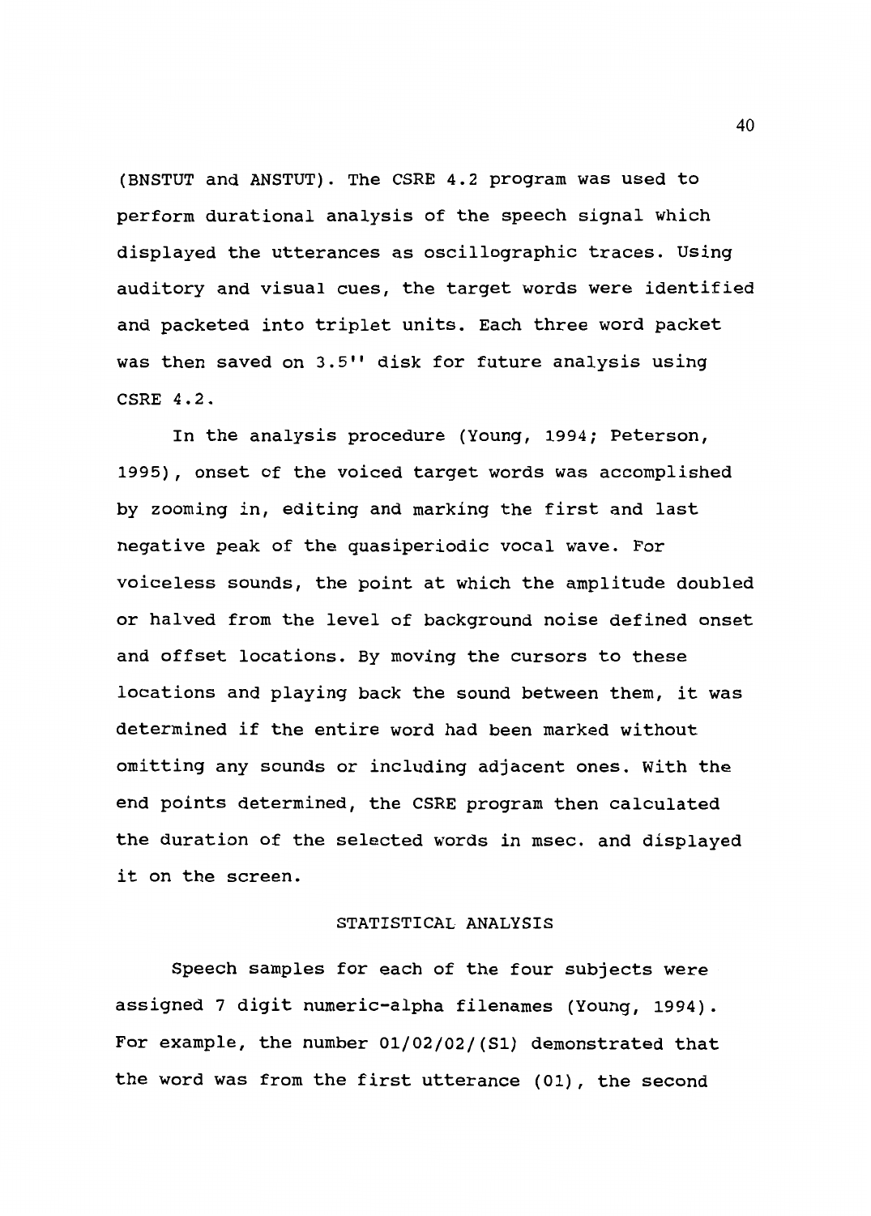(BNSTUT and ANSTUT). The CSRE 4.2 program was used to perform durational analysis of the speech signal which displayed the utterances as oscillographic traces. Using auditory and visual cues, the target words were identified and packeted into triplet units. Each three word packet was then saved on 3.5'' disk for future analysis using CSRE 4.2.

In the analysis procedure (Young, 1994; Peterson, 1995), onset of the voiced target words was accomplished by zooming in, editing and marking the first and last negative peak of the quasiperiodic vocal wave. For voiceless sounds, the point at which the amplitude doubled or halved from the level of background noise defined onset and offset locations. By moving the cursors to these locations and playing back the sound between them, it was determined if the entire word had been marked without omitting any sounds or including adjacent ones. With the end points determined, the CSRE program then calculated the duration of the selected words in msec. and displayed it on the screen.

## STATISTICAL ANALYSIS

Speech samples for each of the four subjects were assigned 7 digit numeric-alpha filenames (Young, 1994). For example, the number 01/02/02/(S1) demonstrated that the word was from the first utterance (01), the second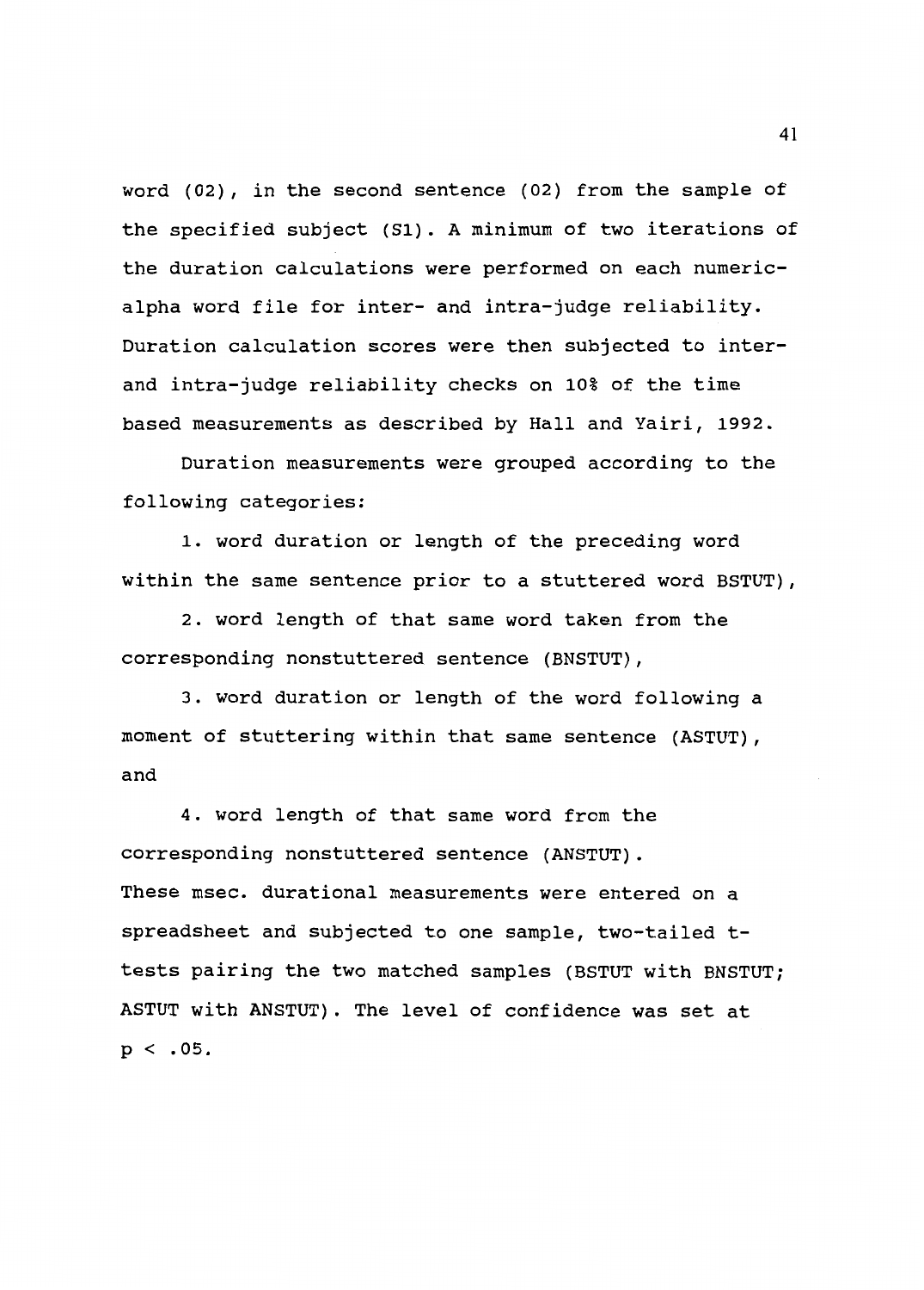word (02), in the second sentence (02) from the sample of the specified subject (S1). A minimum of two iterations of the duration calculations were performed on each numeric-alpha word file for inter- and intra-judge reliability. Duration calculation scores were then subjected to inter- and intra-judge reliability checks on 10% of the time based measurements as described by Hall and Yairi, 1992.

Duration measurements were grouped according to the following categories:

1. word duration or length of the preceding word within the same sentence prior to a stuttered word BSTUT),

2. word length of that same word taken from the corresponding nonstuttered sentence (BNSTUT),

3. word duration or length of the word following a moment of stuttering within that same sentence (ASTUT), and

4. word length of that same word from the corresponding nonstuttered sentence (ANSTUT).

These msec. durational measurements were entered on a spreadsheet and subjected to one sample, two-tailed t-tests pairing the two matched samples (BSTUT with BNSTUT; ASTUT with ANSTUT). The level of confidence was set at $p < .05$.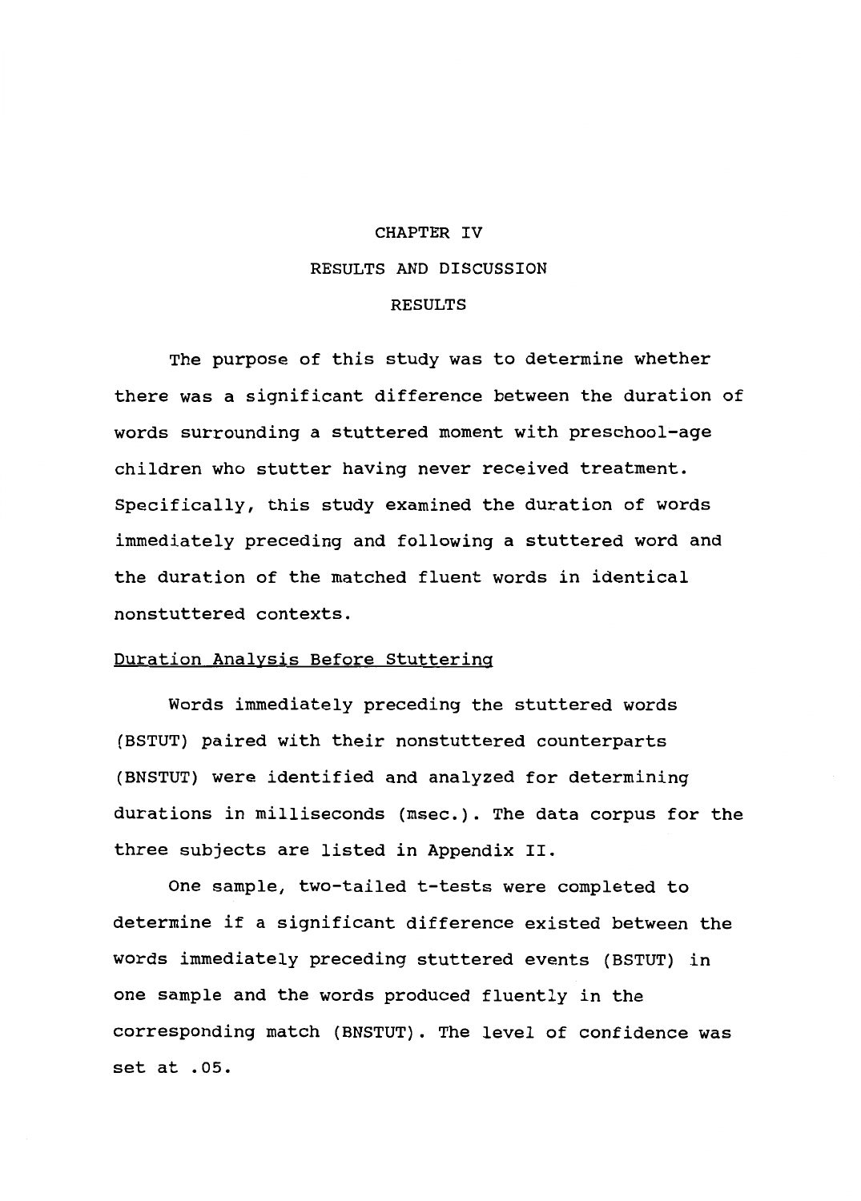# CHAPTER IV

# RESULTS AND DISCUSSION

## RESULTS

The purpose of this study was to determine whether there was a significant difference between the duration of words surrounding a stuttered moment with preschool-age children who stutter having never received treatment. Specifically, this study examined the duration of words immediately preceding and following a stuttered word and the duration of the matched fluent words in identical nonstuttered contexts.

### Duration Analysis Before Stuttering

Words immediately preceding the stuttered words (BSTUT) paired with their nonstuttered counterparts (BNSTUT) were identified and analyzed for determining durations in milliseconds (msec.). The data corpus for the three subjects are listed in Appendix II.

One sample, two-tailed t-tests were completed to determine if a significant difference existed between the words immediately preceding stuttered events (BSTUT) in one sample and the words produced fluently in the corresponding match (BNSTUT). The level of confidence was set at .05.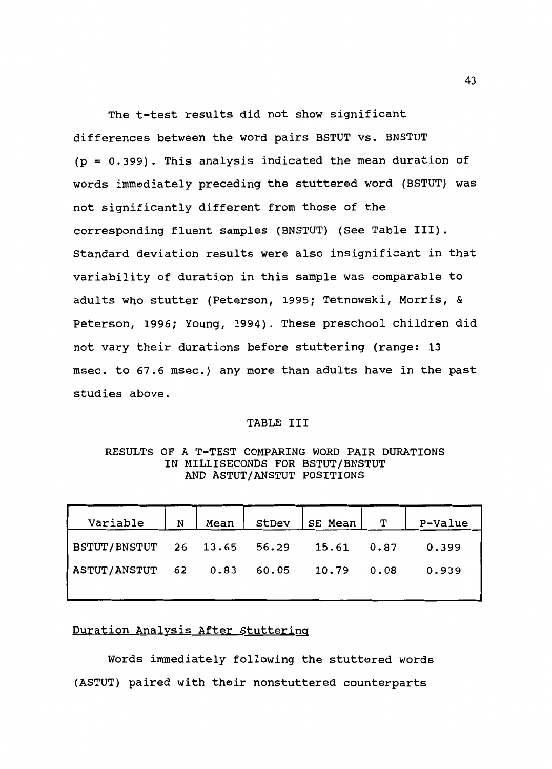The t-test results did not show significant differences between the word pairs BSTUT vs. BNSTUT ($p = 0.399$). This analysis indicated the mean duration of words immediately preceding the stuttered word (BSTUT) was not significantly different from those of the corresponding fluent samples (BNSTUT) (See Table III). Standard deviation results were also insignificant in that variability of duration in this sample was comparable to adults who stutter (Peterson, 1995; Tetnowski, Morris, & Peterson, 1996; Young, 1994). These preschool children did not vary their durations before stuttering (range: 13 msec. to 67.6 msec.) any more than adults have in the past studies above.

TABLE III

RESULTS OF A T-TEST COMPARING WORD PAIR DURATIONS IN MILLISECONDS FOR BSTUT/BNSTUT AND ASTUT/ANSTUT POSITIONS

| Variable | N | Mean | StDev | SE Mean | T | P-Value |
|---|---|---|---|---|---|---|
| BSTUT/BNSTUT | 26 | 13.65 | 56.29 | 15.61 | 0.87 | 0.399 |
| ASTUT/ANSTUT | 62 | 0.83 | 60.05 | 10.79 | 0.08 | 0.939 |

## Duration Analysis After Stuttering

Words immediately following the stuttered words (ASTUT) paired with their nonstuttered counterparts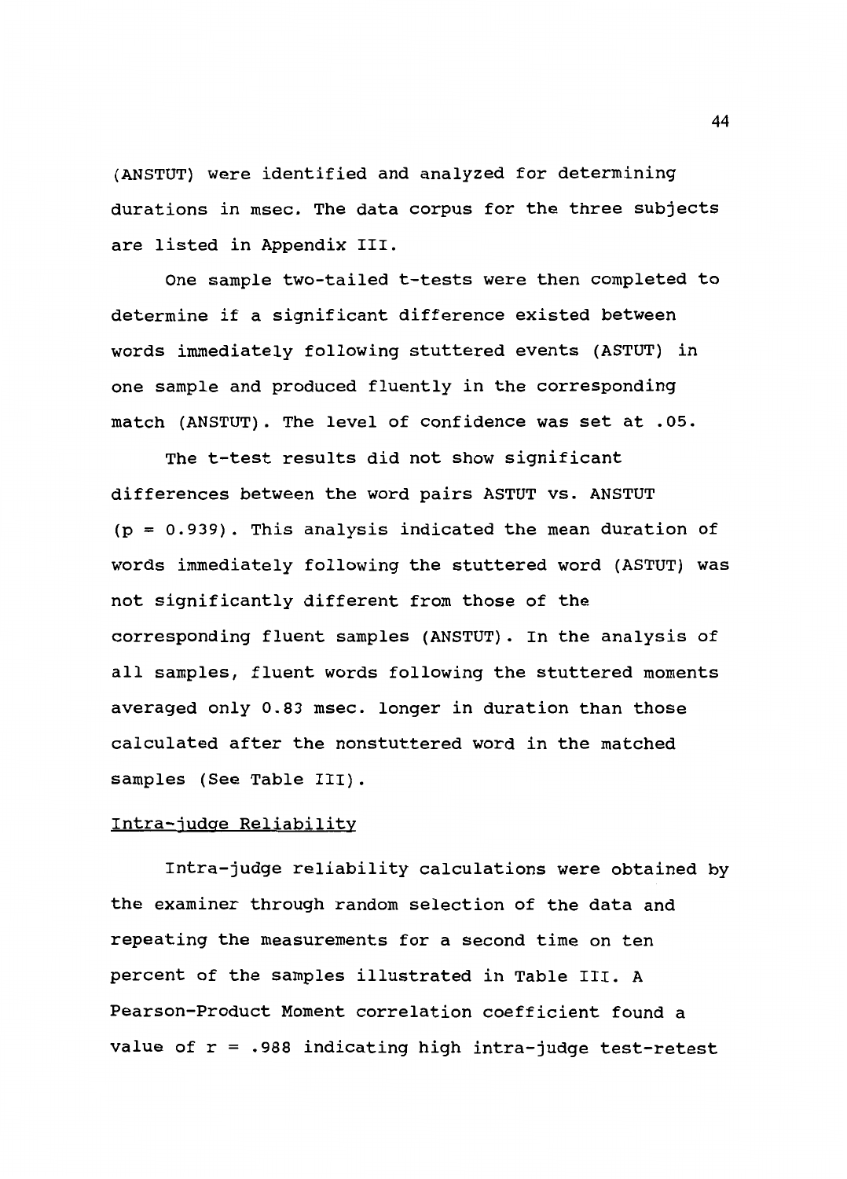(ANSTUT) were identified and analyzed for determining durations in msec. The data corpus for the three subjects are listed in Appendix III.

One sample two-tailed t-tests were then completed to determine if a significant difference existed between words immediately following stuttered events (ASTUT) in one sample and produced fluently in the corresponding match (ANSTUT). The level of confidence was set at .05.

The t-test results did not show significant differences between the word pairs ASTUT vs. ANSTUT ($p = 0.939$). This analysis indicated the mean duration of words immediately following the stuttered word (ASTUT) was not significantly different from those of the corresponding fluent samples (ANSTUT). In the analysis of all samples, fluent words following the stuttered moments averaged only 0.83 msec. longer in duration than those calculated after the nonstuttered word in the matched samples (See Table III).

## Intra-judge Reliability

Intra-judge reliability calculations were obtained by the examiner through random selection of the data and repeating the measurements for a second time on ten percent of the samples illustrated in Table III. A Pearson-Product Moment correlation coefficient found a value of $r = .988$ indicating high intra-judge test-retest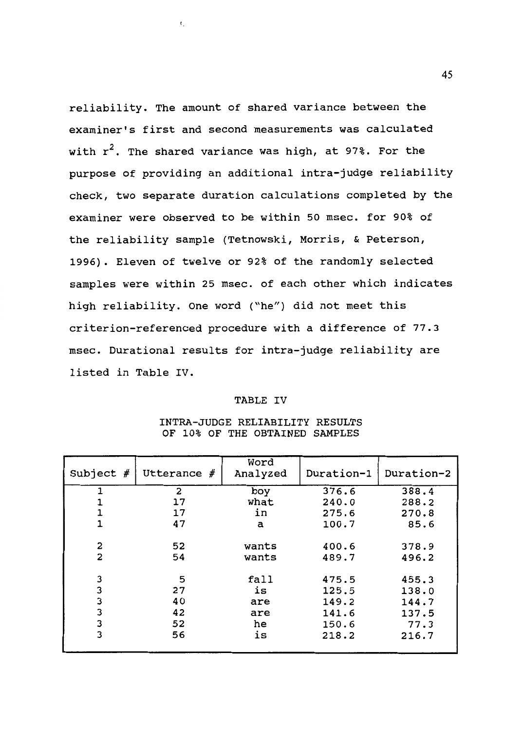reliability. The amount of shared variance between the examiner's first and second measurements was calculated with $r^2$. The shared variance was high, at 97%. For the purpose of providing an additional intra-judge reliability check, two separate duration calculations completed by the examiner were observed to be within 50 msec. for 90% of the reliability sample (Tetnowski, Morris, & Peterson, 1996). Eleven of twelve or 92% of the randomly selected samples were within 25 msec. of each other which indicates high reliability. One word ("he") did not meet this criterion-referenced procedure with a difference of 77.3 msec. Durational results for intra-judge reliability are listed in Table IV.

TABLE IV

INTRA-JUDGE RELIABILITY RESULTS OF 10% OF THE OBTAINED SAMPLES

| Subject # | Utterance # | Word Analyzed | Duration-1 | Duration-2 |
|---|---|---|---|---|
| 1 | 2 | boy | 376.6 | 388.4 |
| 1 | 17 | what | 240.0 | 288.2 |
| 1 | 17 | in | 275.6 | 270.8 |
| 1 | 47 | a | 100.7 | 85.6 |
| 2 | 52 | wants | 400.6 | 378.9 |
| 2 | 54 | wants | 489.7 | 496.2 |
| 3 | 5 | fall | 475.5 | 455.3 |
| 3 | 27 | is | 125.5 | 138.0 |
| 3 | 40 | are | 149.2 | 144.7 |
| 3 | 42 | are | 141.6 | 137.5 |
| 3 | 52 | he | 150.6 | 77.3 |
| 3 | 56 | is | 218.2 | 216.7 |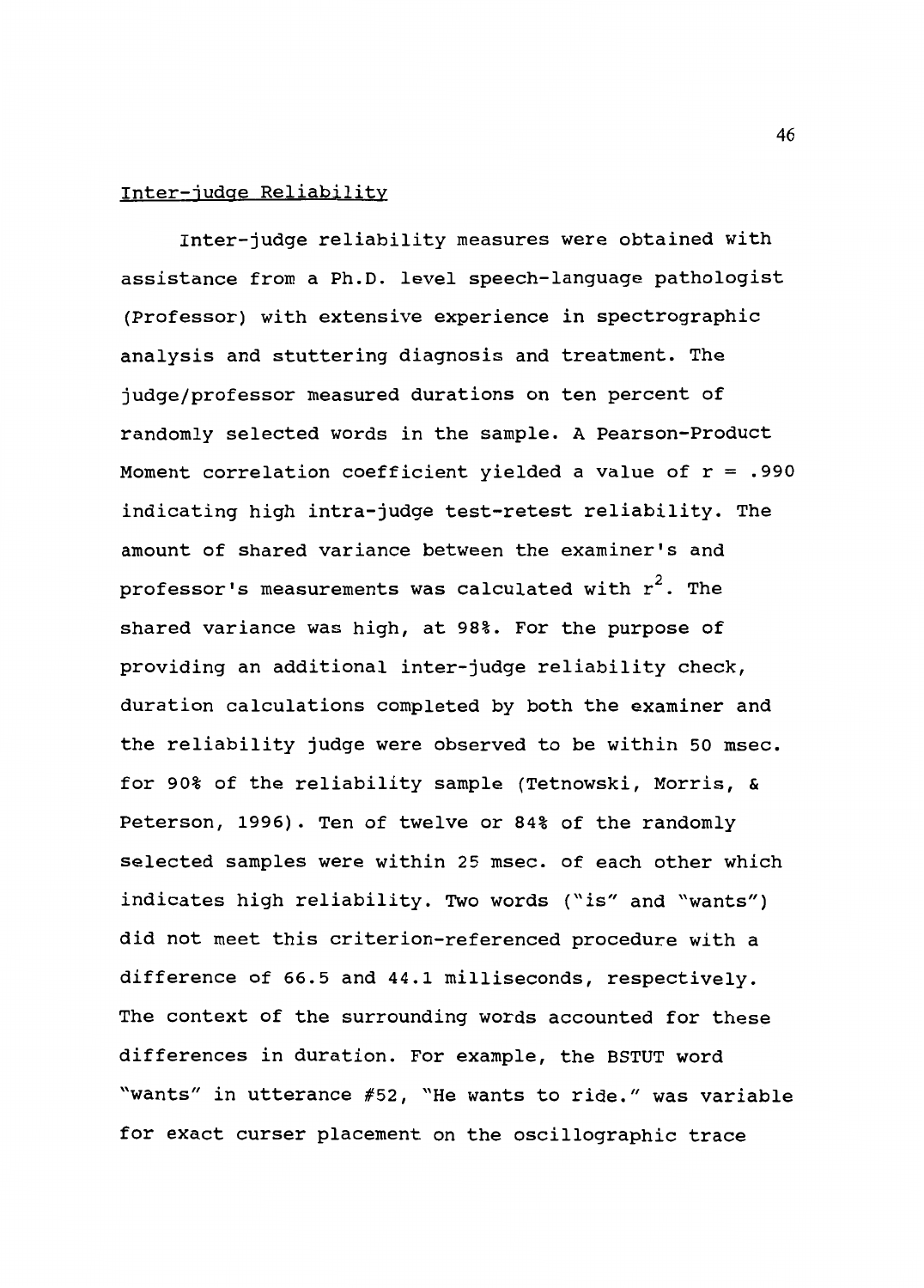Inter-judge Reliability

Inter-judge reliability measures were obtained with assistance from a Ph.D. level speech-language pathologist (Professor) with extensive experience in spectrographic analysis and stuttering diagnosis and treatment. The judge/professor measured durations on ten percent of randomly selected words in the sample. A Pearson-Product Moment correlation coefficient yielded a value of $r = .990$ indicating high intra-judge test-retest reliability. The amount of shared variance between the examiner's and professor's measurements was calculated with $r^2$. The shared variance was high, at 98%. For the purpose of providing an additional inter-judge reliability check, duration calculations completed by both the examiner and the reliability judge were observed to be within 50 msec. for 90% of the reliability sample (Tetnowski, Morris, & Peterson, 1996). Ten of twelve or 84% of the randomly selected samples were within 25 msec. of each other which indicates high reliability. Two words ("is" and "wants") did not meet this criterion-referenced procedure with a difference of 66.5 and 44.1 milliseconds, respectively. The context of the surrounding words accounted for these differences in duration. For example, the BSTUT word "wants" in utterance #52, "He wants to ride." was variable for exact curser placement on the oscillographic trace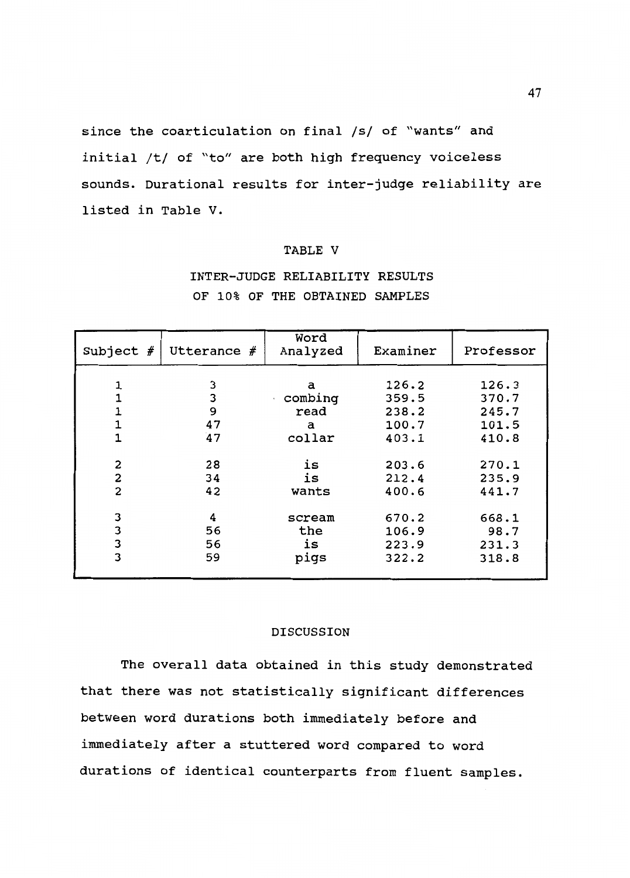since the coarticulation on final /s/ of "wants" and initial /t/ of "to" are both high frequency voiceless sounds. Durational results for inter-judge reliability are listed in Table V.

TABLE V

INTER-JUDGE RELIABILITY RESULTS OF 10% OF THE OBTAINED SAMPLES

| Subject # | Utterance # | Word Analyzed | Examiner | Professor |
|---|---|---|---|---|
| 1 | 3 | a | 126.2 | 126.3 |
| 1 | 3 | combing | 359.5 | 370.7 |
| 1 | 9 | read | 238.2 | 245.7 |
| 1 | 47 | a | 100.7 | 101.5 |
| 1 | 47 | collar | 403.1 | 410.8 |
| 2 | 28 | is | 203.6 | 270.1 |
| 2 | 34 | is | 212.4 | 235.9 |
| 2 | 42 | wants | 400.6 | 441.7 |
| 3 | 4 | scream | 670.2 | 668.1 |
| 3 | 56 | the | 106.9 | 98.7 |
| 3 | 56 | is | 223.9 | 231.3 |
| 3 | 59 | pigs | 322.2 | 318.8 |

## DISCUSSION

The overall data obtained in this study demonstrated that there was not statistically significant differences between word durations both immediately before and immediately after a stuttered word compared to word durations of identical counterparts from fluent samples.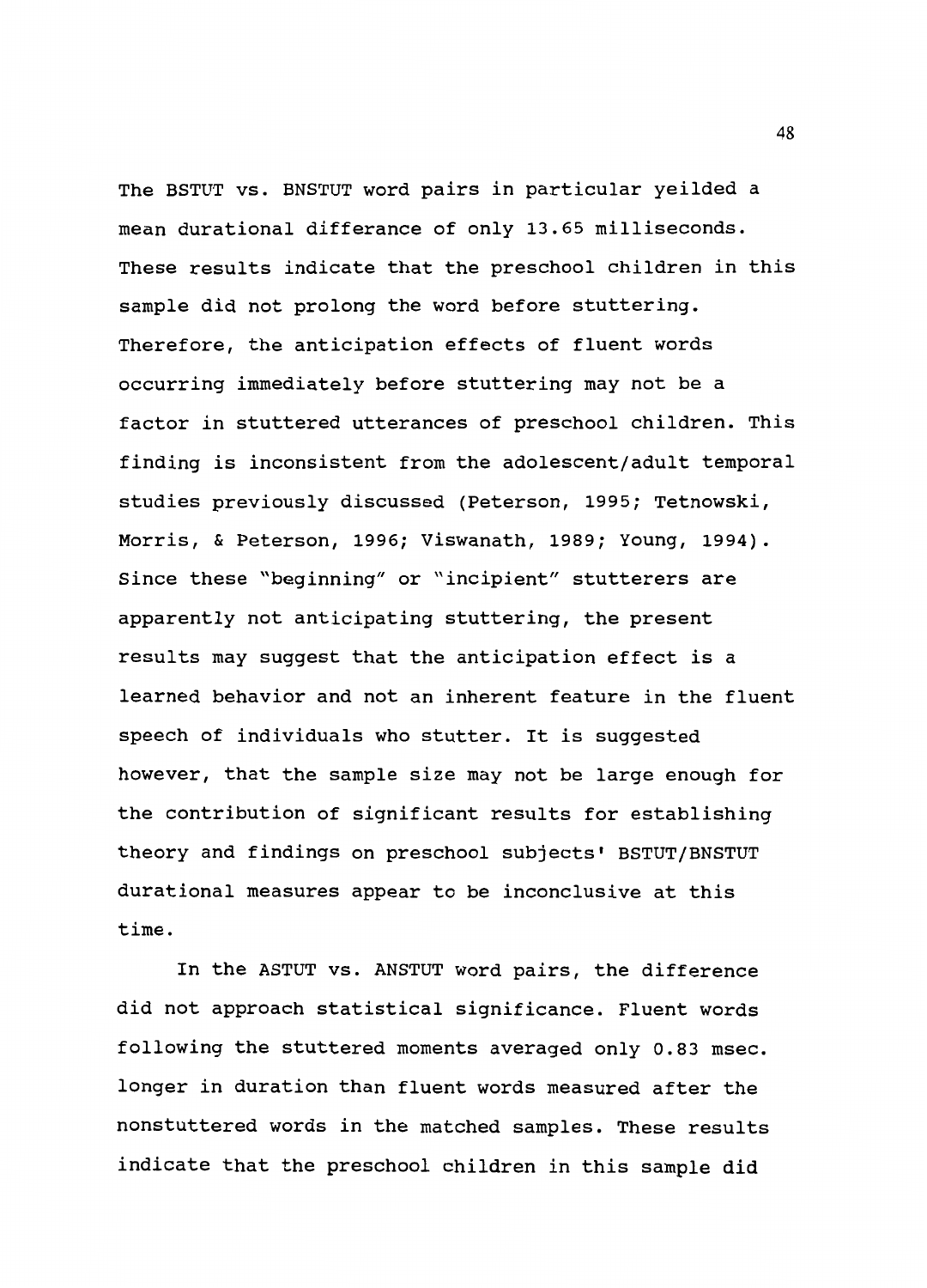The BSTUT vs. BNSTUT word pairs in particular yeilded a mean durational differance of only 13.65 milliseconds. These results indicate that the preschool children in this sample did not prolong the word before stuttering. Therefore, the anticipation effects of fluent words occurring immediately before stuttering may not be a factor in stuttered utterances of preschool children. This finding is inconsistent from the adolescent/adult temporal studies previously discussed (Peterson, 1995; Tetnowski, Morris, & Peterson, 1996; Viswanath, 1989; Young, 1994). Since these "beginning" or "incipient" stutterers are apparently not anticipating stuttering, the present results may suggest that the anticipation effect is a learned behavior and not an inherent feature in the fluent speech of individuals who stutter. It is suggested however, that the sample size may not be large enough for the contribution of significant results for establishing theory and findings on preschool subjects' BSTUT/BNSTUT durational measures appear to be inconclusive at this time.

In the ASTUT vs. ANSTUT word pairs, the difference did not approach statistical significance. Fluent words following the stuttered moments averaged only 0.83 msec. longer in duration than fluent words measured after the nonstuttered words in the matched samples. These results indicate that the preschool children in this sample did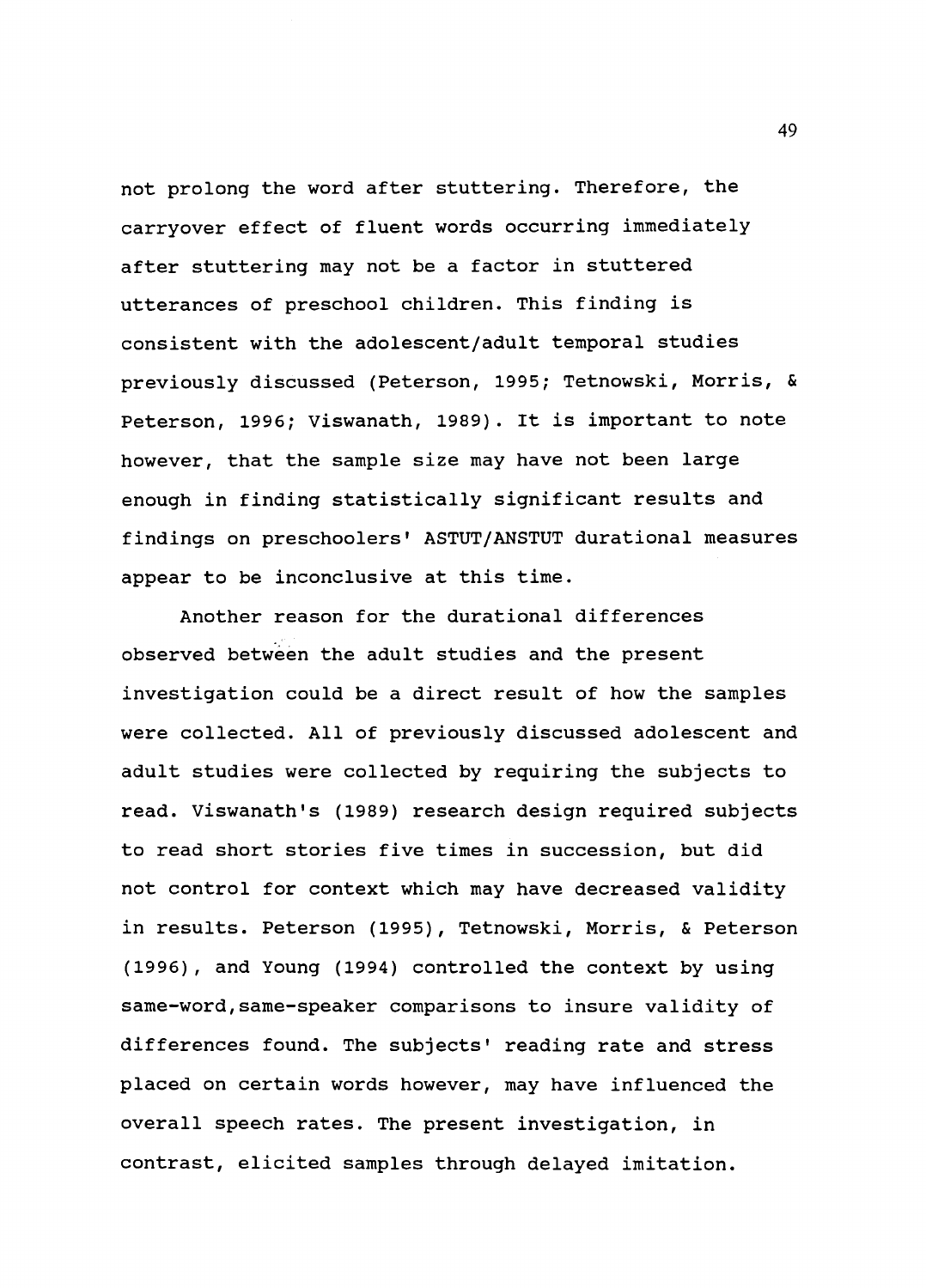not prolong the word after stuttering. Therefore, the carryover effect of fluent words occurring immediately after stuttering may not be a factor in stuttered utterances of preschool children. This finding is consistent with the adolescent/adult temporal studies previously discussed (Peterson, 1995; Tetnowski, Morris, & Peterson, 1996; Viswanath, 1989). It is important to note however, that the sample size may have not been large enough in finding statistically significant results and findings on preschoolers' ASTUT/ANSTUT durational measures appear to be inconclusive at this time.

Another reason for the durational differences observed between the adult studies and the present investigation could be a direct result of how the samples were collected. All of previously discussed adolescent and adult studies were collected by requiring the subjects to read. Viswanath's (1989) research design required subjects to read short stories five times in succession, but did not control for context which may have decreased validity in results. Peterson (1995), Tetnowski, Morris, & Peterson (1996), and Young (1994) controlled the context by using same-word,same-speaker comparisons to insure validity of differences found. The subjects' reading rate and stress placed on certain words however, may have influenced the overall speech rates. The present investigation, in contrast, elicited samples through delayed imitation.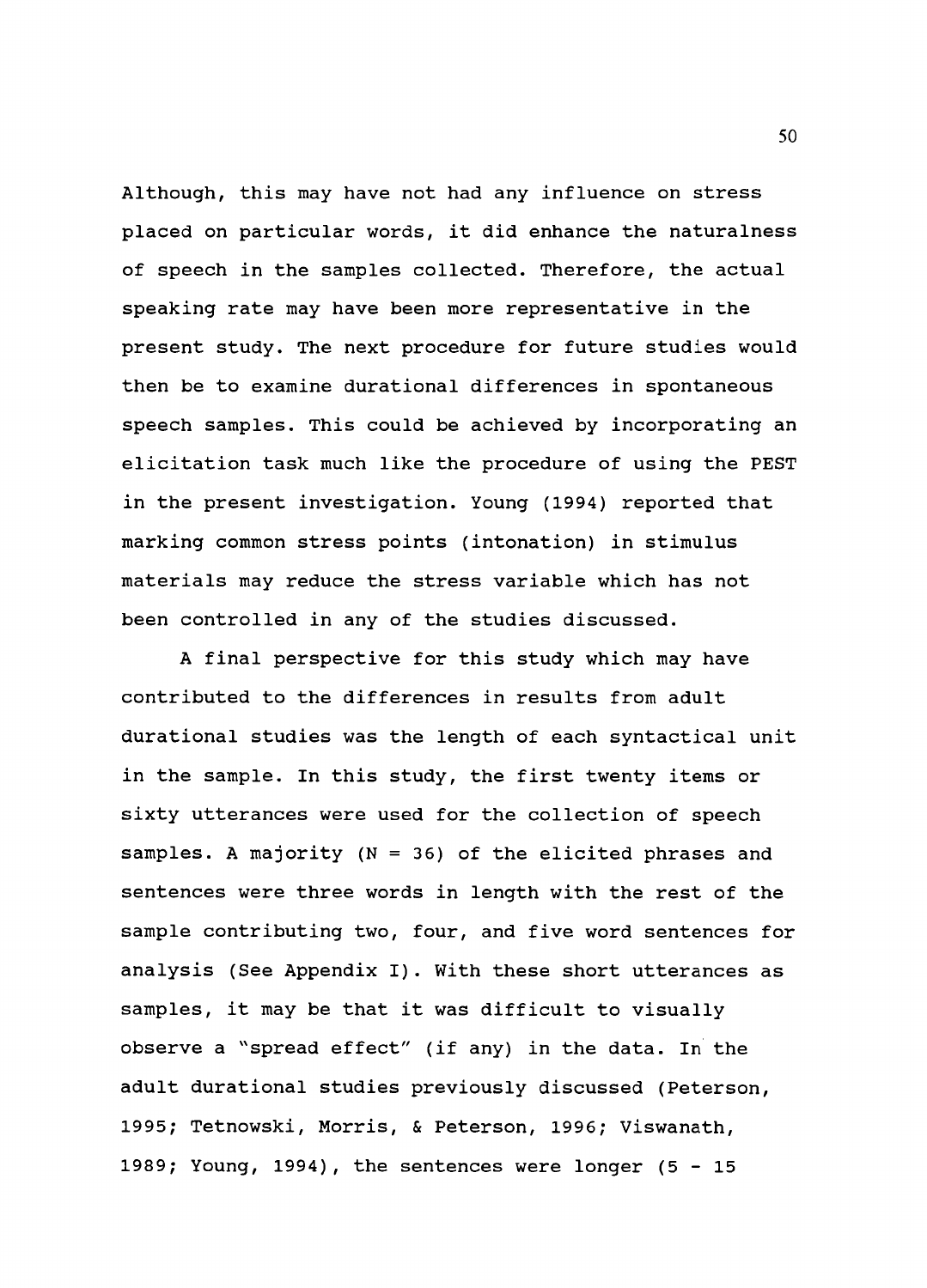Although, this may have not had any influence on stress placed on particular words, it did enhance the naturalness of speech in the samples collected. Therefore, the actual speaking rate may have been more representative in the present study. The next procedure for future studies would then be to examine durational differences in spontaneous speech samples. This could be achieved by incorporating an elicitation task much like the procedure of using the PEST in the present investigation. Young (1994) reported that marking common stress points (intonation) in stimulus materials may reduce the stress variable which has not been controlled in any of the studies discussed.

A final perspective for this study which may have contributed to the differences in results from adult durational studies was the length of each syntactical unit in the sample. In this study, the first twenty items or sixty utterances were used for the collection of speech samples. A majority (N = 36) of the elicited phrases and sentences were three words in length with the rest of the sample contributing two, four, and five word sentences for analysis (See Appendix I). With these short utterances as samples, it may be that it was difficult to visually observe a "spread effect" (if any) in the data. In the adult durational studies previously discussed (Peterson, 1995; Tetnowski, Morris, & Peterson, 1996; Viswanath, 1989; Young, 1994), the sentences were longer (5 - 15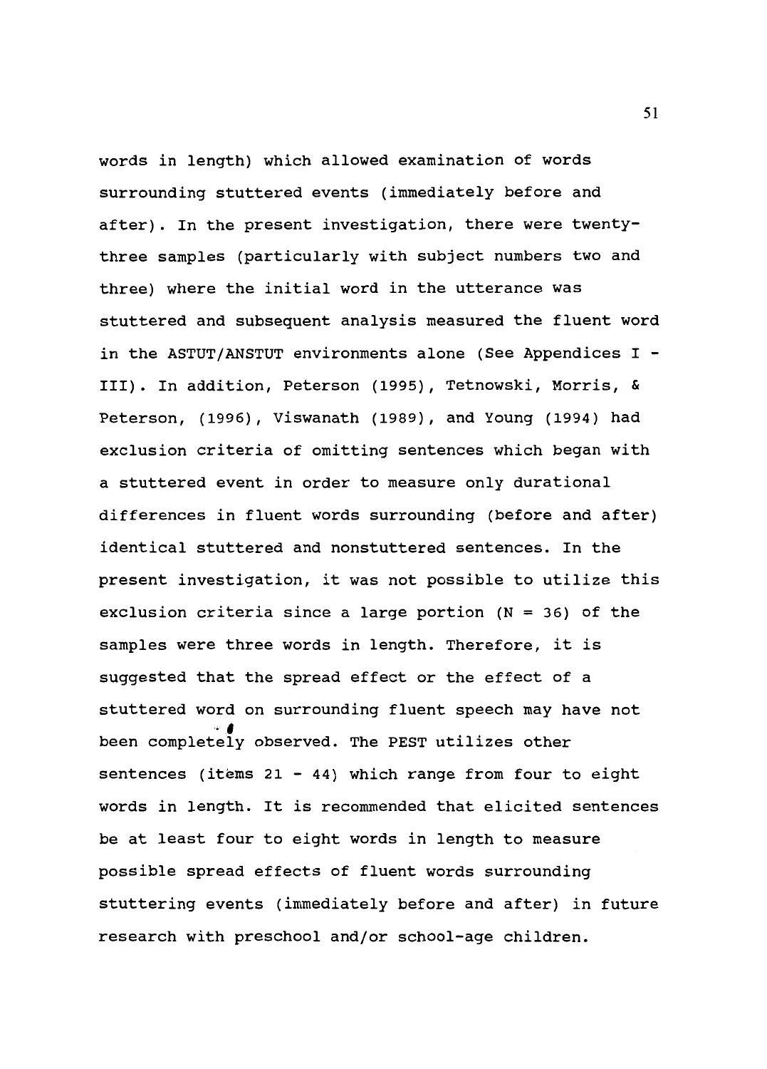words in length) which allowed examination of words surrounding stuttered events (immediately before and after). In the present investigation, there were twenty-three samples (particularly with subject numbers two and three) where the initial word in the utterance was stuttered and subsequent analysis measured the fluent word in the ASTUT/ANSTUT environments alone (See Appendices I - III). In addition, Peterson (1995), Tetnowski, Morris, & Peterson, (1996), Viswanath (1989), and Young (1994) had exclusion criteria of omitting sentences which began with a stuttered event in order to measure only durational differences in fluent words surrounding (before and after) identical stuttered and nonstuttered sentences. In the present investigation, it was not possible to utilize this exclusion criteria since a large portion (N = 36) of the samples were three words in length. Therefore, it is suggested that the spread effect or the effect of a stuttered word on surrounding fluent speech may have not been completely observed. The PEST utilizes other sentences (items 21 - 44) which range from four to eight words in length. It is recommended that elicited sentences be at least four to eight words in length to measure possible spread effects of fluent words surrounding stuttering events (immediately before and after) in future research with preschool and/or school-age children.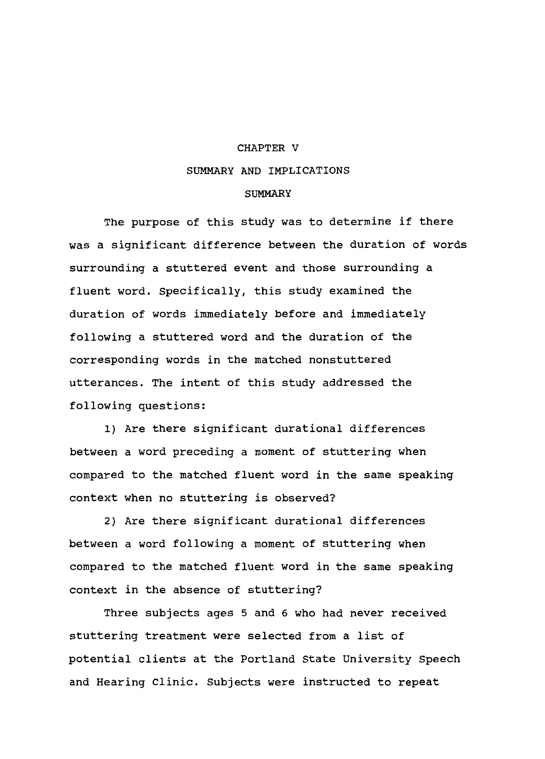# CHAPTER V

## SUMMARY AND IMPLICATIONS

### SUMMARY

The purpose of this study was to determine if there was a significant difference between the duration of words surrounding a stuttered event and those surrounding a fluent word. Specifically, this study examined the duration of words immediately before and immediately following a stuttered word and the duration of the corresponding words in the matched nonstuttered utterances. The intent of this study addressed the following questions:

1) Are there significant durational differences between a word preceding a moment of stuttering when compared to the matched fluent word in the same speaking context when no stuttering is observed?

2) Are there significant durational differences between a word following a moment of stuttering when compared to the matched fluent word in the same speaking context in the absence of stuttering?

Three subjects ages 5 and 6 who had never received stuttering treatment were selected from a list of potential clients at the Portland State University Speech and Hearing Clinic. Subjects were instructed to repeat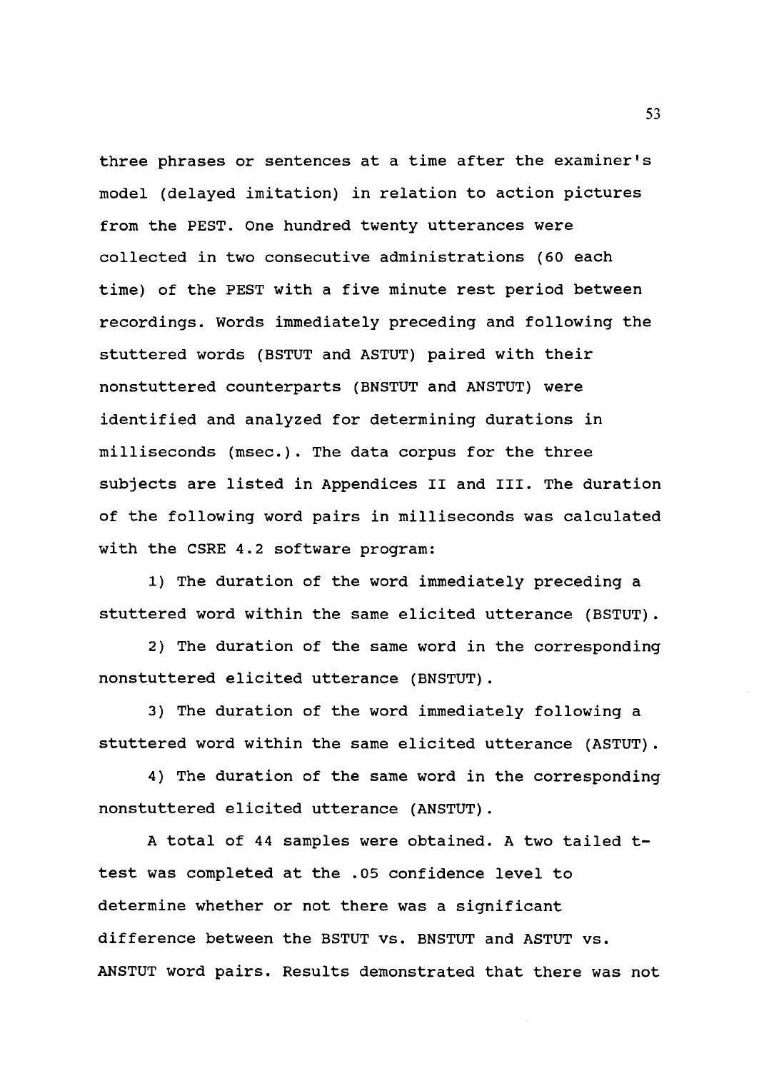three phrases or sentences at a time after the examiner's model (delayed imitation) in relation to action pictures from the PEST. One hundred twenty utterances were collected in two consecutive administrations (60 each time) of the PEST with a five minute rest period between recordings. Words immediately preceding and following the stuttered words (BSTUT and ASTUT) paired with their nonstuttered counterparts (BNSTUT and ANSTUT) were identified and analyzed for determining durations in milliseconds (msec.). The data corpus for the three subjects are listed in Appendices II and III. The duration of the following word pairs in milliseconds was calculated with the CSRE 4.2 software program:

1) The duration of the word immediately preceding a stuttered word within the same elicited utterance (BSTUT).

2) The duration of the same word in the corresponding nonstuttered elicited utterance (BNSTUT).

3) The duration of the word immediately following a stuttered word within the same elicited utterance (ASTUT).

4) The duration of the same word in the corresponding nonstuttered elicited utterance (ANSTUT).

A total of 44 samples were obtained. A two tailed t-test was completed at the .05 confidence level to determine whether or not there was a significant difference between the BSTUT vs. BNSTUT and ASTUT vs. ANSTUT word pairs. Results demonstrated that there was not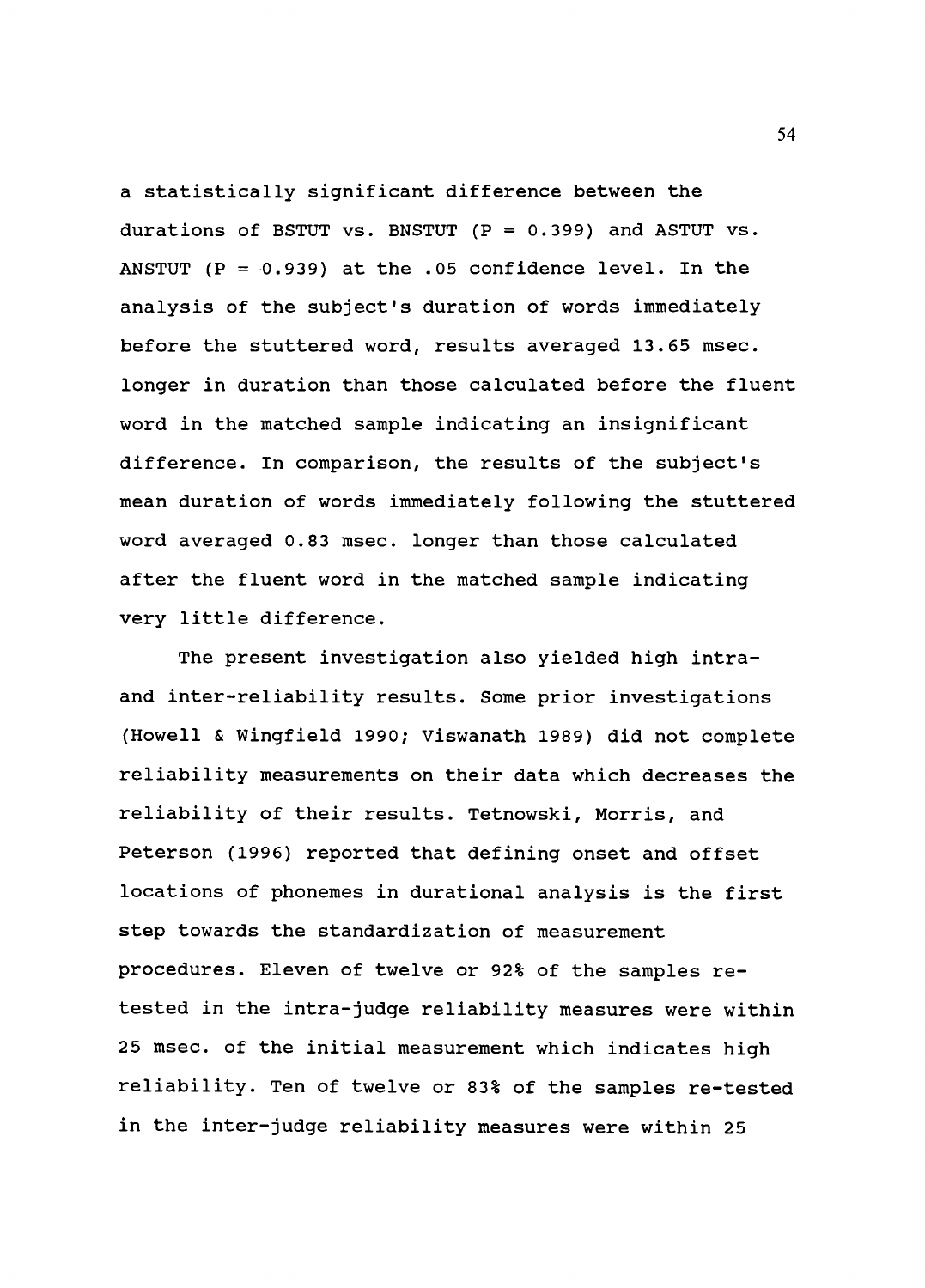a statistically significant difference between the durations of BSTUT vs. BNSTUT ($P = 0.399$) and ASTUT vs. ANSTUT ($P = 0.939$) at the .05 confidence level. In the analysis of the subject's duration of words immediately before the stuttered word, results averaged 13.65 msec. longer in duration than those calculated before the fluent word in the matched sample indicating an insignificant difference. In comparison, the results of the subject's mean duration of words immediately following the stuttered word averaged 0.83 msec. longer than those calculated after the fluent word in the matched sample indicating very little difference.

The present investigation also yielded high intra- and inter-reliability results. Some prior investigations (Howell & Wingfield 1990; Viswanath 1989) did not complete reliability measurements on their data which decreases the reliability of their results. Tetnowski, Morris, and Peterson (1996) reported that defining onset and offset locations of phonemes in durational analysis is the first step towards the standardization of measurement procedures. Eleven of twelve or 92% of the samples re-tested in the intra-judge reliability measures were within 25 msec. of the initial measurement which indicates high reliability. Ten of twelve or 83% of the samples re-tested in the inter-judge reliability measures were within 25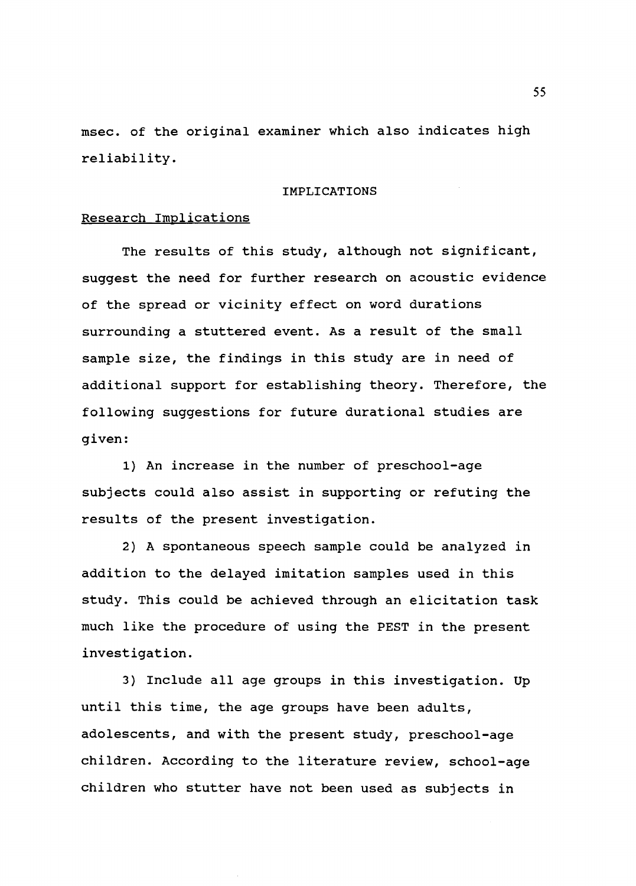msec. of the original examiner which also indicates high reliability.

## IMPLICATIONS

### Research Implications

The results of this study, although not significant, suggest the need for further research on acoustic evidence of the spread or vicinity effect on word durations surrounding a stuttered event. As a result of the small sample size, the findings in this study are in need of additional support for establishing theory. Therefore, the following suggestions for future durational studies are given:

1) An increase in the number of preschool-age subjects could also assist in supporting or refuting the results of the present investigation.

2) A spontaneous speech sample could be analyzed in addition to the delayed imitation samples used in this study. This could be achieved through an elicitation task much like the procedure of using the PEST in the present investigation.

3) Include all age groups in this investigation. Up until this time, the age groups have been adults, adolescents, and with the present study, preschool-age children. According to the literature review, school-age children who stutter have not been used as subjects in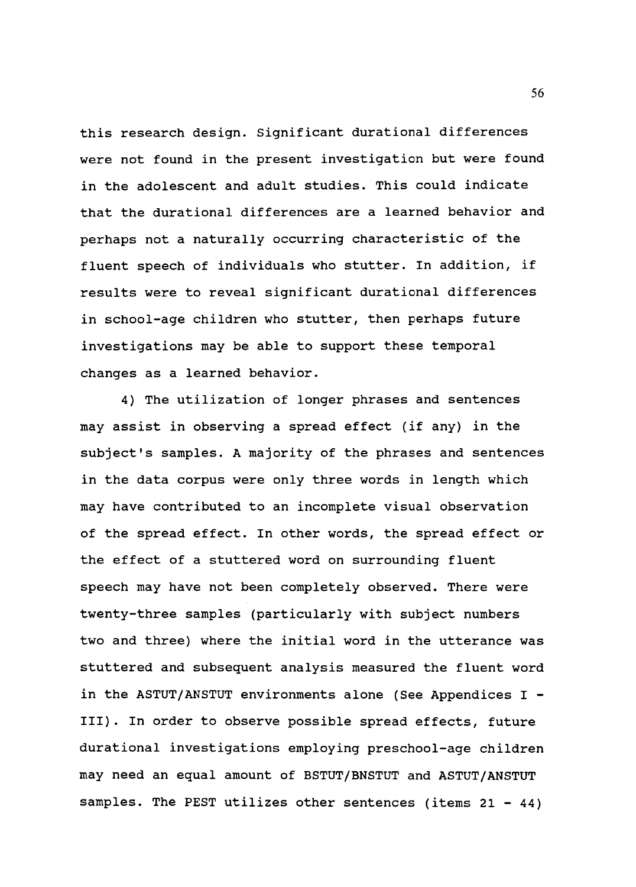this research design. Significant durational differences were not found in the present investigation but were found in the adolescent and adult studies. This could indicate that the durational differences are a learned behavior and perhaps not a naturally occurring characteristic of the fluent speech of individuals who stutter. In addition, if results were to reveal significant durational differences in school-age children who stutter, then perhaps future investigations may be able to support these temporal changes as a learned behavior.

4) The utilization of longer phrases and sentences may assist in observing a spread effect (if any) in the subject's samples. A majority of the phrases and sentences in the data corpus were only three words in length which may have contributed to an incomplete visual observation of the spread effect. In other words, the spread effect or the effect of a stuttered word on surrounding fluent speech may have not been completely observed. There were twenty-three samples (particularly with subject numbers two and three) where the initial word in the utterance was stuttered and subsequent analysis measured the fluent word in the ASTUT/ANSTUT environments alone (See Appendices I - III). In order to observe possible spread effects, future durational investigations employing preschool-age children may need an equal amount of BSTUT/BNSTUT and ASTUT/ANSTUT samples. The PEST utilizes other sentences (items 21 - 44)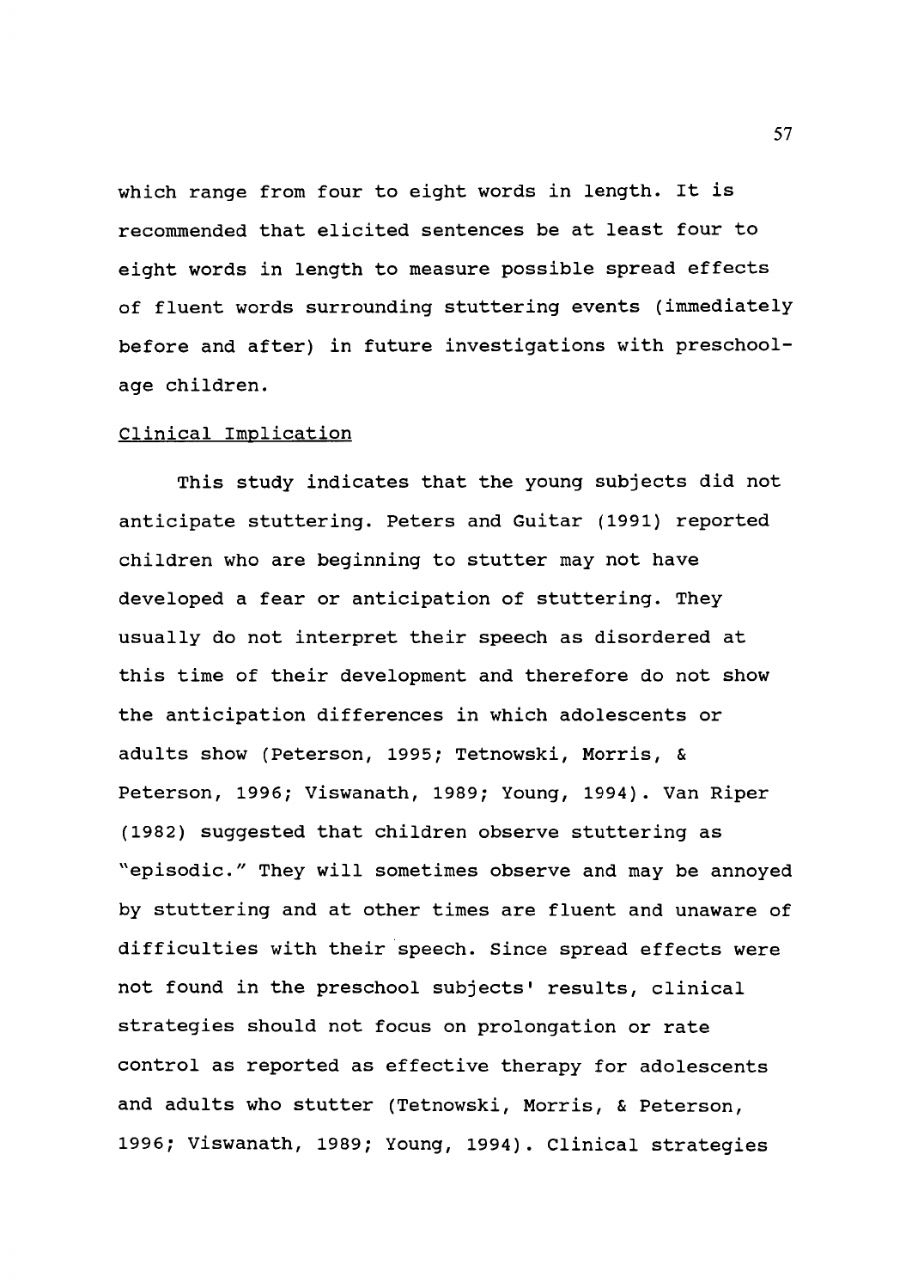which range from four to eight words in length. It is recommended that elicited sentences be at least four to eight words in length to measure possible spread effects of fluent words surrounding stuttering events (immediately before and after) in future investigations with preschool-age children.

### Clinical Implication

This study indicates that the young subjects did not anticipate stuttering. Peters and Guitar (1991) reported children who are beginning to stutter may not have developed a fear or anticipation of stuttering. They usually do not interpret their speech as disordered at this time of their development and therefore do not show the anticipation differences in which adolescents or adults show (Peterson, 1995; Tetnowski, Morris, & Peterson, 1996; Viswanath, 1989; Young, 1994). Van Riper (1982) suggested that children observe stuttering as "episodic." They will sometimes observe and may be annoyed by stuttering and at other times are fluent and unaware of difficulties with their speech. Since spread effects were not found in the preschool subjects' results, clinical strategies should not focus on prolongation or rate control as reported as effective therapy for adolescents and adults who stutter (Tetnowski, Morris, & Peterson, 1996; Viswanath, 1989; Young, 1994). Clinical strategies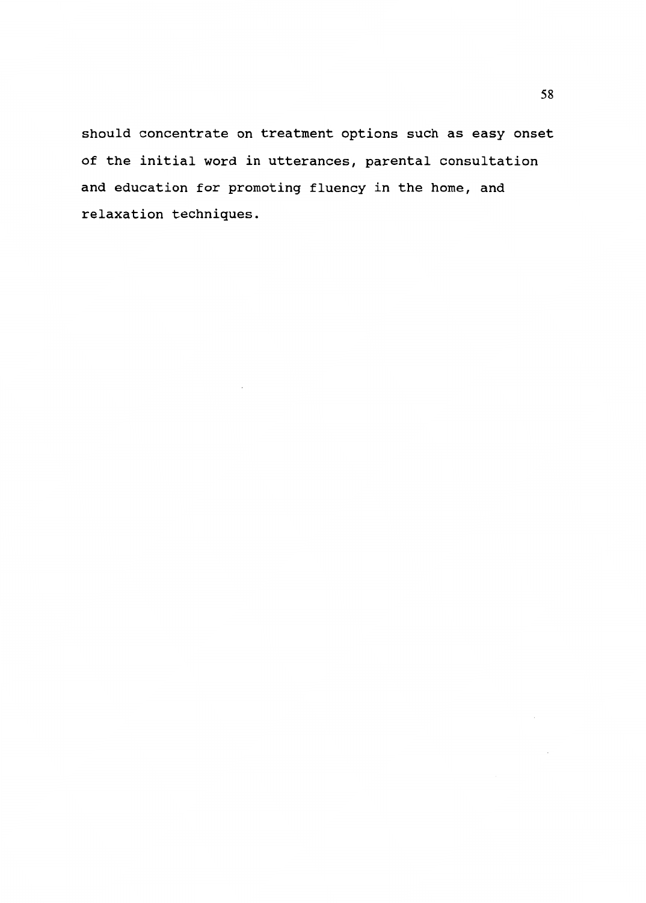should concentrate on treatment options such as easy onset of the initial word in utterances, parental consultation and education for promoting fluency in the home, and relaxation techniques.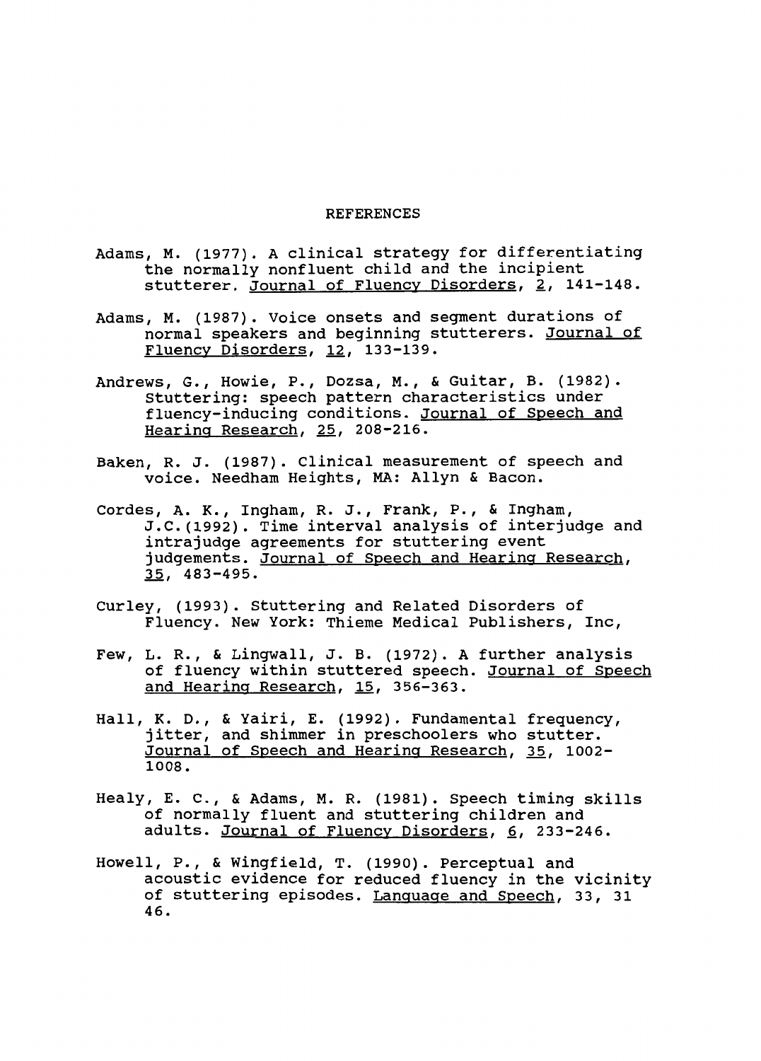# REFERENCES

Adams, M. (1977). A clinical strategy for differentiating the normally nonfluent child and the incipient stutterer. Journal of Fluency Disorders, 2, 141-148.

Adams, M. (1987). Voice onsets and segment durations of normal speakers and beginning stutterers. Journal of Fluency Disorders, 12, 133-139.

Andrews, G., Howie, P., Dozsa, M., & Guitar, B. (1982). Stuttering: speech pattern characteristics under fluency-inducing conditions. Journal of Speech and Hearing Research, 25, 208-216.

Baken, R. J. (1987). Clinical measurement of speech and voice. Needham Heights, MA: Allyn & Bacon.

Cordes, A. K., Ingham, R. J., Frank, P., & Ingham, J.C.(1992). Time interval analysis of interjudge and intrajudge agreements for stuttering event judgements. Journal of Speech and Hearing Research, 35, 483-495.

Curley, (1993). Stuttering and Related Disorders of Fluency. New York: Thieme Medical Publishers, Inc,

Few, L. R., & Lingwall, J. B. (1972). A further analysis of fluency within stuttered speech. Journal of Speech and Hearing Research, 15, 356-363.

Hall, K. D., & Yairi, E. (1992). Fundamental frequency, jitter, and shimmer in preschoolers who stutter. Journal of Speech and Hearing Research, 35, 1002-1008.

Healy, E. C., & Adams, M. R. (1981). Speech timing skills of normally fluent and stuttering children and adults. Journal of Fluency Disorders, 6, 233-246.

Howell, P., & Wingfield, T. (1990). Perceptual and acoustic evidence for reduced fluency in the vicinity of stuttering episodes. Language and Speech, 33, 31 46.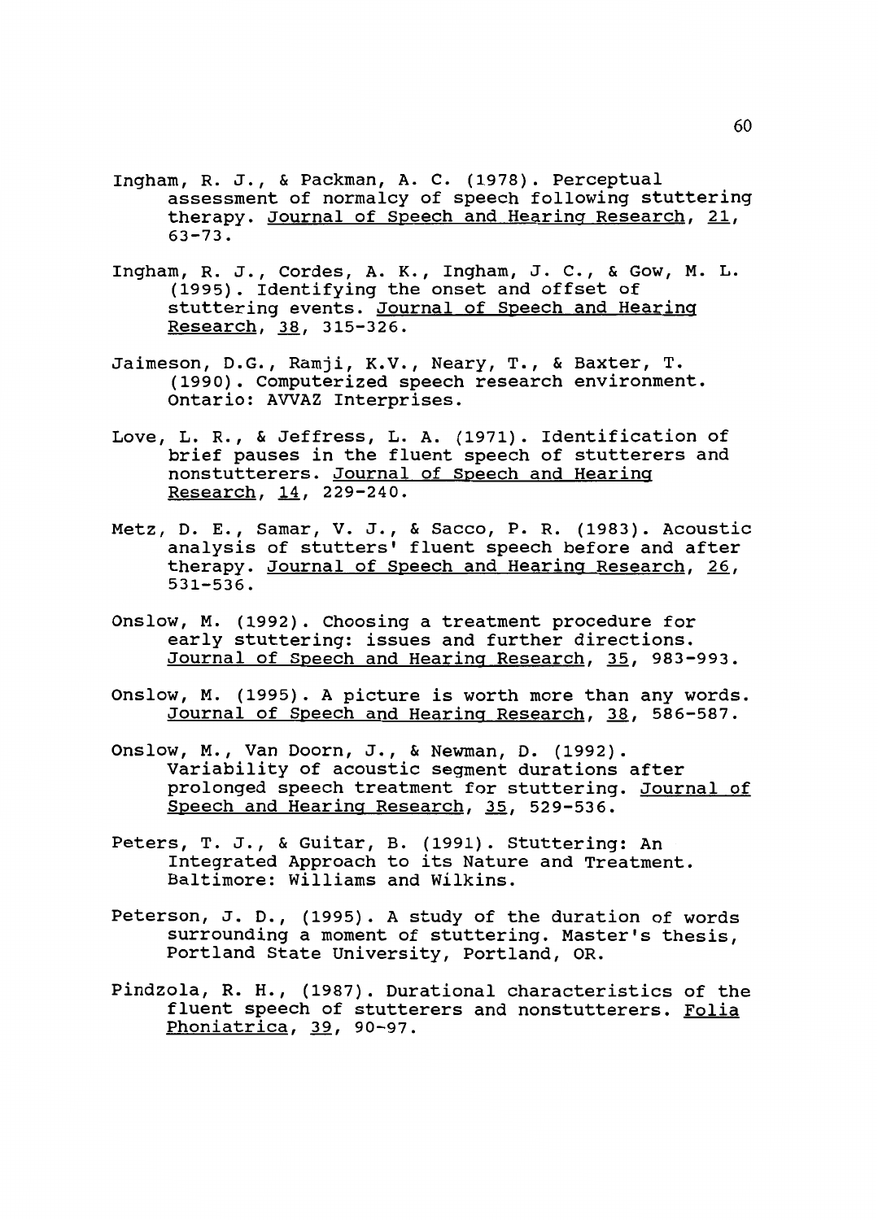Ingham, R. J., & Packman, A. C. (1978). Perceptual assessment of normalcy of speech following stuttering therapy. Journal of Speech and Hearing Research, 21, 63-73.

Ingham, R. J., Cordes, A. K., Ingham, J. C., & Gow, M. L. (1995). Identifying the onset and offset of stuttering events. Journal of Speech and Hearing Research, 38, 315-326.

Jaimeson, D.G., Ramji, K.V., Neary, T., & Baxter, T. (1990). Computerized speech research environment. Ontario: AVVAZ Interprises.

Love, L. R., & Jeffress, L. A. (1971). Identification of brief pauses in the fluent speech of stutterers and nonstutterers. Journal of Speech and Hearing Research, 14, 229-240.

Metz, D. E., Samar, V. J., & Sacco, P. R. (1983). Acoustic analysis of stutters' fluent speech before and after therapy. Journal of Speech and Hearing Research, 26, 531-536.

Onslow, M. (1992). Choosing a treatment procedure for early stuttering: issues and further directions. Journal of Speech and Hearing Research, 35, 983-993.

Onslow, M. (1995). A picture is worth more than any words. Journal of Speech and Hearing Research, 38, 586-587.

Onslow, M., Van Doorn, J., & Newman, D. (1992). Variability of acoustic segment durations after prolonged speech treatment for stuttering. Journal of Speech and Hearing Research, 35, 529-536.

Peters, T. J., & Guitar, B. (1991). Stuttering: An Integrated Approach to its Nature and Treatment. Baltimore: Williams and Wilkins.

Peterson, J. D., (1995). A study of the duration of words surrounding a moment of stuttering. Master's thesis, Portland State University, Portland, OR.

Pindzola, R. H., (1987). Durational characteristics of the fluent speech of stutterers and nonstutterers. Folia Phoniatrica, 39, 90-97.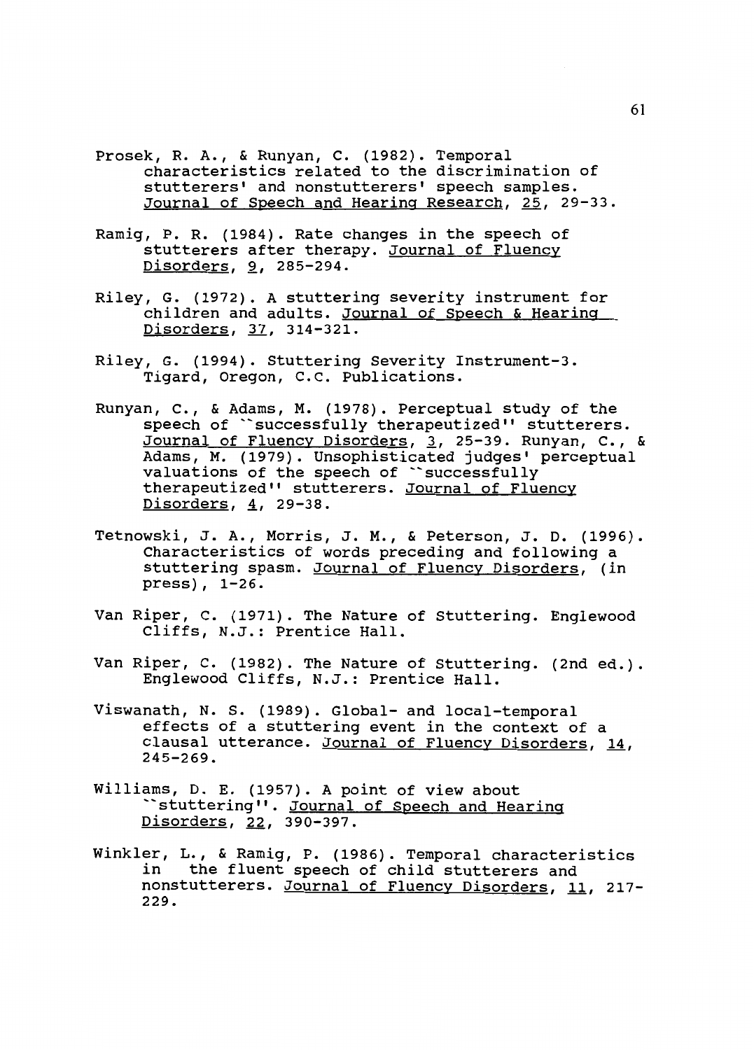Prosek, R. A., & Runyan, C. (1982). Temporal characteristics related to the discrimination of stutterers' and nonstutterers' speech samples. Journal of Speech and Hearing Research, 25, 29-33.

Ramig, P. R. (1984). Rate changes in the speech of stutterers after therapy. Journal of Fluency Disorders, 9, 285-294.

Riley, G. (1972). A stuttering severity instrument for children and adults. Journal of Speech & Hearing Disorders, 37, 314-321.

Riley, G. (1994). Stuttering Severity Instrument-3. Tigard, Oregon, C.C. Publications.

Runyan, C., & Adams, M. (1978). Perceptual study of the speech of ``successfully therapeutized'' stutterers. Journal of Fluency Disorders, 3, 25-39. Runyan, C., & Adams, M. (1979). Unsophisticated judges' perceptual valuations of the speech of ``successfully therapeutized'' stutterers. Journal of Fluency Disorders, 4, 29-38.

Tetnowski, J. A., Morris, J. M., & Peterson, J. D. (1996). Characteristics of words preceding and following a stuttering spasm. Journal of Fluency Disorders, (in press), 1-26.

Van Riper, C. (1971). The Nature of Stuttering. Englewood Cliffs, N.J.: Prentice Hall.

Van Riper, C. (1982). The Nature of Stuttering. (2nd ed.). Englewood Cliffs, N.J.: Prentice Hall.

Viswanath, N. S. (1989). Global- and local-temporal effects of a stuttering event in the context of a clausal utterance. Journal of Fluency Disorders, 14, 245-269.

Williams, D. E. (1957). A point of view about ``stuttering''. Journal of Speech and Hearing Disorders, 22, 390-397.

Winkler, L., & Ramig, P. (1986). Temporal characteristics in the fluent speech of child stutterers and nonstutterers. Journal of Fluency Disorders, 11, 217-229.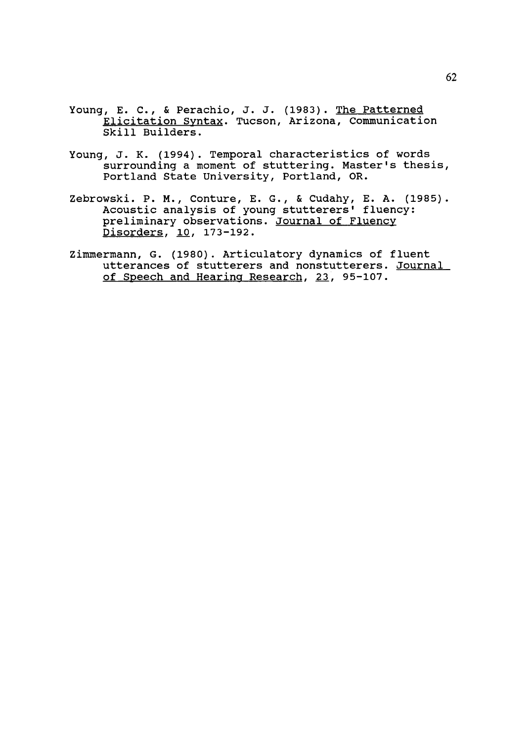Young, E. C., & Perachio, J. J. (1983). The Patterned Elicitation Syntax. Tucson, Arizona, Communication Skill Builders.

Young, J. K. (1994). Temporal characteristics of words surrounding a moment of stuttering. Master's thesis, Portland State University, Portland, OR.

Zebrowski. P. M., Conture, E. G., & Cudahy, E. A. (1985). Acoustic analysis of young stutterers' fluency: preliminary observations. Journal of Fluency Disorders, 10, 173-192.

Zimmermann, G. (1980). Articulatory dynamics of fluent utterances of stutterers and nonstutterers. Journal of Speech and Hearing Research, 23, 95-107.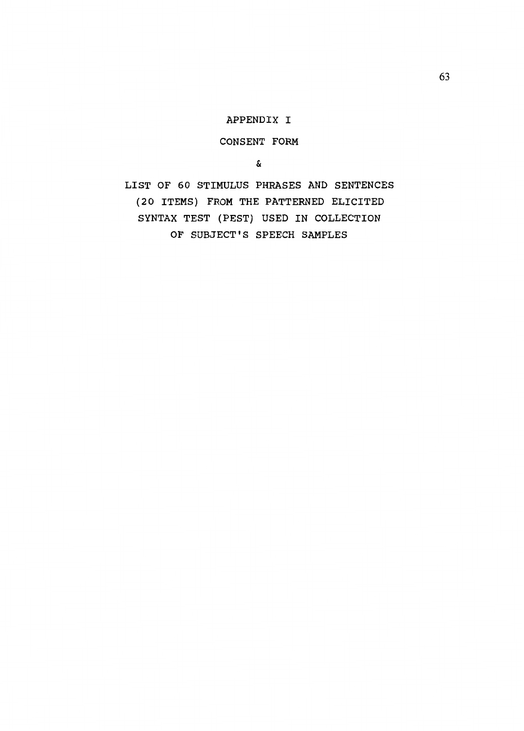# APPENDIX I

## CONSENT FORM

&

## LIST OF 60 STIMULUS PHRASES AND SENTENCES (20 ITEMS) FROM THE PATTERNED ELICITED SYNTAX TEST (PEST) USED IN COLLECTION OF SUBJECT'S SPEECH SAMPLES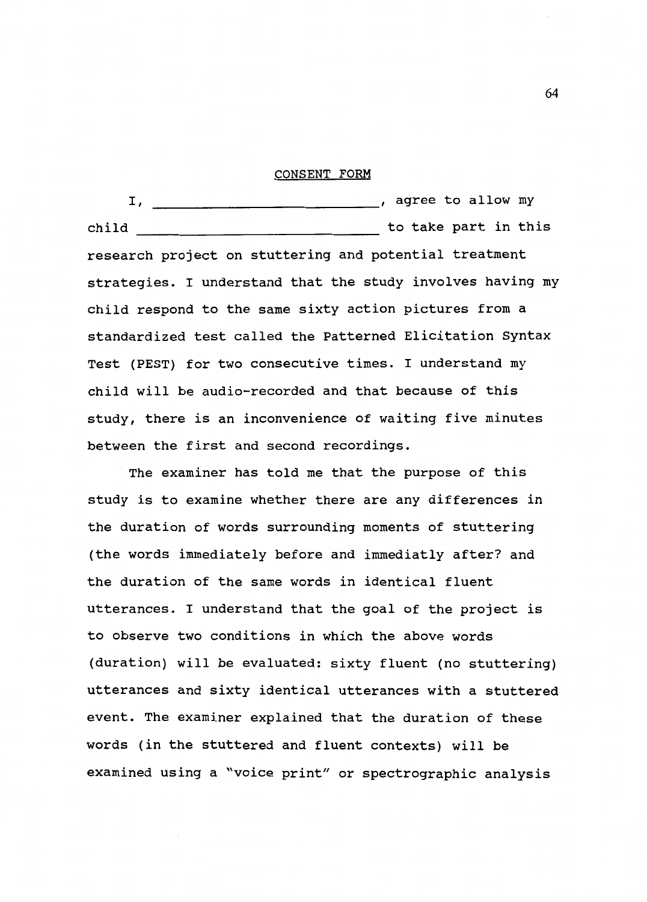## CONSENT FORM

I, ____________________________, agree to allow my child ____________________________ to take part in this research project on stuttering and potential treatment strategies. I understand that the study involves having my child respond to the same sixty action pictures from a standardized test called the Patterned Elicitation Syntax Test (PEST) for two consecutive times. I understand my child will be audio-recorded and that because of this study, there is an inconvenience of waiting five minutes between the first and second recordings.

The examiner has told me that the purpose of this study is to examine whether there are any differences in the duration of words surrounding moments of stuttering (the words immediately before and immediatly after? and the duration of the same words in identical fluent utterances. I understand that the goal of the project is to observe two conditions in which the above words (duration) will be evaluated: sixty fluent (no stuttering) utterances and sixty identical utterances with a stuttered event. The examiner explained that the duration of these words (in the stuttered and fluent contexts) will be examined using a "voice print" or spectrographic analysis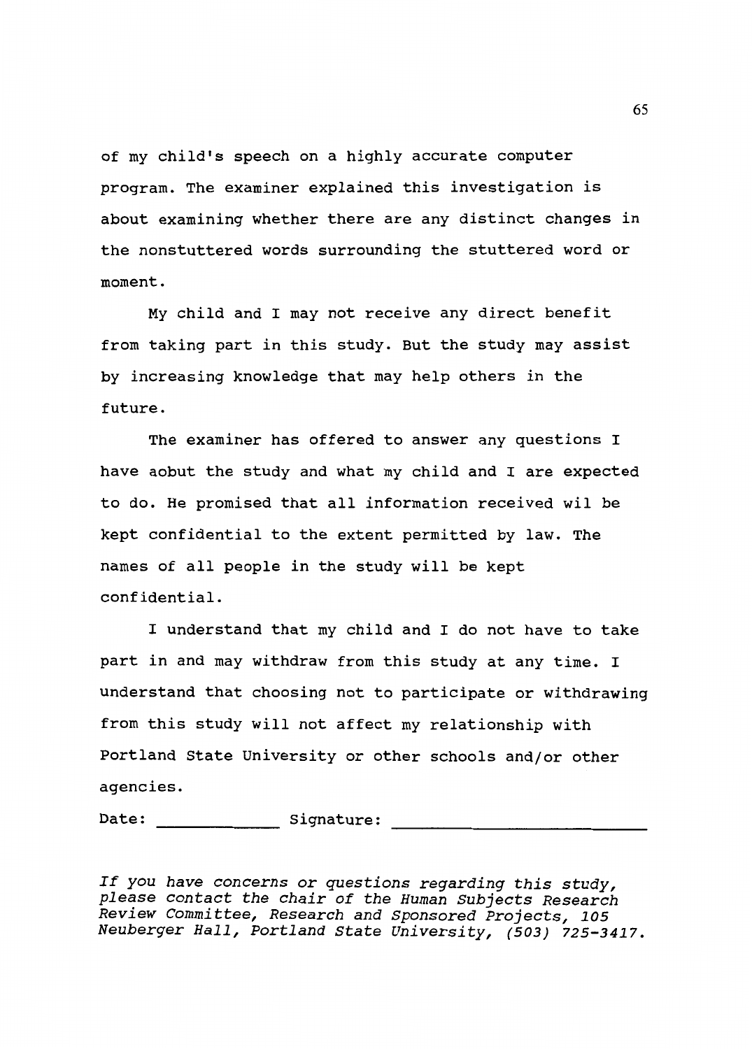of my child's speech on a highly accurate computer program. The examiner explained this investigation is about examining whether there are any distinct changes in the nonstuttered words surrounding the stuttered word or moment.

My child and I may not receive any direct benefit from taking part in this study. But the study may assist by increasing knowledge that may help others in the future.

The examiner has offered to answer any questions I have aobut the study and what my child and I are expected to do. He promised that all information received wil be kept confidential to the extent permitted by law. The names of all people in the study will be kept confidential.

I understand that my child and I do not have to take part in and may withdraw from this study at any time. I understand that choosing not to participate or withdrawing from this study will not affect my relationship with Portland State University or other schools and/or other agencies.

Date: ____________ Signature: ________________________

*If you have concerns or questions regarding this study, please contact the chair of the Human Subjects Research Review Committee, Research and Sponsored Projects, 105 Neuberger Hall, Portland State University, (503) 725-3417.*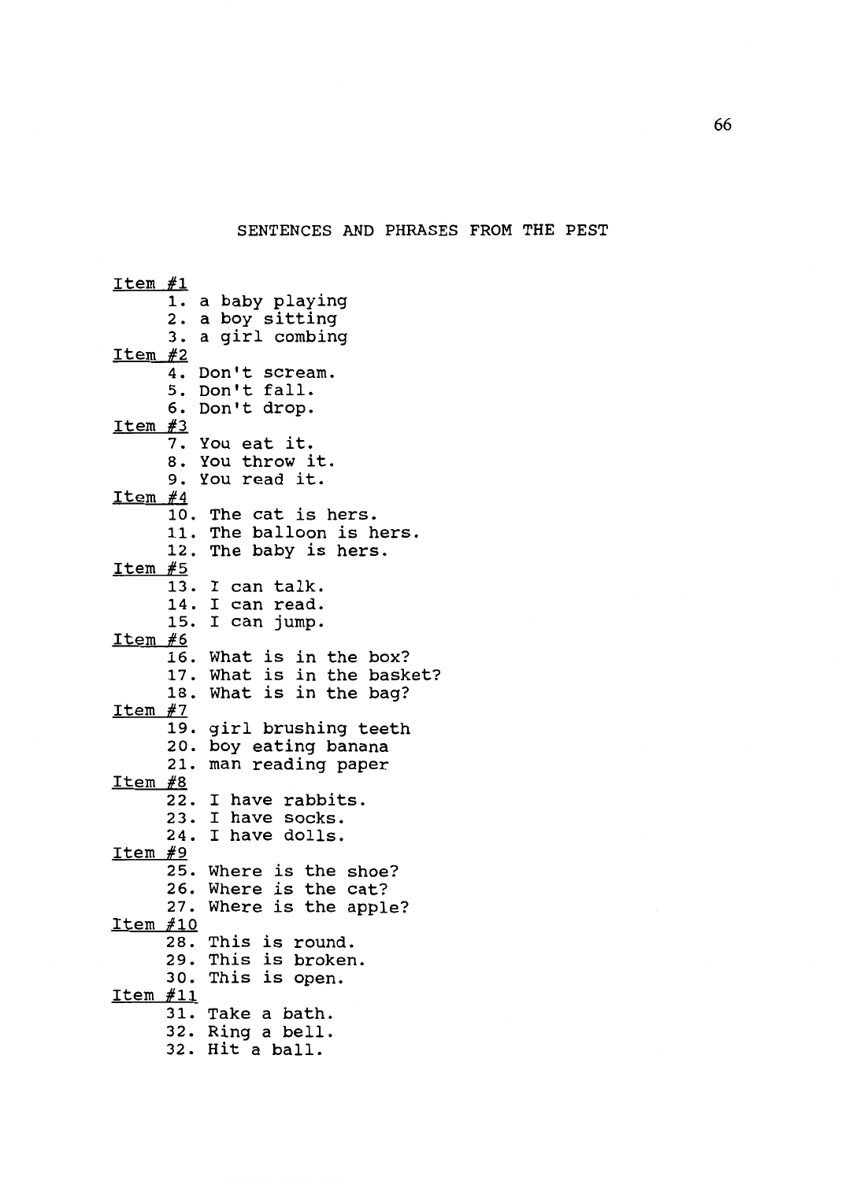## SENTENCES AND PHRASES FROM THE PEST

Item #1

1. a baby playing
2. a boy sitting
3. a girl combing

Item #2

4. Don't scream.
5. Don't fall.
6. Don't drop.

Item #3

7. You eat it.
8. You throw it.
9. You read it.

Item #4

10. The cat is hers.
11. The balloon is hers.
12. The baby is hers.

Item #5

13. I can talk.
14. I can read.
15. I can jump.

Item #6

16. What is in the box?
17. What is in the basket?
18. What is in the bag?

Item #7

19. girl brushing teeth
20. boy eating banana
21. man reading paper

Item #8

22. I have rabbits.
23. I have socks.
24. I have dolls.

Item #9

25. Where is the shoe?
26. Where is the cat?
27. Where is the apple?

Item #10

28. This is round.
29. This is broken.
30. This is open.

Item #11

31. Take a bath.
32. Ring a bell.
32. Hit a ball.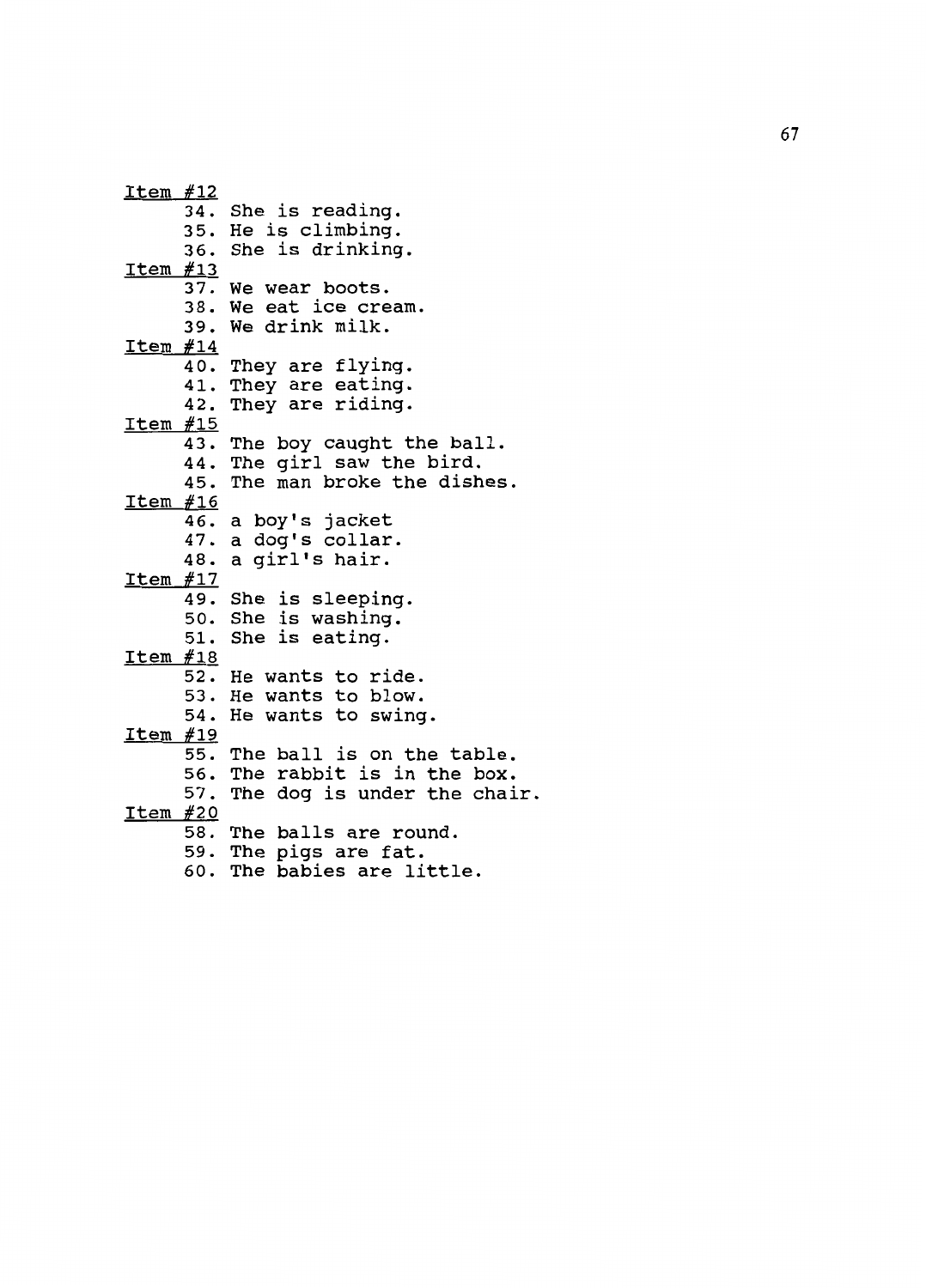Item #12

34. She is reading.
35. He is climbing.
36. She is drinking.

Item #13

37. We wear boots.
38. We eat ice cream.
39. We drink milk.

Item #14

40. They are flying.
41. They are eating.
42. They are riding.

Item #15

43. The boy caught the ball.
44. The girl saw the bird.
45. The man broke the dishes.

Item #16

46. a boy's jacket
47. a dog's collar.
48. a girl's hair.

Item #17

49. She is sleeping.
50. She is washing.
51. She is eating.

Item #18

52. He wants to ride.
53. He wants to blow.
54. He wants to swing.

Item #19

55. The ball is on the table.
56. The rabbit is in the box.
57. The dog is under the chair.

Item #20

58. The balls are round.
59. The pigs are fat.
60. The babies are little.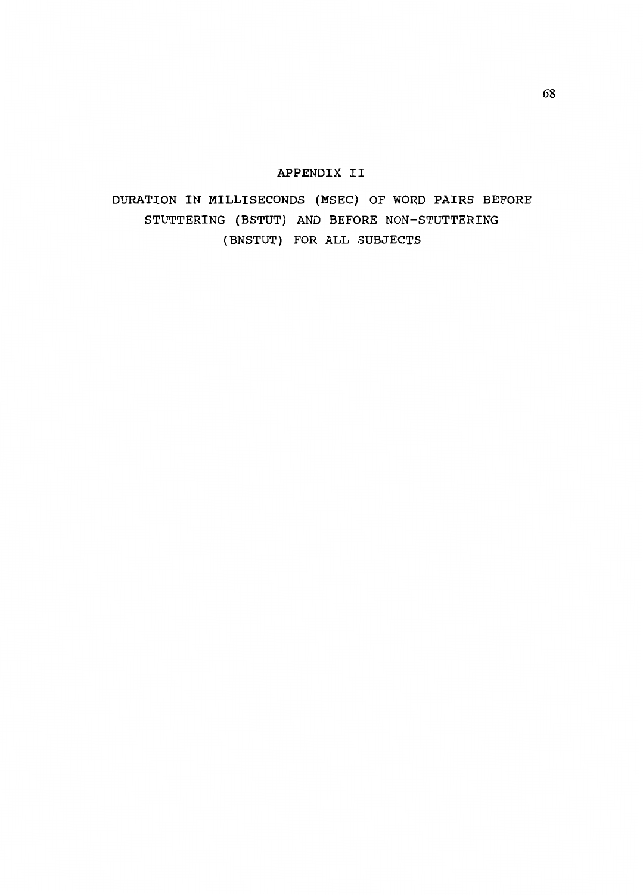# APPENDIX II

## DURATION IN MILLISECONDS (MSEC) OF WORD PAIRS BEFORE STUTTERING (BSTUT) AND BEFORE NON-STUTTERING (BNSTUT) FOR ALL SUBJECTS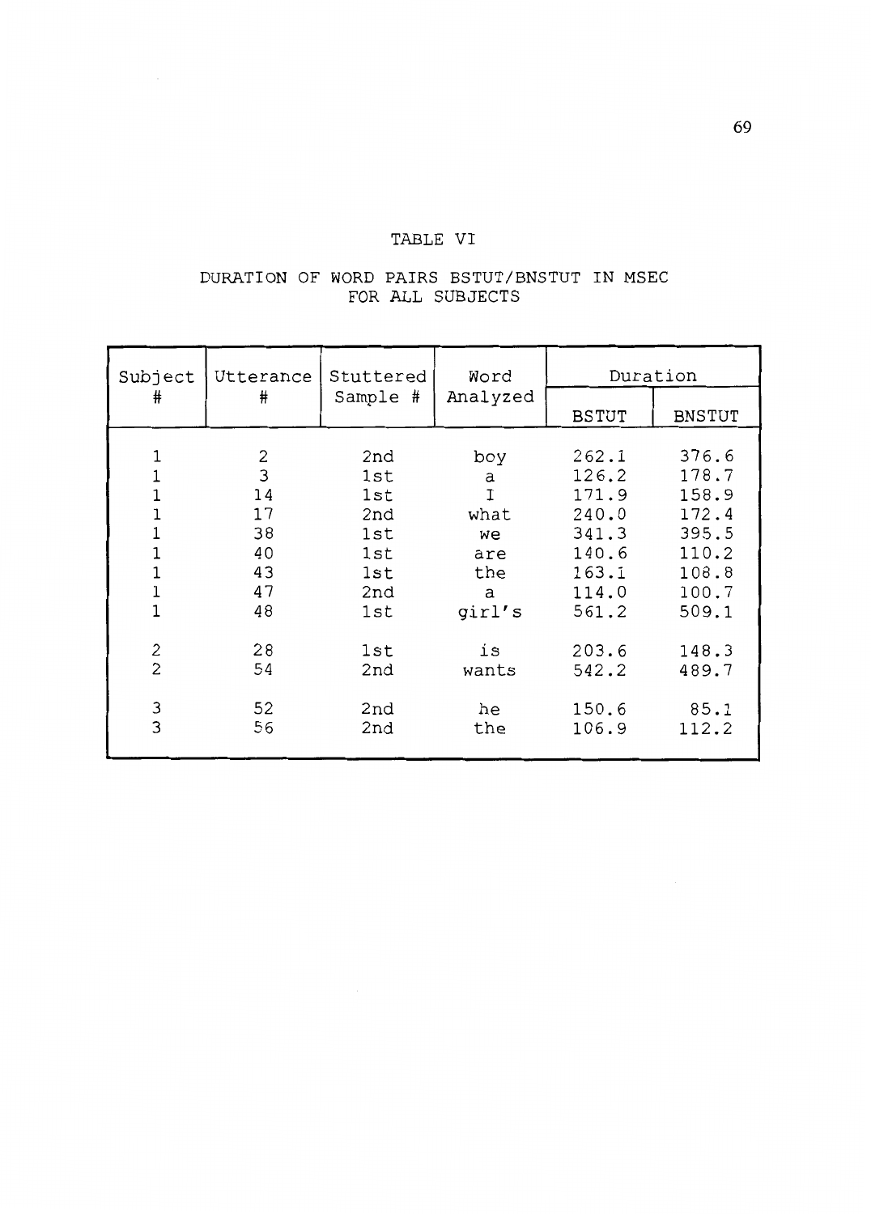# TABLE VI

## DURATION OF WORD PAIRS BSTUT/BNSTUT IN MSEC FOR ALL SUBJECTS

| Subject # | Utterance # | Stuttered Sample # | Word Analyzed | Duration | |
|---|---|---|---|---|---|
| | | | | BSTUT | BNSTUT |
| 1 | 2 | 2nd | boy | 262.1 | 376.6 |
| 1 | 3 | 1st | a | 126.2 | 178.7 |
| 1 | 14 | 1st | I | 171.9 | 158.9 |
| 1 | 17 | 2nd | what | 240.0 | 172.4 |
| 1 | 38 | 1st | we | 341.3 | 395.5 |
| 1 | 40 | 1st | are | 140.6 | 110.2 |
| 1 | 43 | 1st | the | 163.1 | 108.8 |
| 1 | 47 | 2nd | a | 114.0 | 100.7 |
| 1 | 48 | 1st | girl's | 561.2 | 509.1 |
| 2 | 28 | 1st | is | 203.6 | 148.3 |
| 2 | 54 | 2nd | wants | 542.2 | 489.7 |
| 3 | 52 | 2nd | he | 150.6 | 85.1 |
| 3 | 56 | 2nd | the | 106.9 | 112.2 |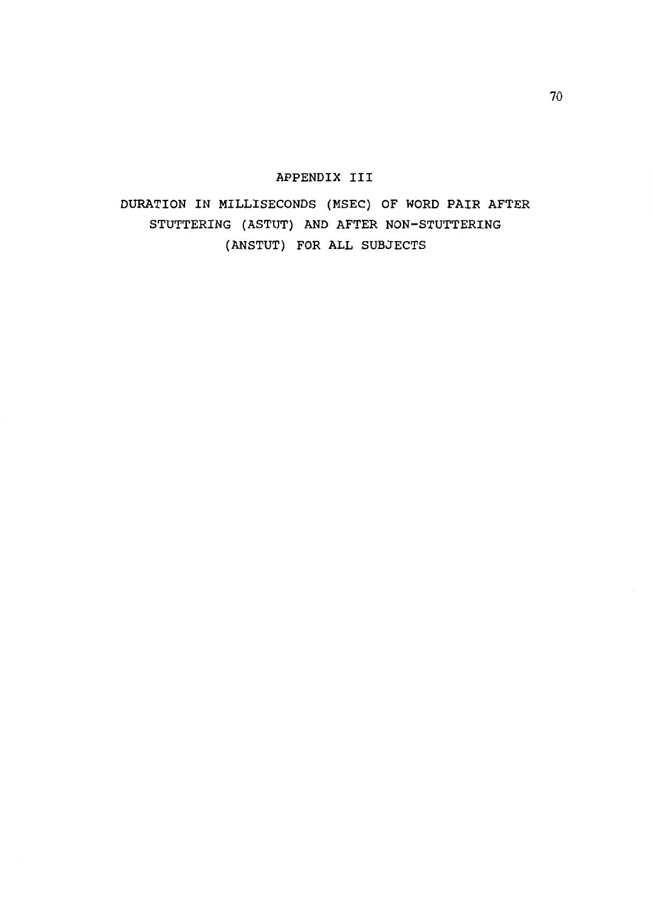# APPENDIX III

## DURATION IN MILLISECONDS (MSEC) OF WORD PAIR AFTER STUTTERING (ASTUT) AND AFTER NON-STUTTERING (ANSTUT) FOR ALL SUBJECTS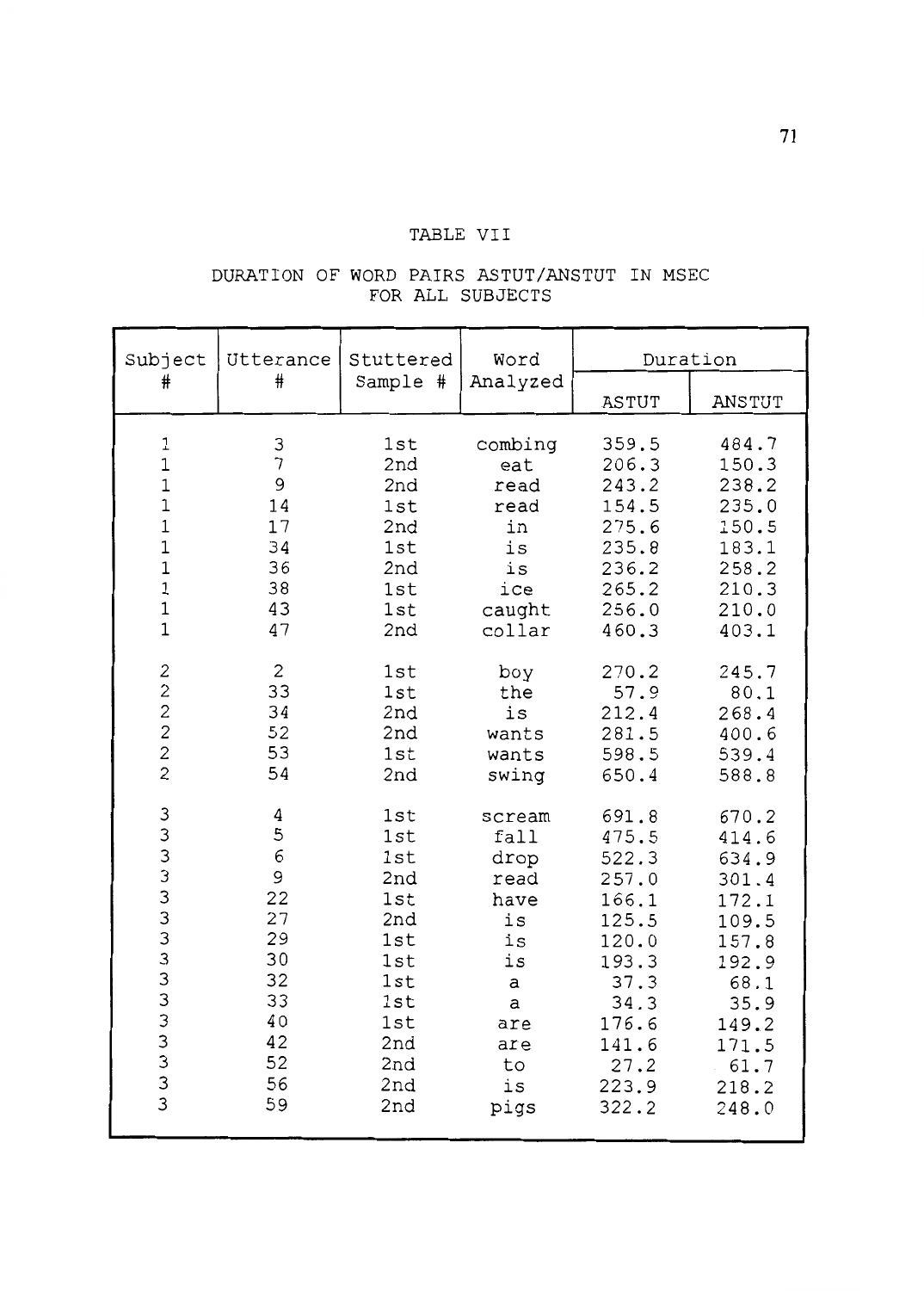TABLE VII

DURATION OF WORD PAIRS ASTUT/ANSTUT IN MSEC FOR ALL SUBJECTS

| Subject # | Utterance # | Stuttered Sample # | Word Analyzed | Duration | |
|---|---|---|---|---|---|
| | | | | ASTUT | ANSTUT |
| 1 | 3 | 1st | combing | 359.5 | 484.7 |
| 1 | 7 | 2nd | eat | 206.3 | 150.3 |
| 1 | 9 | 2nd | read | 243.2 | 238.2 |
| 1 | 14 | 1st | read | 154.5 | 235.0 |
| 1 | 17 | 2nd | in | 275.6 | 150.5 |
| 1 | 34 | 1st | is | 235.8 | 183.1 |
| 1 | 36 | 2nd | is | 236.2 | 258.2 |
| 1 | 38 | 1st | ice | 265.2 | 210.3 |
| 1 | 43 | 1st | caught | 256.0 | 210.0 |
| 1 | 47 | 2nd | collar | 460.3 | 403.1 |
| 2 | 2 | 1st | boy | 270.2 | 245.7 |
| 2 | 33 | 1st | the | 57.9 | 80.1 |
| 2 | 34 | 2nd | is | 212.4 | 268.4 |
| 2 | 52 | 2nd | wants | 281.5 | 400.6 |
| 2 | 53 | 1st | wants | 598.5 | 539.4 |
| 2 | 54 | 2nd | swing | 650.4 | 588.8 |
| 3 | 4 | 1st | scream | 691.8 | 670.2 |
| 3 | 5 | 1st | fall | 475.5 | 414.6 |
| 3 | 6 | 1st | drop | 522.3 | 634.9 |
| 3 | 9 | 2nd | read | 257.0 | 301.4 |
| 3 | 22 | 1st | have | 166.1 | 172.1 |
| 3 | 27 | 2nd | is | 125.5 | 109.5 |
| 3 | 29 | 1st | is | 120.0 | 157.8 |
| 3 | 30 | 1st | is | 193.3 | 192.9 |
| 3 | 32 | 1st | a | 37.3 | 68.1 |
| 3 | 33 | 1st | a | 34.3 | 35.9 |
| 3 | 40 | 1st | are | 176.6 | 149.2 |
| 3 | 42 | 2nd | are | 141.6 | 171.5 |
| 3 | 52 | 2nd | to | 27.2 | 61.7 |
| 3 | 56 | 2nd | is | 223.9 | 218.2 |
| 3 | 59 | 2nd | pigs | 322.2 | 248.0 |